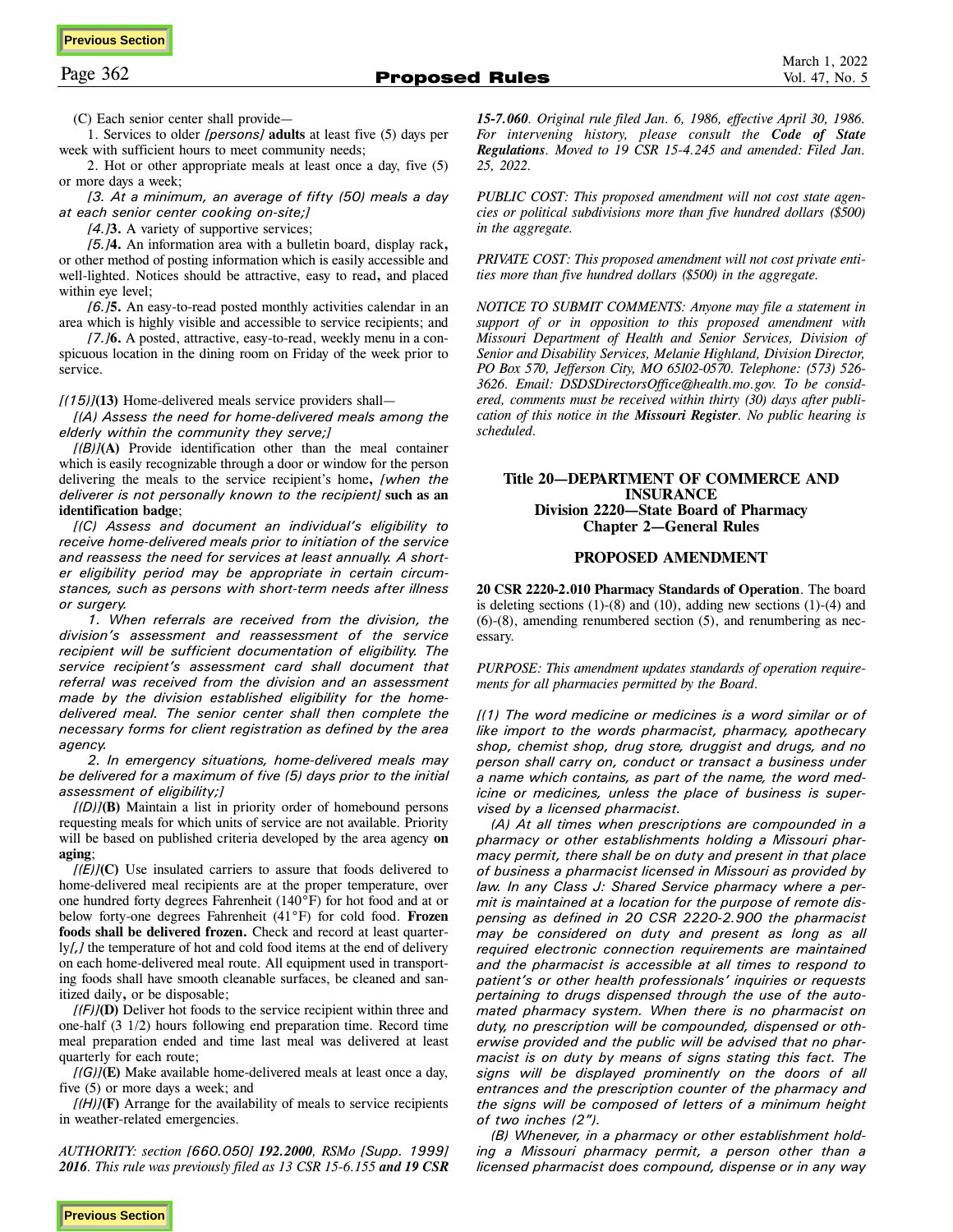(C) Each senior center shall provide—

1. Services to older *[persons]* **adults** at least five (5) days per week with sufficient hours to meet community needs;

2. Hot or other appropriate meals at least once a day, five (5) or more days a week;

*[3. At a minimum, an average of fifty (50) meals a day at each senior center cooking on-site;]*

*[4.]***3.** A variety of supportive services;

*[5.]***4.** An information area with a bulletin board, display rack**,** or other method of posting information which is easily accessible and well-lighted. Notices should be attractive, easy to read**,** and placed within eye level;

*[6.]***5.** An easy-to-read posted monthly activities calendar in an area which is highly visible and accessible to service recipients; and

*[7.]***6.** A posted, attractive, easy-to-read, weekly menu in a conspicuous location in the dining room on Friday of the week prior to service.

*[(15)]***(13)** Home-delivered meals service providers shall—

*[(A) Assess the need for home-delivered meals among the elderly within the community they serve;]*

*[(B)]***(A)** Provide identification other than the meal container which is easily recognizable through a door or window for the person delivering the meals to the service recipient's home**,** *[when the deliverer is not personally known to the recipient]* **such as an identification badge**;

*[(C) Assess and document an individual's eligibility to receive home-delivered meals prior to initiation of the service and reassess the need for services at least annually. A shorter eligibility period may be appropriate in certain circumstances, such as persons with short-term needs after illness or surgery.*

*1. When referrals are received from the division, the division's assessment and reassessment of the service recipient will be sufficient documentation of eligibility. The service recipient's assessment card shall document that referral was received from the division and an assessment made by the division established eligibility for the home-delivered meal. The senior center shall then complete the necessary forms for client registration as defined by the area agency.*

*2. In emergency situations, home-delivered meals may be delivered for a maximum of five (5) days prior to the initial assessment of eligibility;]*

*[(D)]***(B)** Maintain a list in priority order of homebound persons requesting meals for which units of service are not available. Priority will be based on published criteria developed by the area agency **on aging**;

*[(E)]***(C)** Use insulated carriers to assure that foods delivered to home-delivered meal recipients are at the proper temperature, over one hundred forty degrees Fahrenheit (140°F) for hot food and at or below forty-one degrees Fahrenheit (41°F) for cold food. **Frozen foods shall be delivered frozen.** Check and record at least quarterly*[,]* the temperature of hot and cold food items at the end of delivery on each home-delivered meal route. All equipment used in transporting foods shall have smooth cleanable surfaces, be cleaned and sanitized daily**,** or be disposable;

*[(F)]***(D)** Deliver hot foods to the service recipient within three and one-half (3 1/2) hours following end preparation time. Record time meal preparation ended and time last meal was delivered at least quarterly for each route;

*[(G)]***(E)** Make available home-delivered meals at least once a day, five (5) or more days a week; and

*[(H)]***(F)** Arrange for the availability of meals to service recipients in weather-related emergencies.

*AUTHORITY: section [660.050]* ***192.2000****, RSMo [Supp. 1999]* ***2016****. This rule was previously filed as 13 CSR 15-6.155* ***and 19 CSR 15-7.060****. Original rule filed Jan. 6, 1986, effective April 30, 1986. For intervening history, please consult the* ***Code of State Regulations****. Moved to 19 CSR 15-4.245 and amended: Filed Jan. 25, 2022.*

*PUBLIC COST: This proposed amendment will not cost state agencies or political subdivisions more than five hundred dollars ($500) in the aggregate.*

*PRIVATE COST: This proposed amendment will not cost private entities more than five hundred dollars ($500) in the aggregate.*

*NOTICE TO SUBMIT COMMENTS: Anyone may file a statement in support of or in opposition to this proposed amendment with Missouri Department of Health and Senior Services, Division of Senior and Disability Services, Melanie Highland, Division Director, PO Box 570, Jefferson City, MO 65102-0570. Telephone: (573) 526-3626. Email: DSDSDirectorsOffice@health.mo.gov. To be considered, comments must be received within thirty (30) days after publication of this notice in the* ***Missouri Register****. No public hearing is scheduled.*

## Title 20—DEPARTMENT OF COMMERCE AND INSURANCE
## Division 2220—State Board of Pharmacy
## Chapter 2—General Rules

### PROPOSED AMENDMENT

**20 CSR 2220-2.010 Pharmacy Standards of Operation**. The board is deleting sections (1)-(8) and (10), adding new sections (1)-(4) and (6)-(8), amending renumbered section (5), and renumbering as necessary.

*PURPOSE: This amendment updates standards of operation requirements for all pharmacies permitted by the Board.*

*[(1) The word medicine or medicines is a word similar or of like import to the words pharmacist, pharmacy, apothecary shop, chemist shop, drug store, druggist and drugs, and no person shall carry on, conduct or transact a business under a name which contains, as part of the name, the word medicine or medicines, unless the place of business is supervised by a licensed pharmacist.*

*(A) At all times when prescriptions are compounded in a pharmacy or other establishments holding a Missouri pharmacy permit, there shall be on duty and present in that place of business a pharmacist licensed in Missouri as provided by law. In any Class J: Shared Service pharmacy where a permit is maintained at a location for the purpose of remote dispensing as defined in 20 CSR 2220-2.900 the pharmacist may be considered on duty and present as long as all required electronic connection requirements are maintained and the pharmacist is accessible at all times to respond to patient's or other health professionals' inquiries or requests pertaining to drugs dispensed through the use of the automated pharmacy system. When there is no pharmacist on duty, no prescription will be compounded, dispensed or otherwise provided and the public will be advised that no pharmacist is on duty by means of signs stating this fact. The signs will be displayed prominently on the doors of all entrances and the prescription counter of the pharmacy and the signs will be composed of letters of a minimum height of two inches (2").*

*(B) Whenever, in a pharmacy or other establishment holding a Missouri pharmacy permit, a person other than a licensed pharmacist does compound, dispense or in any way*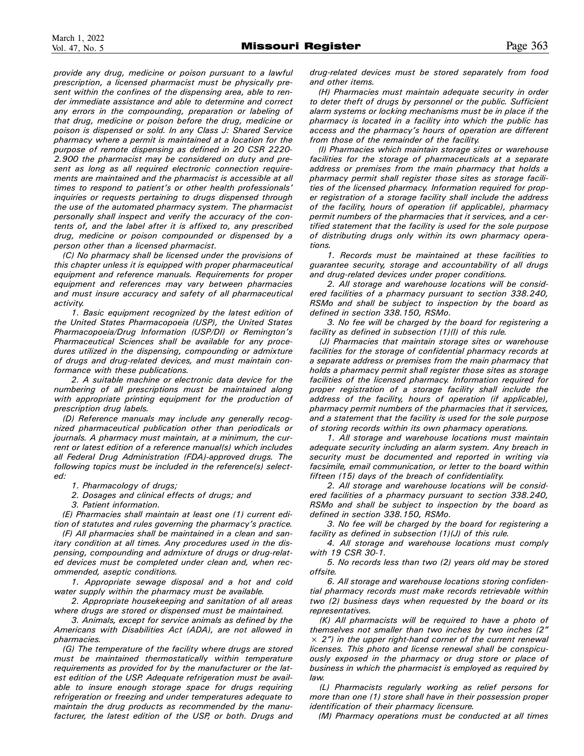*provide any drug, medicine or poison pursuant to a lawful prescription, a licensed pharmacist must be physically present within the confines of the dispensing area, able to render immediate assistance and able to determine and correct any errors in the compounding, preparation or labeling of that drug, medicine or poison before the drug, medicine or poison is dispensed or sold. In any Class J: Shared Service pharmacy where a permit is maintained at a location for the purpose of remote dispensing as defined in 20 CSR 2220-2.900 the pharmacist may be considered on duty and present as long as all required electronic connection requirements are maintained and the pharmacist is accessible at all times to respond to patient's or other health professionals' inquiries or requests pertaining to drugs dispensed through the use of the automated pharmacy system. The pharmacist personally shall inspect and verify the accuracy of the contents of, and the label after it is affixed to, any prescribed drug, medicine or poison compounded or dispensed by a person other than a licensed pharmacist.*

*(C) No pharmacy shall be licensed under the provisions of this chapter unless it is equipped with proper pharmaceutical equipment and reference manuals. Requirements for proper equipment and references may vary between pharmacies and must insure accuracy and safety of all pharmaceutical activity.*

*1. Basic equipment recognized by the latest edition of the United States Pharmacopoeia (USP), the United States Pharmacopoeia/Drug Information (USP/DI) or Remington's Pharmaceutical Sciences shall be available for any procedures utilized in the dispensing, compounding or admixture of drugs and drug-related devices, and must maintain conformance with these publications.*

*2. A suitable machine or electronic data device for the numbering of all prescriptions must be maintained along with appropriate printing equipment for the production of prescription drug labels.*

*(D) Reference manuals may include any generally recognized pharmaceutical publication other than periodicals or journals. A pharmacy must maintain, at a minimum, the current or latest edition of a reference manual(s) which includes all Federal Drug Administration (FDA)-approved drugs. The following topics must be included in the reference(s) selected:*

*1. Pharmacology of drugs;*

*2. Dosages and clinical effects of drugs; and*

*3. Patient information.*

*(E) Pharmacies shall maintain at least one (1) current edition of statutes and rules governing the pharmacy's practice.*

*(F) All pharmacies shall be maintained in a clean and sanitary condition at all times. Any procedures used in the dispensing, compounding and admixture of drugs or drug-related devices must be completed under clean and, when recommended, aseptic conditions.*

*1. Appropriate sewage disposal and a hot and cold water supply within the pharmacy must be available.*

*2. Appropriate housekeeping and sanitation of all areas where drugs are stored or dispensed must be maintained.*

*3. Animals, except for service animals as defined by the Americans with Disabilities Act (ADA), are not allowed in pharmacies.*

*(G) The temperature of the facility where drugs are stored must be maintained thermostatically within temperature requirements as provided for by the manufacturer or the latest edition of the USP. Adequate refrigeration must be available to insure enough storage space for drugs requiring refrigeration or freezing and under temperatures adequate to maintain the drug products as recommended by the manufacturer, the latest edition of the USP, or both. Drugs and drug-related devices must be stored separately from food and other items.*

*(H) Pharmacies must maintain adequate security in order to deter theft of drugs by personnel or the public. Sufficient alarm systems or locking mechanisms must be in place if the pharmacy is located in a facility into which the public has access and the pharmacy's hours of operation are different from those of the remainder of the facility.*

*(I) Pharmacies which maintain storage sites or warehouse facilities for the storage of pharmaceuticals at a separate address or premises from the main pharmacy that holds a pharmacy permit shall register those sites as storage facilities of the licensed pharmacy. Information required for proper registration of a storage facility shall include the address of the facility, hours of operation (if applicable), pharmacy permit numbers of the pharmacies that it services, and a certified statement that the facility is used for the sole purpose of distributing drugs only within its own pharmacy operations.*

*1. Records must be maintained at these facilities to guarantee security, storage and accountability of all drugs and drug-related devices under proper conditions.*

*2. All storage and warehouse locations will be considered facilities of a pharmacy pursuant to section 338.240, RSMo and shall be subject to inspection by the board as defined in section 338.150, RSMo.*

*3. No fee will be charged by the board for registering a facility as defined in subsection (1)(I) of this rule.*

*(J) Pharmacies that maintain storage sites or warehouse facilities for the storage of confidential pharmacy records at a separate address or premises from the main pharmacy that holds a pharmacy permit shall register those sites as storage facilities of the licensed pharmacy. Information required for proper registration of a storage facility shall include the address of the facility, hours of operation (if applicable), pharmacy permit numbers of the pharmacies that it services, and a statement that the facility is used for the sole purpose of storing records within its own pharmacy operations.*

*1. All storage and warehouse locations must maintain adequate security including an alarm system. Any breach in security must be documented and reported in writing via facsimile, email communication, or letter to the board within fifteen (15) days of the breach of confidentiality.*

*2. All storage and warehouse locations will be considered facilities of a pharmacy pursuant to section 338.240, RSMo and shall be subject to inspection by the board as defined in section 338.150, RSMo.*

*3. No fee will be charged by the board for registering a facility as defined in subsection (1)(J) of this rule.*

*4. All storage and warehouse locations must comply with 19 CSR 30-1.*

*5. No records less than two (2) years old may be stored offsite.*

*6. All storage and warehouse locations storing confidential pharmacy records must make records retrievable within two (2) business days when requested by the board or its representatives.*

*(K) All pharmacists will be required to have a photo of themselves not smaller than two inches by two inches (2" × 2") in the upper right-hand corner of the current renewal licenses. This photo and license renewal shall be conspicuously exposed in the pharmacy or drug store or place of business in which the pharmacist is employed as required by law.*

*(L) Pharmacists regularly working as relief persons for more than one (1) store shall have in their possession proper identification of their pharmacy licensure.*

*(M) Pharmacy operations must be conducted at all times*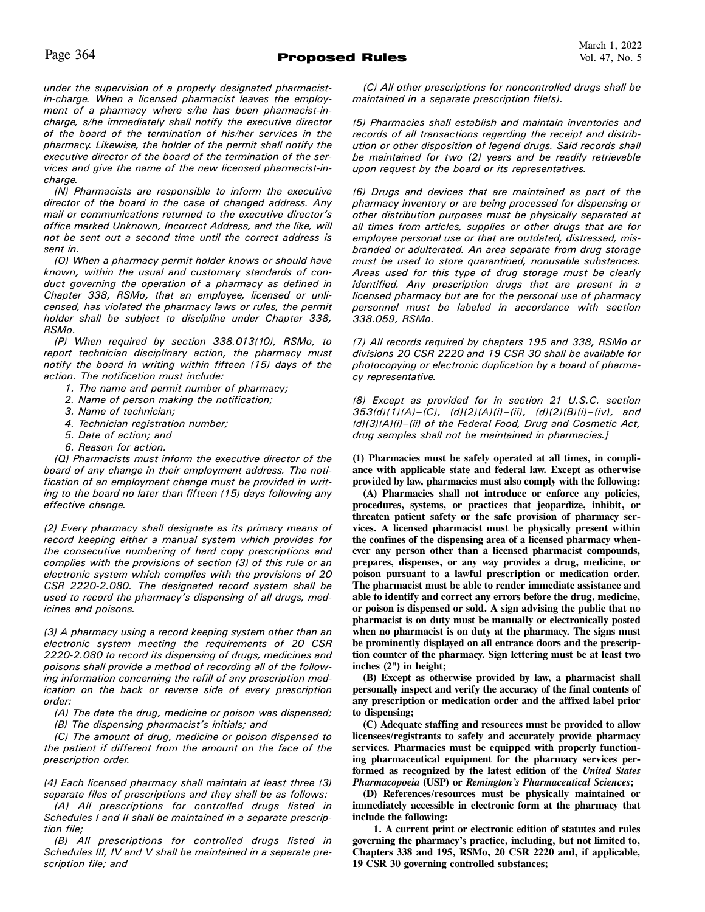*under the supervision of a properly designated pharmacist-in-charge. When a licensed pharmacist leaves the employment of a pharmacy where s/he has been pharmacist-in-charge, s/he immediately shall notify the executive director of the board of the termination of his/her services in the pharmacy. Likewise, the holder of the permit shall notify the executive director of the board of the termination of the services and give the name of the new licensed pharmacist-in-charge.*

*(N) Pharmacists are responsible to inform the executive director of the board in the case of changed address. Any mail or communications returned to the executive director's office marked Unknown, Incorrect Address, and the like, will not be sent out a second time until the correct address is sent in.*

*(O) When a pharmacy permit holder knows or should have known, within the usual and customary standards of conduct governing the operation of a pharmacy as defined in Chapter 338, RSMo, that an employee, licensed or unlicensed, has violated the pharmacy laws or rules, the permit holder shall be subject to discipline under Chapter 338, RSMo.*

*(P) When required by section 338.013(10), RSMo, to report technician disciplinary action, the pharmacy must notify the board in writing within fifteen (15) days of the action. The notification must include:*

*1. The name and permit number of pharmacy;*
*2. Name of person making the notification;*
*3. Name of technician;*
*4. Technician registration number;*
*5. Date of action; and*
*6. Reason for action.*

*(Q) Pharmacists must inform the executive director of the board of any change in their employment address. The notification of an employment change must be provided in writing to the board no later than fifteen (15) days following any effective change.*

*(2) Every pharmacy shall designate as its primary means of record keeping either a manual system which provides for the consecutive numbering of hard copy prescriptions and complies with the provisions of section (3) of this rule or an electronic system which complies with the provisions of 20 CSR 2220-2.080. The designated record system shall be used to record the pharmacy's dispensing of all drugs, medicines and poisons.*

*(3) A pharmacy using a record keeping system other than an electronic system meeting the requirements of 20 CSR 2220-2.080 to record its dispensing of drugs, medicines and poisons shall provide a method of recording all of the following information concerning the refill of any prescription medication on the back or reverse side of every prescription order:*

*(A) The date the drug, medicine or poison was dispensed;*
*(B) The dispensing pharmacist's initials; and*
*(C) The amount of drug, medicine or poison dispensed to the patient if different from the amount on the face of the prescription order.*

*(4) Each licensed pharmacy shall maintain at least three (3) separate files of prescriptions and they shall be as follows:*

*(A) All prescriptions for controlled drugs listed in Schedules I and II shall be maintained in a separate prescription file;*
*(B) All prescriptions for controlled drugs listed in Schedules III, IV and V shall be maintained in a separate prescription file; and*
*(C) All other prescriptions for noncontrolled drugs shall be maintained in a separate prescription file(s).*

*(5) Pharmacies shall establish and maintain inventories and records of all transactions regarding the receipt and distribution or other disposition of legend drugs. Said records shall be maintained for two (2) years and be readily retrievable upon request by the board or its representatives.*

*(6) Drugs and devices that are maintained as part of the pharmacy inventory or are being processed for dispensing or other distribution purposes must be physically separated at all times from articles, supplies or other drugs that are for employee personal use or that are outdated, distressed, misbranded or adulterated. An area separate from drug storage must be used to store quarantined, nonusable substances. Areas used for this type of drug storage must be clearly identified. Any prescription drugs that are present in a licensed pharmacy but are for the personal use of pharmacy personnel must be labeled in accordance with section 338.059, RSMo.*

*(7) All records required by chapters 195 and 338, RSMo or divisions 20 CSR 2220 and 19 CSR 30 shall be available for photocopying or electronic duplication by a board of pharmacy representative.*

*(8) Except as provided for in section 21 U.S.C. section 353(d)(1)(A)–(C), (d)(2)(A)(i)–(ii), (d)(2)(B)(i)–(iv), and (d)(3)(A)(i)–(ii) of the Federal Food, Drug and Cosmetic Act, drug samples shall not be maintained in pharmacies.]*

**(1) Pharmacies must be safely operated at all times, in compliance with applicable state and federal law. Except as otherwise provided by law, pharmacies must also comply with the following:**

**(A) Pharmacies shall not introduce or enforce any policies, procedures, systems, or practices that jeopardize, inhibit, or threaten patient safety or the safe provision of pharmacy services. A licensed pharmacist must be physically present within the confines of the dispensing area of a licensed pharmacy whenever any person other than a licensed pharmacist compounds, prepares, dispenses, or any way provides a drug, medicine, or poison pursuant to a lawful prescription or medication order. The pharmacist must be able to render immediate assistance and able to identify and correct any errors before the drug, medicine, or poison is dispensed or sold. A sign advising the public that no pharmacist is on duty must be manually or electronically posted when no pharmacist is on duty at the pharmacy. The signs must be prominently displayed on all entrance doors and the prescription counter of the pharmacy. Sign lettering must be at least two inches (2") in height;**

**(B) Except as otherwise provided by law, a pharmacist shall personally inspect and verify the accuracy of the final contents of any prescription or medication order and the affixed label prior to dispensing;**

**(C) Adequate staffing and resources must be provided to allow licensees/registrants to safely and accurately provide pharmacy services. Pharmacies must be equipped with properly functioning pharmaceutical equipment for the pharmacy services performed as recognized by the latest edition of the *United States Pharmacopoeia* (USP) or *Remington's Pharmaceutical Sciences*;**

**(D) References/resources must be physically maintained or immediately accessible in electronic form at the pharmacy that include the following:**

**1. A current print or electronic edition of statutes and rules governing the pharmacy's practice, including, but not limited to, Chapters 338 and 195, RSMo, 20 CSR 2220 and, if applicable, 19 CSR 30 governing controlled substances;**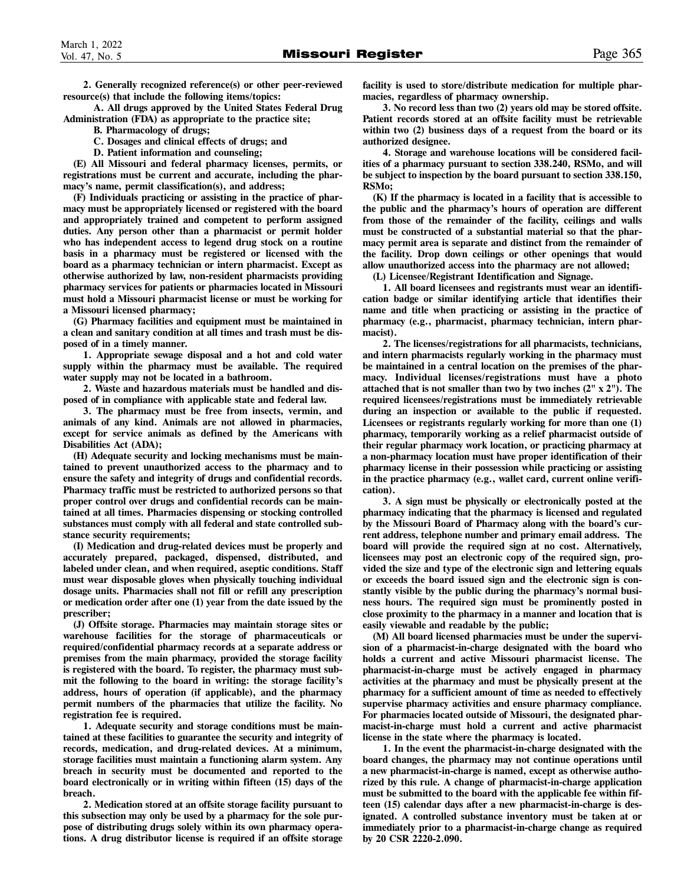**2. Generally recognized reference(s) or other peer-reviewed resource(s) that include the following items/topics:**

**A. All drugs approved by the United States Federal Drug Administration (FDA) as appropriate to the practice site;**

**B. Pharmacology of drugs;**

**C. Dosages and clinical effects of drugs; and**

**D. Patient information and counseling;**

**(E) All Missouri and federal pharmacy licenses, permits, or registrations must be current and accurate, including the pharmacy's name, permit classification(s), and address;**

**(F) Individuals practicing or assisting in the practice of pharmacy must be appropriately licensed or registered with the board and appropriately trained and competent to perform assigned duties. Any person other than a pharmacist or permit holder who has independent access to legend drug stock on a routine basis in a pharmacy must be registered or licensed with the board as a pharmacy technician or intern pharmacist. Except as otherwise authorized by law, non-resident pharmacists providing pharmacy services for patients or pharmacies located in Missouri must hold a Missouri pharmacist license or must be working for a Missouri licensed pharmacy;**

**(G) Pharmacy facilities and equipment must be maintained in a clean and sanitary condition at all times and trash must be disposed of in a timely manner.**

**1. Appropriate sewage disposal and a hot and cold water supply within the pharmacy must be available. The required water supply may not be located in a bathroom.**

**2. Waste and hazardous materials must be handled and disposed of in compliance with applicable state and federal law.**

**3. The pharmacy must be free from insects, vermin, and animals of any kind. Animals are not allowed in pharmacies, except for service animals as defined by the Americans with Disabilities Act (ADA);**

**(H) Adequate security and locking mechanisms must be maintained to prevent unauthorized access to the pharmacy and to ensure the safety and integrity of drugs and confidential records. Pharmacy traffic must be restricted to authorized persons so that proper control over drugs and confidential records can be maintained at all times. Pharmacies dispensing or stocking controlled substances must comply with all federal and state controlled substance security requirements;**

**(I) Medication and drug-related devices must be properly and accurately prepared, packaged, dispensed, distributed, and labeled under clean, and when required, aseptic conditions. Staff must wear disposable gloves when physically touching individual dosage units. Pharmacies shall not fill or refill any prescription or medication order after one (1) year from the date issued by the prescriber;**

**(J) Offsite storage. Pharmacies may maintain storage sites or warehouse facilities for the storage of pharmaceuticals or required/confidential pharmacy records at a separate address or premises from the main pharmacy, provided the storage facility is registered with the board. To register, the pharmacy must submit the following to the board in writing: the storage facility's address, hours of operation (if applicable), and the pharmacy permit numbers of the pharmacies that utilize the facility. No registration fee is required.**

**1. Adequate security and storage conditions must be maintained at these facilities to guarantee the security and integrity of records, medication, and drug-related devices. At a minimum, storage facilities must maintain a functioning alarm system. Any breach in security must be documented and reported to the board electronically or in writing within fifteen (15) days of the breach.**

**2. Medication stored at an offsite storage facility pursuant to this subsection may only be used by a pharmacy for the sole purpose of distributing drugs solely within its own pharmacy operations. A drug distributor license is required if an offsite storage facility is used to store/distribute medication for multiple pharmacies, regardless of pharmacy ownership.**

**3. No record less than two (2) years old may be stored offsite. Patient records stored at an offsite facility must be retrievable within two (2) business days of a request from the board or its authorized designee.**

**4. Storage and warehouse locations will be considered facilities of a pharmacy pursuant to section 338.240, RSMo, and will be subject to inspection by the board pursuant to section 338.150, RSMo;**

**(K) If the pharmacy is located in a facility that is accessible to the public and the pharmacy's hours of operation are different from those of the remainder of the facility, ceilings and walls must be constructed of a substantial material so that the pharmacy permit area is separate and distinct from the remainder of the facility. Drop down ceilings or other openings that would allow unauthorized access into the pharmacy are not allowed;**

**(L) Licensee/Registrant Identification and Signage.**

**1. All board licensees and registrants must wear an identification badge or similar identifying article that identifies their name and title when practicing or assisting in the practice of pharmacy (e.g., pharmacist, pharmacy technician, intern pharmacist).**

**2. The licenses/registrations for all pharmacists, technicians, and intern pharmacists regularly working in the pharmacy must be maintained in a central location on the premises of the pharmacy. Individual licenses/registrations must have a photo attached that is not smaller than two by two inches (2" x 2"). The required licensees/registrations must be immediately retrievable during an inspection or available to the public if requested. Licensees or registrants regularly working for more than one (1) pharmacy, temporarily working as a relief pharmacist outside of their regular pharmacy work location, or practicing pharmacy at a non-pharmacy location must have proper identification of their pharmacy license in their possession while practicing or assisting in the practice pharmacy (e.g., wallet card, current online verification).**

**3. A sign must be physically or electronically posted at the pharmacy indicating that the pharmacy is licensed and regulated by the Missouri Board of Pharmacy along with the board's current address, telephone number and primary email address. The board will provide the required sign at no cost. Alternatively, licensees may post an electronic copy of the required sign, provided the size and type of the electronic sign and lettering equals or exceeds the board issued sign and the electronic sign is constantly visible by the public during the pharmacy's normal business hours. The required sign must be prominently posted in close proximity to the pharmacy in a manner and location that is easily viewable and readable by the public;**

**(M) All board licensed pharmacies must be under the supervision of a pharmacist-in-charge designated with the board who holds a current and active Missouri pharmacist license. The pharmacist-in-charge must be actively engaged in pharmacy activities at the pharmacy and must be physically present at the pharmacy for a sufficient amount of time as needed to effectively supervise pharmacy activities and ensure pharmacy compliance. For pharmacies located outside of Missouri, the designated pharmacist-in-charge must hold a current and active pharmacist license in the state where the pharmacy is located.**

**1. In the event the pharmacist-in-charge designated with the board changes, the pharmacy may not continue operations until a new pharmacist-in-charge is named, except as otherwise authorized by this rule. A change of pharmacist-in-charge application must be submitted to the board with the applicable fee within fifteen (15) calendar days after a new pharmacist-in-charge is designated. A controlled substance inventory must be taken at or immediately prior to a pharmacist-in-charge change as required by 20 CSR 2220-2.090.**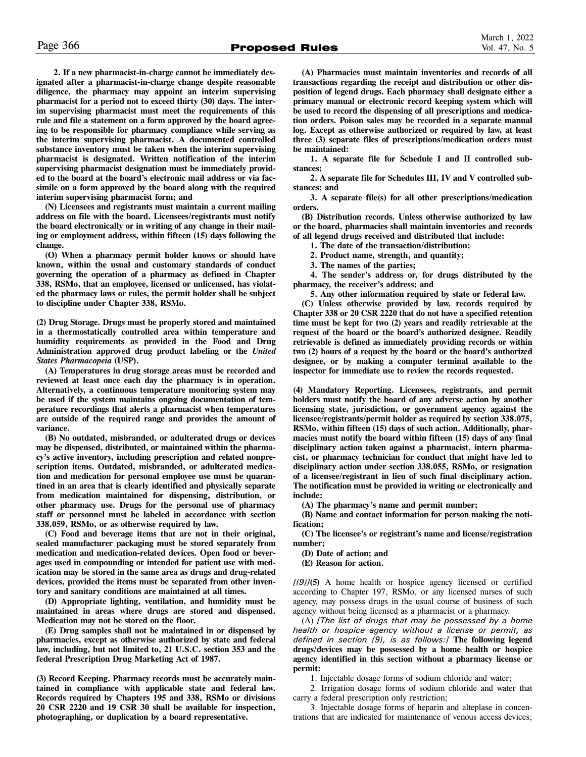**2. If a new pharmacist-in-charge cannot be immediately designated after a pharmacist-in-charge change despite reasonable diligence, the pharmacy may appoint an interim supervising pharmacist for a period not to exceed thirty (30) days. The interim supervising pharmacist must meet the requirements of this rule and file a statement on a form approved by the board agreeing to be responsible for pharmacy compliance while serving as the interim supervising pharmacist. A documented controlled substance inventory must be taken when the interim supervising pharmacist is designated. Written notification of the interim supervising pharmacist designation must be immediately provided to the board at the board's electronic mail address or via facsimile on a form approved by the board along with the required interim supervising pharmacist form; and**

**(N) Licensees and registrants must maintain a current mailing address on file with the board. Licensees/registrants must notify the board electronically or in writing of any change in their mailing or employment address, within fifteen (15) days following the change.**

**(O) When a pharmacy permit holder knows or should have known, within the usual and customary standards of conduct governing the operation of a pharmacy as defined in Chapter 338, RSMo, that an employee, licensed or unlicensed, has violated the pharmacy laws or rules, the permit holder shall be subject to discipline under Chapter 338, RSMo.**

**(2) Drug Storage. Drugs must be properly stored and maintained in a thermostatically controlled area within temperature and humidity requirements as provided in the Food and Drug Administration approved drug product labeling or the *United States Pharmacopeia* (USP).**

**(A) Temperatures in drug storage areas must be recorded and reviewed at least once each day the pharmacy is in operation. Alternatively, a continuous temperature monitoring system may be used if the system maintains ongoing documentation of temperature recordings that alerts a pharmacist when temperatures are outside of the required range and provides the amount of variance.**

**(B) No outdated, misbranded, or adulterated drugs or devices may be dispensed, distributed, or maintained within the pharmacy's active inventory, including prescription and related nonprescription items. Outdated, misbranded, or adulterated medication and medication for personal employee use must be quarantined in an area that is clearly identified and physically separate from medication maintained for dispensing, distribution, or other pharmacy use. Drugs for the personal use of pharmacy staff or personnel must be labeled in accordance with section 338.059, RSMo, or as otherwise required by law.**

**(C) Food and beverage items that are not in their original, sealed manufacturer packaging must be stored separately from medication and medication-related devices. Open food or beverages used in compounding or intended for patient use with medication may be stored in the same area as drugs and drug-related devices, provided the items must be separated from other inventory and sanitary conditions are maintained at all times.**

**(D) Appropriate lighting, ventilation, and humidity must be maintained in areas where drugs are stored and dispensed. Medication may not be stored on the floor.**

**(E) Drug samples shall not be maintained in or dispensed by pharmacies, except as otherwise authorized by state and federal law, including, but not limited to, 21 U.S.C. section 353 and the federal Prescription Drug Marketing Act of 1987.**

**(3) Record Keeping. Pharmacy records must be accurately maintained in compliance with applicable state and federal law. Records required by Chapters 195 and 338, RSMo or divisions 20 CSR 2220 and 19 CSR 30 shall be available for inspection, photographing, or duplication by a board representative.**

**(A) Pharmacies must maintain inventories and records of all transactions regarding the receipt and distribution or other disposition of legend drugs. Each pharmacy shall designate either a primary manual or electronic record keeping system which will be used to record the dispensing of all prescriptions and medication orders. Poison sales may be recorded in a separate manual log. Except as otherwise authorized or required by law, at least three (3) separate files of prescriptions/medication orders must be maintained:**

**1. A separate file for Schedule I and II controlled substances;**

**2. A separate file for Schedules III, IV and V controlled substances; and**

**3. A separate file(s) for all other prescriptions/medication orders.**

**(B) Distribution records. Unless otherwise authorized by law or the board, pharmacies shall maintain inventories and records of all legend drugs received and distributed that include:**

**1. The date of the transaction/distribution;**

**2. Product name, strength, and quantity;**

**3. The names of the parties;**

**4. The sender's address or, for drugs distributed by the pharmacy, the receiver's address; and**

**5. Any other information required by state or federal law.**

**(C) Unless otherwise provided by law, records required by Chapter 338 or 20 CSR 2220 that do not have a specified retention time must be kept for two (2) years and readily retrievable at the request of the board or the board's authorized designee. Readily retrievable is defined as immediately providing records or within two (2) hours of a request by the board or the board's authorized designee, or by making a computer terminal available to the inspector for immediate use to review the records requested.**

**(4) Mandatory Reporting. Licensees, registrants, and permit holders must notify the board of any adverse action by another licensing state, jurisdiction, or government agency against the licensee/registrants/permit holder as required by section 338.075, RSMo, within fifteen (15) days of such action. Additionally, pharmacies must notify the board within fifteen (15) days of any final disciplinary action taken against a pharmacist, intern pharmacist, or pharmacy technician for conduct that might have led to disciplinary action under section 338.055, RSMo, or resignation of a licensee/registrant in lieu of such final disciplinary action. The notification must be provided in writing or electronically and include:**

**(A) The pharmacy's name and permit number;**

**(B) Name and contact information for person making the notification;**

**(C) The licensee's or registrant's name and license/registration number;**

**(D) Date of action; and**

**(E) Reason for action.**

*[(9)]***(5)** A home health or hospice agency licensed or certified according to Chapter 197, RSMo, or any licensed nurses of such agency, may possess drugs in the usual course of business of such agency without being licensed as a pharmacist or a pharmacy.

(A) *[The list of drugs that may be possessed by a home health or hospice agency without a license or permit, as defined in section (9), is as follows:]* **The following legend drugs/devices may be possessed by a home health or hospice agency identified in this section without a pharmacy license or permit:**

1. Injectable dosage forms of sodium chloride and water;

2. Irrigation dosage forms of sodium chloride and water that carry a federal prescription only restriction;

3. Injectable dosage forms of heparin and alteplase in concentrations that are indicated for maintenance of venous access devices;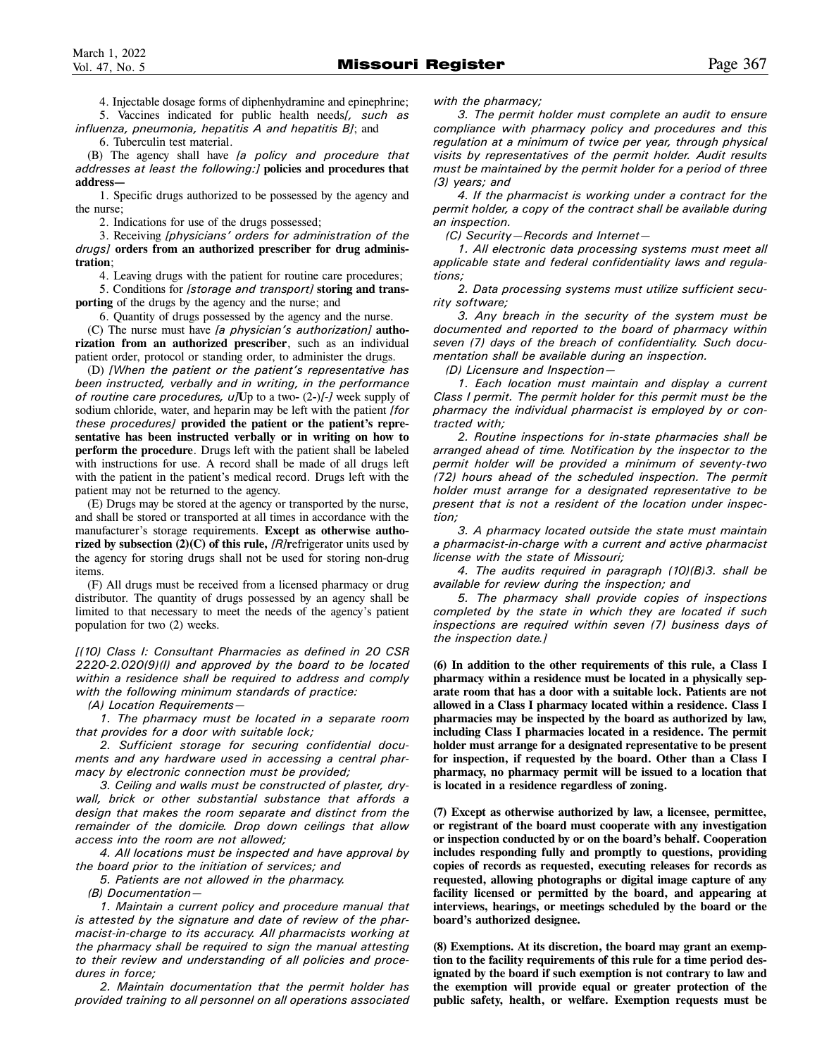4. Injectable dosage forms of diphenhydramine and epinephrine;

5. Vaccines indicated for public health needs*[, such as influenza, pneumonia, hepatitis A and hepatitis B]*; and

6. Tuberculin test material.

(B) The agency shall have *[a policy and procedure that addresses at least the following:]* **policies and procedures that address—**

1. Specific drugs authorized to be possessed by the agency and the nurse;

2. Indications for use of the drugs possessed;

3. Receiving *[physicians' orders for administration of the drugs]* **orders from an authorized prescriber for drug administration**;

4. Leaving drugs with the patient for routine care procedures;

5. Conditions for *[storage and transport]* **storing and transporting** of the drugs by the agency and the nurse; and

6. Quantity of drugs possessed by the agency and the nurse.

(C) The nurse must have *[a physician's authorization]* **authorization from an authorized prescriber**, such as an individual patient order, protocol or standing order, to administer the drugs.

(D) *[When the patient or the patient's representative has been instructed, verbally and in writing, in the performance of routine care procedures, u]***U**p to a two**-** (2-)*[-]* week supply of sodium chloride, water, and heparin may be left with the patient *[for these procedures]* **provided the patient or the patient's representative has been instructed verbally or in writing on how to perform the procedure**. Drugs left with the patient shall be labeled with instructions for use. A record shall be made of all drugs left with the patient in the patient's medical record. Drugs left with the patient may not be returned to the agency.

(E) Drugs may be stored at the agency or transported by the nurse, and shall be stored or transported at all times in accordance with the manufacturer's storage requirements. **Except as otherwise authorized by subsection (2)(C) of this rule,** *[R]***r**efrigerator units used by the agency for storing drugs shall not be used for storing non-drug items.

(F) All drugs must be received from a licensed pharmacy or drug distributor. The quantity of drugs possessed by an agency shall be limited to that necessary to meet the needs of the agency's patient population for two (2) weeks.

*[(10) Class I: Consultant Pharmacies as defined in 20 CSR 2220-2.020(9)(I) and approved by the board to be located within a residence shall be required to address and comply with the following minimum standards of practice:*

*(A) Location Requirements—*

*1. The pharmacy must be located in a separate room that provides for a door with suitable lock;*

*2. Sufficient storage for securing confidential documents and any hardware used in accessing a central pharmacy by electronic connection must be provided;*

*3. Ceiling and walls must be constructed of plaster, drywall, brick or other substantial substance that affords a design that makes the room separate and distinct from the remainder of the domicile. Drop down ceilings that allow access into the room are not allowed;*

*4. All locations must be inspected and have approval by the board prior to the initiation of services; and*

*5. Patients are not allowed in the pharmacy.*

*(B) Documentation—*

*1. Maintain a current policy and procedure manual that is attested by the signature and date of review of the pharmacist-in-charge to its accuracy. All pharmacists working at the pharmacy shall be required to sign the manual attesting to their review and understanding of all policies and procedures in force;*

*2. Maintain documentation that the permit holder has provided training to all personnel on all operations associated with the pharmacy;*

*3. The permit holder must complete an audit to ensure compliance with pharmacy policy and procedures and this regulation at a minimum of twice per year, through physical visits by representatives of the permit holder. Audit results must be maintained by the permit holder for a period of three (3) years; and*

*4. If the pharmacist is working under a contract for the permit holder, a copy of the contract shall be available during an inspection.*

*(C) Security—Records and Internet—*

*1. All electronic data processing systems must meet all applicable state and federal confidentiality laws and regulations;*

*2. Data processing systems must utilize sufficient security software;*

*3. Any breach in the security of the system must be documented and reported to the board of pharmacy within seven (7) days of the breach of confidentiality. Such documentation shall be available during an inspection.*

*(D) Licensure and Inspection—*

*1. Each location must maintain and display a current Class I permit. The permit holder for this permit must be the pharmacy the individual pharmacist is employed by or contracted with;*

*2. Routine inspections for in-state pharmacies shall be arranged ahead of time. Notification by the inspector to the permit holder will be provided a minimum of seventy-two (72) hours ahead of the scheduled inspection. The permit holder must arrange for a designated representative to be present that is not a resident of the location under inspection;*

*3. A pharmacy located outside the state must maintain a pharmacist-in-charge with a current and active pharmacist license with the state of Missouri;*

*4. The audits required in paragraph (10)(B)3. shall be available for review during the inspection; and*

*5. The pharmacy shall provide copies of inspections completed by the state in which they are located if such inspections are required within seven (7) business days of the inspection date.]*

**(6) In addition to the other requirements of this rule, a Class I pharmacy within a residence must be located in a physically separate room that has a door with a suitable lock. Patients are not allowed in a Class I pharmacy located within a residence. Class I pharmacies may be inspected by the board as authorized by law, including Class I pharmacies located in a residence. The permit holder must arrange for a designated representative to be present for inspection, if requested by the board. Other than a Class I pharmacy, no pharmacy permit will be issued to a location that is located in a residence regardless of zoning.**

**(7) Except as otherwise authorized by law, a licensee, permittee, or registrant of the board must cooperate with any investigation or inspection conducted by or on the board's behalf. Cooperation includes responding fully and promptly to questions, providing copies of records as requested, executing releases for records as requested, allowing photographs or digital image capture of any facility licensed or permitted by the board, and appearing at interviews, hearings, or meetings scheduled by the board or the board's authorized designee.**

**(8) Exemptions. At its discretion, the board may grant an exemption to the facility requirements of this rule for a time period designated by the board if such exemption is not contrary to law and the exemption will provide equal or greater protection of the public safety, health, or welfare. Exemption requests must be**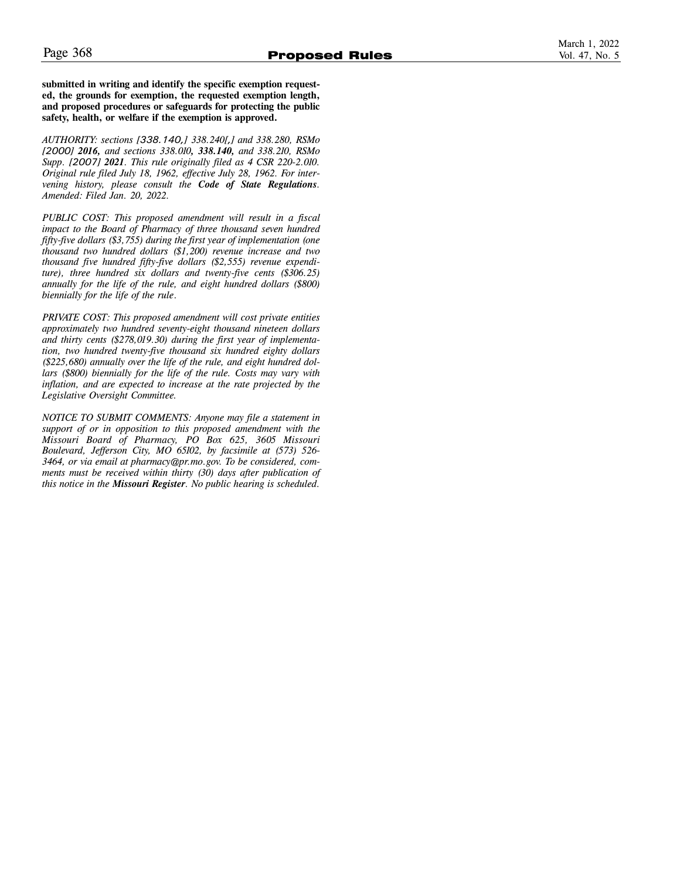**submitted in writing and identify the specific exemption requested, the grounds for exemption, the requested exemption length, and proposed procedures or safeguards for protecting the public safety, health, or welfare if the exemption is approved.**

*AUTHORITY: sections [338.140,] 338.240[,] and 338.280, RSMo [2000] **2016,** and sections 338.010**, 338.140,** and 338.210, RSMo Supp. [2007] **2021**. This rule originally filed as 4 CSR 220-2.010. Original rule filed July 18, 1962, effective July 28, 1962. For intervening history, please consult the **Code of State Regulations**. Amended: Filed Jan. 20, 2022.*

*PUBLIC COST: This proposed amendment will result in a fiscal impact to the Board of Pharmacy of three thousand seven hundred fifty-five dollars ($3,755) during the first year of implementation (one thousand two hundred dollars ($1,200) revenue increase and two thousand five hundred fifty-five dollars ($2,555) revenue expenditure), three hundred six dollars and twenty-five cents ($306.25) annually for the life of the rule, and eight hundred dollars ($800) biennially for the life of the rule.*

*PRIVATE COST: This proposed amendment will cost private entities approximately two hundred seventy-eight thousand nineteen dollars and thirty cents ($278,019.30) during the first year of implementation, two hundred twenty-five thousand six hundred eighty dollars ($225,680) annually over the life of the rule, and eight hundred dollars ($800) biennially for the life of the rule. Costs may vary with inflation, and are expected to increase at the rate projected by the Legislative Oversight Committee.*

*NOTICE TO SUBMIT COMMENTS: Anyone may file a statement in support of or in opposition to this proposed amendment with the Missouri Board of Pharmacy, PO Box 625, 3605 Missouri Boulevard, Jefferson City, MO 65102, by facsimile at (573) 526-3464, or via email at pharmacy@pr.mo.gov. To be considered, comments must be received within thirty (30) days after publication of this notice in the **Missouri Register**. No public hearing is scheduled.*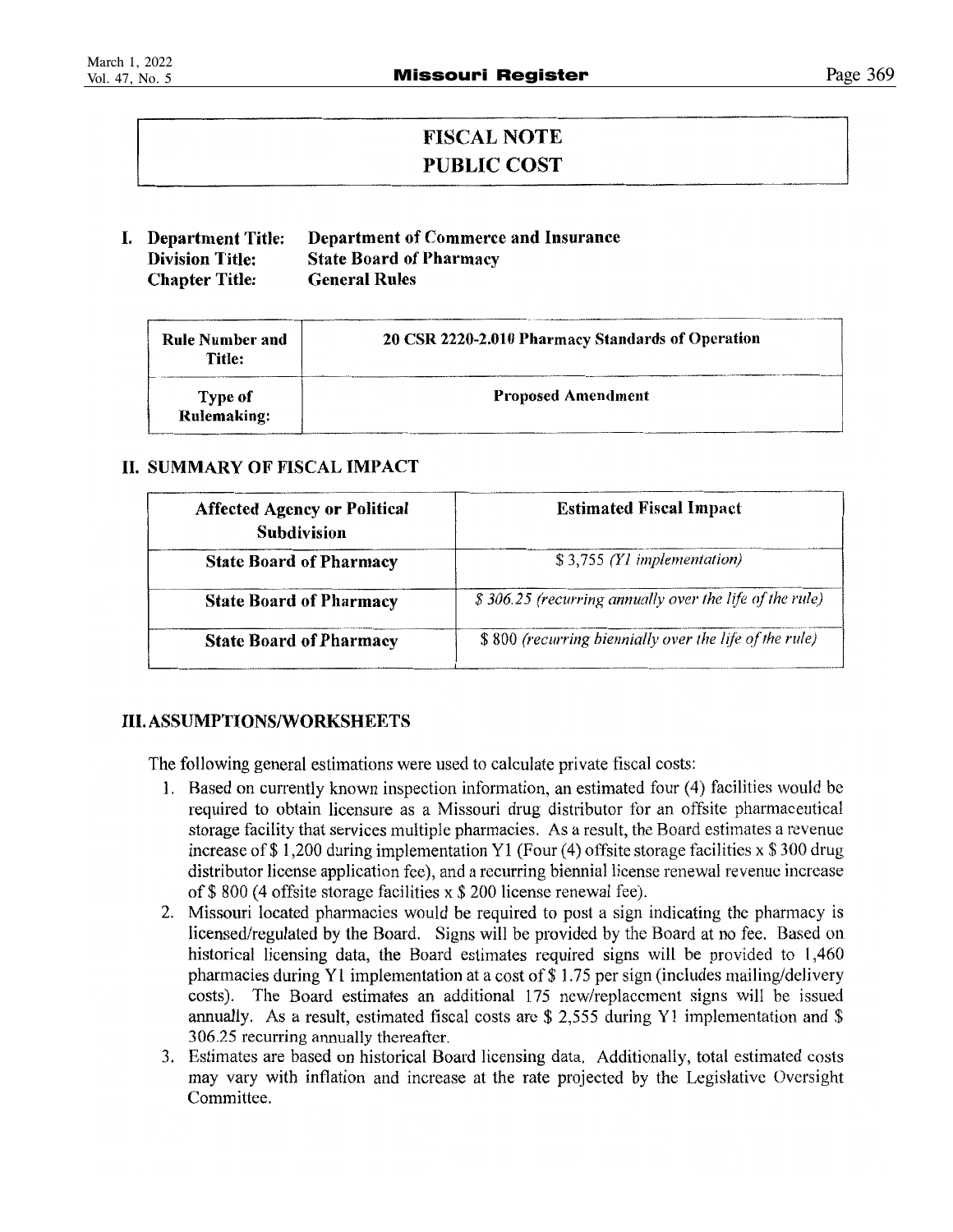# FISCAL NOTE
# PUBLIC COST

**I. Department Title:** **Department of Commerce and Insurance**
**Division Title:** **State Board of Pharmacy**
**Chapter Title:** **General Rules**

| **Rule Number and Title:** | **20 CSR 2220-2.010 Pharmacy Standards of Operation** |
|---|---|
| **Type of Rulemaking:** | **Proposed Amendment** |

## II. SUMMARY OF FISCAL IMPACT

| Affected Agency or Political Subdivision | Estimated Fiscal Impact |
|---|---|
| **State Board of Pharmacy** | $ 3,755 *(Y1 implementation)* |
| **State Board of Pharmacy** | *$ 306.25 (recurring annually over the life of the rule)* |
| **State Board of Pharmacy** | $ 800 *(recurring biennially over the life of the rule)* |

## III. ASSUMPTIONS/WORKSHEETS

The following general estimations were used to calculate private fiscal costs:

1. Based on currently known inspection information, an estimated four (4) facilities would be required to obtain licensure as a Missouri drug distributor for an offsite pharmaceutical storage facility that services multiple pharmacies. As a result, the Board estimates a revenue increase of $ 1,200 during implementation Y1 (Four (4) offsite storage facilities x $ 300 drug distributor license application fee), and a recurring biennial license renewal revenue increase of $ 800 (4 offsite storage facilities x $ 200 license renewal fee).
2. Missouri located pharmacies would be required to post a sign indicating the pharmacy is licensed/regulated by the Board. Signs will be provided by the Board at no fee. Based on historical licensing data, the Board estimates required signs will be provided to 1,460 pharmacies during Y1 implementation at a cost of $ 1.75 per sign (includes mailing/delivery costs). The Board estimates an additional 175 new/replacement signs will be issued annually. As a result, estimated fiscal costs are $ 2,555 during Y1 implementation and $ 306.25 recurring annually thereafter.
3. Estimates are based on historical Board licensing data. Additionally, total estimated costs may vary with inflation and increase at the rate projected by the Legislative Oversight Committee.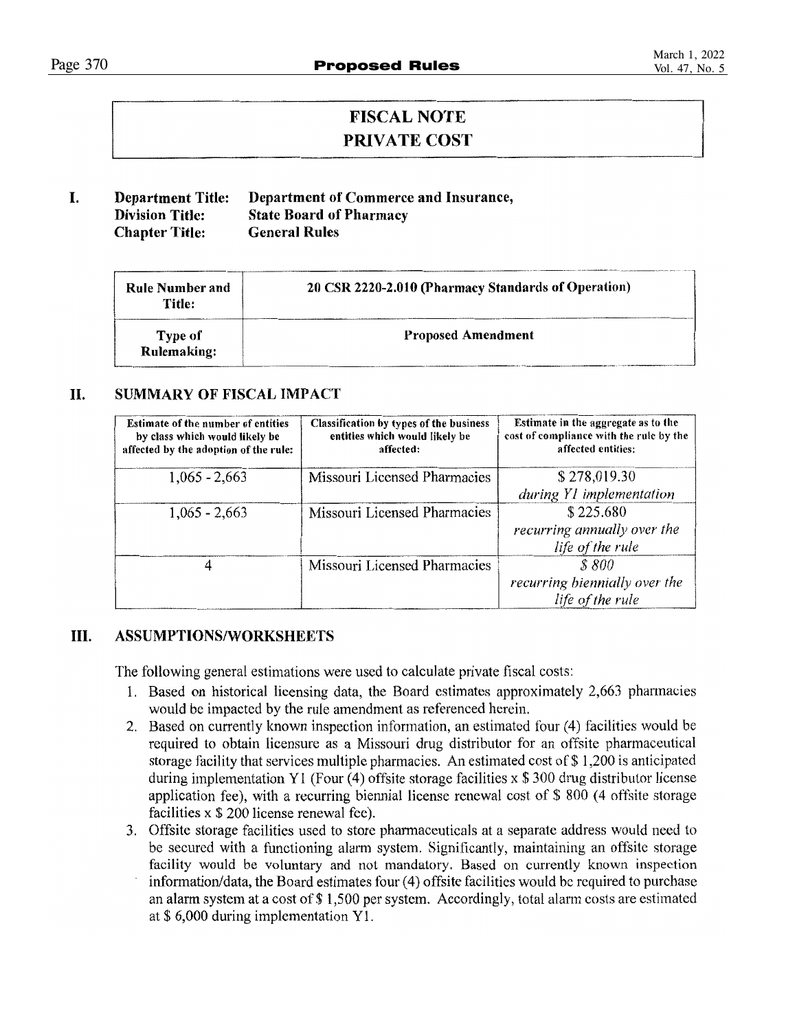# FISCAL NOTE
# PRIVATE COST

**I. Department Title: Department of Commerce and Insurance,**
**Division Title: State Board of Pharmacy**
**Chapter Title: General Rules**

| **Rule Number and Title:** | **20 CSR 2220-2.010 (Pharmacy Standards of Operation)** |
|---|---|
| **Type of Rulemaking:** | **Proposed Amendment** |

## II. SUMMARY OF FISCAL IMPACT

| Estimate of the number of entities by class which would likely be affected by the adoption of the rule: | Classification by types of the business entities which would likely be affected: | Estimate in the aggregate as to the cost of compliance with the rule by the affected entities: |
|---|---|---|
| 1,065 - 2,663 | Missouri Licensed Pharmacies | $ 278,019.30 *during Y1 implementation* |
| 1,065 - 2,663 | Missouri Licensed Pharmacies | $ 225.680 *recurring annually over the life of the rule* |
| 4 | Missouri Licensed Pharmacies | *$ 800 recurring biennially over the life of the rule* |

## III. ASSUMPTIONS/WORKSHEETS

The following general estimations were used to calculate private fiscal costs:

1. Based on historical licensing data, the Board estimates approximately 2,663 pharmacies would be impacted by the rule amendment as referenced herein.
2. Based on currently known inspection information, an estimated four (4) facilities would be required to obtain licensure as a Missouri drug distributor for an offsite pharmaceutical storage facility that services multiple pharmacies. An estimated cost of $ 1,200 is anticipated during implementation Y1 (Four (4) offsite storage facilities x $ 300 drug distributor license application fee), with a recurring biennial license renewal cost of $ 800 (4 offsite storage facilities x $ 200 license renewal fee).
3. Offsite storage facilities used to store pharmaceuticals at a separate address would need to be secured with a functioning alarm system. Significantly, maintaining an offsite storage facility would be voluntary and not mandatory. Based on currently known inspection information/data, the Board estimates four (4) offsite facilities would be required to purchase an alarm system at a cost of $ 1,500 per system. Accordingly, total alarm costs are estimated at $ 6,000 during implementation Y1.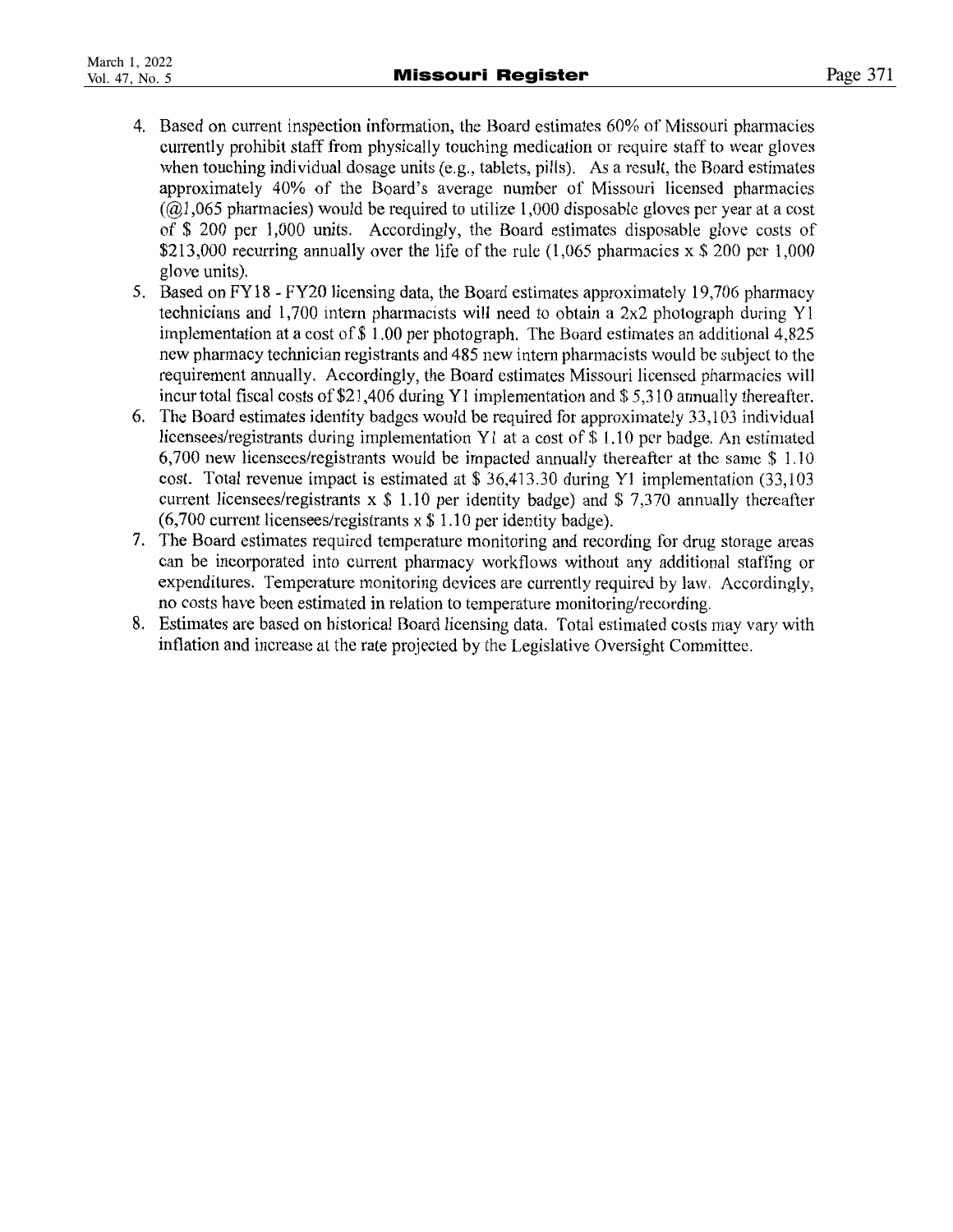4. Based on current inspection information, the Board estimates 60% of Missouri pharmacies currently prohibit staff from physically touching medication or require staff to wear gloves when touching individual dosage units (e.g., tablets, pills). As a result, the Board estimates approximately 40% of the Board's average number of Missouri licensed pharmacies (@1,065 pharmacies) would be required to utilize 1,000 disposable gloves per year at a cost of $ 200 per 1,000 units. Accordingly, the Board estimates disposable glove costs of $213,000 recurring annually over the life of the rule (1,065 pharmacies x $ 200 per 1,000 glove units).
5. Based on FY18 - FY20 licensing data, the Board estimates approximately 19,706 pharmacy technicians and 1,700 intern pharmacists will need to obtain a 2x2 photograph during Y1 implementation at a cost of $ 1.00 per photograph. The Board estimates an additional 4,825 new pharmacy technician registrants and 485 new intern pharmacists would be subject to the requirement annually. Accordingly, the Board estimates Missouri licensed pharmacies will incur total fiscal costs of $21,406 during Y1 implementation and $ 5,310 annually thereafter.
6. The Board estimates identity badges would be required for approximately 33,103 individual licensees/registrants during implementation Y1 at a cost of $ 1.10 per badge. An estimated 6,700 new licensees/registrants would be impacted annually thereafter at the same $ 1.10 cost. Total revenue impact is estimated at $ 36,413.30 during Y1 implementation (33,103 current licensees/registrants x $ 1.10 per identity badge) and $ 7,370 annually thereafter (6,700 current licensees/registrants x $ 1.10 per identity badge).
7. The Board estimates required temperature monitoring and recording for drug storage areas can be incorporated into current pharmacy workflows without any additional staffing or expenditures. Temperature monitoring devices are currently required by law. Accordingly, no costs have been estimated in relation to temperature monitoring/recording.
8. Estimates are based on historical Board licensing data. Total estimated costs may vary with inflation and increase at the rate projected by the Legislative Oversight Committee.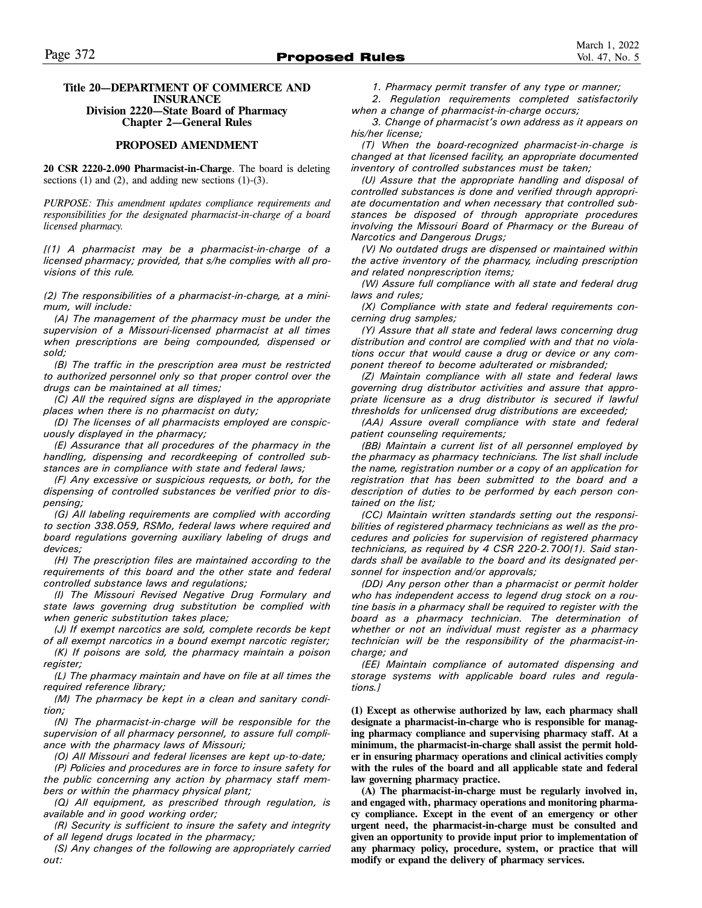**Title 20—DEPARTMENT OF COMMERCE AND INSURANCE**
**Division 2220—State Board of Pharmacy**
**Chapter 2—General Rules**

**PROPOSED AMENDMENT**

**20 CSR 2220-2.090 Pharmacist-in-Charge**. The board is deleting sections (1) and (2), and adding new sections (1)-(3).

*PURPOSE: This amendment updates compliance requirements and responsibilities for the designated pharmacist-in-charge of a board licensed pharmacy.*

*[(1) A pharmacist may be a pharmacist-in-charge of a licensed pharmacy; provided, that s/he complies with all provisions of this rule.*

*(2) The responsibilities of a pharmacist-in-charge, at a minimum, will include:*

*(A) The management of the pharmacy must be under the supervision of a Missouri-licensed pharmacist at all times when prescriptions are being compounded, dispensed or sold;*

*(B) The traffic in the prescription area must be restricted to authorized personnel only so that proper control over the drugs can be maintained at all times;*

*(C) All the required signs are displayed in the appropriate places when there is no pharmacist on duty;*

*(D) The licenses of all pharmacists employed are conspicuously displayed in the pharmacy;*

*(E) Assurance that all procedures of the pharmacy in the handling, dispensing and recordkeeping of controlled substances are in compliance with state and federal laws;*

*(F) Any excessive or suspicious requests, or both, for the dispensing of controlled substances be verified prior to dispensing;*

*(G) All labeling requirements are complied with according to section 338.059, RSMo, federal laws where required and board regulations governing auxiliary labeling of drugs and devices;*

*(H) The prescription files are maintained according to the requirements of this board and the other state and federal controlled substance laws and regulations;*

*(I) The Missouri Revised Negative Drug Formulary and state laws governing drug substitution be complied with when generic substitution takes place;*

*(J) If exempt narcotics are sold, complete records be kept of all exempt narcotics in a bound exempt narcotic register;*

*(K) If poisons are sold, the pharmacy maintain a poison register;*

*(L) The pharmacy maintain and have on file at all times the required reference library;*

*(M) The pharmacy be kept in a clean and sanitary condition;*

*(N) The pharmacist-in-charge will be responsible for the supervision of all pharmacy personnel, to assure full compliance with the pharmacy laws of Missouri;*

*(O) All Missouri and federal licenses are kept up-to-date;*

*(P) Policies and procedures are in force to insure safety for the public concerning any action by pharmacy staff members or within the pharmacy physical plant;*

*(Q) All equipment, as prescribed through regulation, is available and in good working order;*

*(R) Security is sufficient to insure the safety and integrity of all legend drugs located in the pharmacy;*

*(S) Any changes of the following are appropriately carried out:*

*1. Pharmacy permit transfer of any type or manner;*

*2. Regulation requirements completed satisfactorily when a change of pharmacist-in-charge occurs;*

*3. Change of pharmacist's own address as it appears on his/her license;*

*(T) When the board-recognized pharmacist-in-charge is changed at that licensed facility, an appropriate documented inventory of controlled substances must be taken;*

*(U) Assure that the appropriate handling and disposal of controlled substances is done and verified through appropriate documentation and when necessary that controlled substances be disposed of through appropriate procedures involving the Missouri Board of Pharmacy or the Bureau of Narcotics and Dangerous Drugs;*

*(V) No outdated drugs are dispensed or maintained within the active inventory of the pharmacy, including prescription and related nonprescription items;*

*(W) Assure full compliance with all state and federal drug laws and rules;*

*(X) Compliance with state and federal requirements concerning drug samples;*

*(Y) Assure that all state and federal laws concerning drug distribution and control are complied with and that no violations occur that would cause a drug or device or any component thereof to become adulterated or misbranded;*

*(Z) Maintain compliance with all state and federal laws governing drug distributor activities and assure that appropriate licensure as a drug distributor is secured if lawful thresholds for unlicensed drug distributions are exceeded;*

*(AA) Assure overall compliance with state and federal patient counseling requirements;*

*(BB) Maintain a current list of all personnel employed by the pharmacy as pharmacy technicians. The list shall include the name, registration number or a copy of an application for registration that has been submitted to the board and a description of duties to be performed by each person contained on the list;*

*(CC) Maintain written standards setting out the responsibilities of registered pharmacy technicians as well as the procedures and policies for supervision of registered pharmacy technicians, as required by 4 CSR 220-2.700(1). Said standards shall be available to the board and its designated personnel for inspection and/or approvals;*

*(DD) Any person other than a pharmacist or permit holder who has independent access to legend drug stock on a routine basis in a pharmacy shall be required to register with the board as a pharmacy technician. The determination of whether or not an individual must register as a pharmacy technician will be the responsibility of the pharmacist-in-charge; and*

*(EE) Maintain compliance of automated dispensing and storage systems with applicable board rules and regulations.]*

**(1) Except as otherwise authorized by law, each pharmacy shall designate a pharmacist-in-charge who is responsible for managing pharmacy compliance and supervising pharmacy staff. At a minimum, the pharmacist-in-charge shall assist the permit holder in ensuring pharmacy operations and clinical activities comply with the rules of the board and all applicable state and federal law governing pharmacy practice.**

**(A) The pharmacist-in-charge must be regularly involved in, and engaged with, pharmacy operations and monitoring pharmacy compliance. Except in the event of an emergency or other urgent need, the pharmacist-in-charge must be consulted and given an opportunity to provide input prior to implementation of any pharmacy policy, procedure, system, or practice that will modify or expand the delivery of pharmacy services.**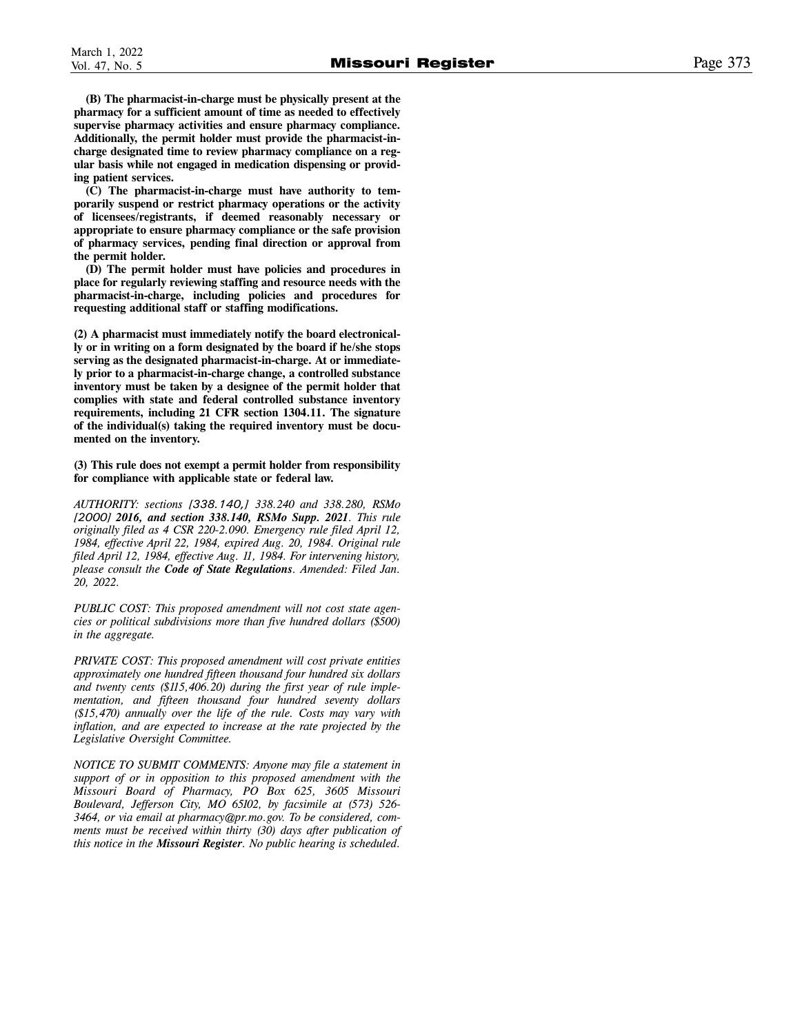**(B) The pharmacist-in-charge must be physically present at the pharmacy for a sufficient amount of time as needed to effectively supervise pharmacy activities and ensure pharmacy compliance. Additionally, the permit holder must provide the pharmacist-in-charge designated time to review pharmacy compliance on a regular basis while not engaged in medication dispensing or providing patient services.**

**(C) The pharmacist-in-charge must have authority to temporarily suspend or restrict pharmacy operations or the activity of licensees/registrants, if deemed reasonably necessary or appropriate to ensure pharmacy compliance or the safe provision of pharmacy services, pending final direction or approval from the permit holder.**

**(D) The permit holder must have policies and procedures in place for regularly reviewing staffing and resource needs with the pharmacist-in-charge, including policies and procedures for requesting additional staff or staffing modifications.**

**(2) A pharmacist must immediately notify the board electronically or in writing on a form designated by the board if he/she stops serving as the designated pharmacist-in-charge. At or immediately prior to a pharmacist-in-charge change, a controlled substance inventory must be taken by a designee of the permit holder that complies with state and federal controlled substance inventory requirements, including 21 CFR section 1304.11. The signature of the individual(s) taking the required inventory must be documented on the inventory.**

**(3) This rule does not exempt a permit holder from responsibility for compliance with applicable state or federal law.**

*AUTHORITY: sections [338.140,] 338.240 and 338.280, RSMo [2000] **2016, and section 338.140, RSMo Supp. 2021**. This rule originally filed as 4 CSR 220-2.090. Emergency rule filed April 12, 1984, effective April 22, 1984, expired Aug. 20, 1984. Original rule filed April 12, 1984, effective Aug. 11, 1984. For intervening history, please consult the **Code of State Regulations**. Amended: Filed Jan. 20, 2022.*

*PUBLIC COST: This proposed amendment will not cost state agencies or political subdivisions more than five hundred dollars ($500) in the aggregate.*

*PRIVATE COST: This proposed amendment will cost private entities approximately one hundred fifteen thousand four hundred six dollars and twenty cents ($115,406.20) during the first year of rule implementation, and fifteen thousand four hundred seventy dollars ($15,470) annually over the life of the rule. Costs may vary with inflation, and are expected to increase at the rate projected by the Legislative Oversight Committee.*

*NOTICE TO SUBMIT COMMENTS: Anyone may file a statement in support of or in opposition to this proposed amendment with the Missouri Board of Pharmacy, PO Box 625, 3605 Missouri Boulevard, Jefferson City, MO 65102, by facsimile at (573) 526-3464, or via email at pharmacy@pr.mo.gov. To be considered, comments must be received within thirty (30) days after publication of this notice in the **Missouri Register**. No public hearing is scheduled.*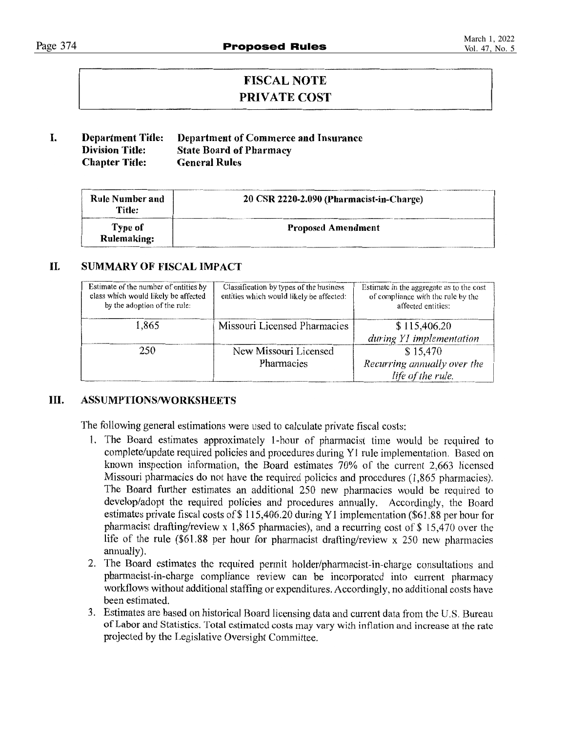# FISCAL NOTE
# PRIVATE COST

**I. Department Title: Department of Commerce and Insurance**
**Division Title: State Board of Pharmacy**
**Chapter Title: General Rules**

| **Rule Number and Title:** | **20 CSR 2220-2.090 (Pharmacist-in-Charge)** |
|---|---|
| **Type of Rulemaking:** | **Proposed Amendment** |

## II. SUMMARY OF FISCAL IMPACT

| Estimate of the number of entities by class which would likely be affected by the adoption of the rule: | Classification by types of the business entities which would likely be affected: | Estimate in the aggregate as to the cost of compliance with the rule by the affected entities: |
|---|---|---|
| 1,865 | Missouri Licensed Pharmacies | $ 115,406.20 *during Y1 implementation* |
| 250 | New Missouri Licensed Pharmacies | $ 15,470 *Recurring annually over the life of the rule.* |

## III. ASSUMPTIONS/WORKSHEETS

The following general estimations were used to calculate private fiscal costs:

1. The Board estimates approximately 1-hour of pharmacist time would be required to complete/update required policies and procedures during Y1 rule implementation. Based on known inspection information, the Board estimates 70% of the current 2,663 licensed Missouri pharmacies do not have the required policies and procedures (1,865 pharmacies). The Board further estimates an additional 250 new pharmacies would be required to develop/adopt the required policies and procedures annually. Accordingly, the Board estimates private fiscal costs of $ 115,406.20 during Y1 implementation ($61.88 per hour for pharmacist drafting/review x 1,865 pharmacies), and a recurring cost of $ 15,470 over the life of the rule ($61.88 per hour for pharmacist drafting/review x 250 new pharmacies annually).
2. The Board estimates the required permit holder/pharmacist-in-charge consultations and pharmacist-in-charge compliance review can be incorporated into current pharmacy workflows without additional staffing or expenditures. Accordingly, no additional costs have been estimated.
3. Estimates are based on historical Board licensing data and current data from the U.S. Bureau of Labor and Statistics. Total estimated costs may vary with inflation and increase at the rate projected by the Legislative Oversight Committee.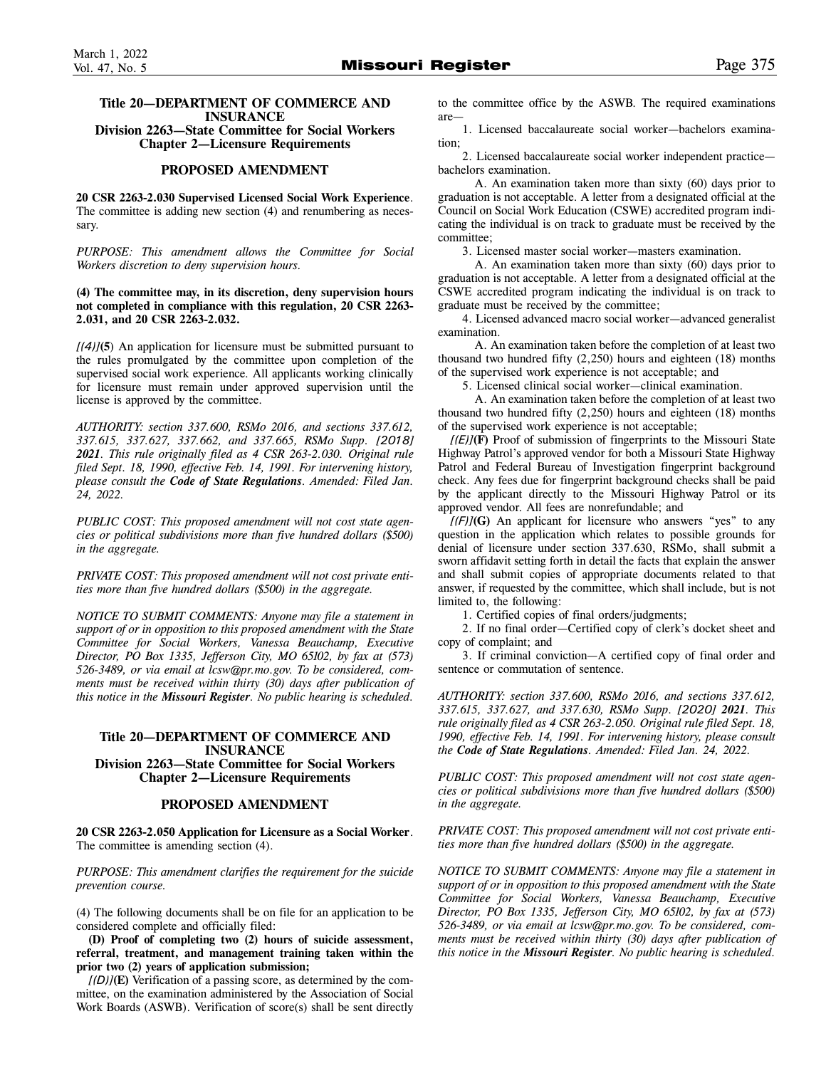### Title 20—DEPARTMENT OF COMMERCE AND INSURANCE
### Division 2263—State Committee for Social Workers
### Chapter 2—Licensure Requirements

## PROPOSED AMENDMENT

**20 CSR 2263-2.030 Supervised Licensed Social Work Experience**. The committee is adding new section (4) and renumbering as necessary.

*PURPOSE: This amendment allows the Committee for Social Workers discretion to deny supervision hours.*

**(4) The committee may, in its discretion, deny supervision hours not completed in compliance with this regulation, 20 CSR 2263-2.031, and 20 CSR 2263-2.032.**

*[(4)]***(5)** An application for licensure must be submitted pursuant to the rules promulgated by the committee upon completion of the supervised social work experience. All applicants working clinically for licensure must remain under approved supervision until the license is approved by the committee.

*AUTHORITY: section 337.600, RSMo 2016, and sections 337.612, 337.615, 337.627, 337.662, and 337.665, RSMo Supp.* ***[2018] 2021****. This rule originally filed as 4 CSR 263-2.030. Original rule filed Sept. 18, 1990, effective Feb. 14, 1991. For intervening history, please consult the* ***Code of State Regulations****. Amended: Filed Jan. 24, 2022.*

*PUBLIC COST: This proposed amendment will not cost state agencies or political subdivisions more than five hundred dollars ($500) in the aggregate.*

*PRIVATE COST: This proposed amendment will not cost private entities more than five hundred dollars ($500) in the aggregate.*

*NOTICE TO SUBMIT COMMENTS: Anyone may file a statement in support of or in opposition to this proposed amendment with the State Committee for Social Workers, Vanessa Beauchamp, Executive Director, PO Box 1335, Jefferson City, MO 65102, by fax at (573) 526-3489, or via email at lcsw@pr.mo.gov. To be considered, comments must be received within thirty (30) days after publication of this notice in the* ***Missouri Register****. No public hearing is scheduled.*

### Title 20—DEPARTMENT OF COMMERCE AND INSURANCE
### Division 2263—State Committee for Social Workers
### Chapter 2—Licensure Requirements

## PROPOSED AMENDMENT

**20 CSR 2263-2.050 Application for Licensure as a Social Worker**. The committee is amending section (4).

*PURPOSE: This amendment clarifies the requirement for the suicide prevention course.*

(4) The following documents shall be on file for an application to be considered complete and officially filed:

**(D) Proof of completing two (2) hours of suicide assessment, referral, treatment, and management training taken within the prior two (2) years of application submission;**

*[(D)]***(E)** Verification of a passing score, as determined by the committee, on the examination administered by the Association of Social Work Boards (ASWB). Verification of score(s) shall be sent directly to the committee office by the ASWB. The required examinations are—

1. Licensed baccalaureate social worker—bachelors examination;
2. Licensed baccalaureate social worker independent practice—bachelors examination.
   A. An examination taken more than sixty (60) days prior to graduation is not acceptable. A letter from a designated official at the Council on Social Work Education (CSWE) accredited program indicating the individual is on track to graduate must be received by the committee;
3. Licensed master social worker—masters examination.
   A. An examination taken more than sixty (60) days prior to graduation is not acceptable. A letter from a designated official at the CSWE accredited program indicating the individual is on track to graduate must be received by the committee;
4. Licensed advanced macro social worker—advanced generalist examination.
   A. An examination taken before the completion of at least two thousand two hundred fifty (2,250) hours and eighteen (18) months of the supervised work experience is not acceptable; and
5. Licensed clinical social worker—clinical examination.
   A. An examination taken before the completion of at least two thousand two hundred fifty (2,250) hours and eighteen (18) months of the supervised work experience is not acceptable;

*[(E)]***(F)** Proof of submission of fingerprints to the Missouri State Highway Patrol's approved vendor for both a Missouri State Highway Patrol and Federal Bureau of Investigation fingerprint background check. Any fees due for fingerprint background checks shall be paid by the applicant directly to the Missouri Highway Patrol or its approved vendor. All fees are nonrefundable; and

*[(F)]***(G)** An applicant for licensure who answers "yes" to any question in the application which relates to possible grounds for denial of licensure under section 337.630, RSMo, shall submit a sworn affidavit setting forth in detail the facts that explain the answer and shall submit copies of appropriate documents related to that answer, if requested by the committee, which shall include, but is not limited to, the following:

1. Certified copies of final orders/judgments;
2. If no final order—Certified copy of clerk's docket sheet and copy of complaint; and
3. If criminal conviction—A certified copy of final order and sentence or commutation of sentence.

*AUTHORITY: section 337.600, RSMo 2016, and sections 337.612, 337.615, 337.627, and 337.630, RSMo Supp.* ***[2020] 2021****. This rule originally filed as 4 CSR 263-2.050. Original rule filed Sept. 18, 1990, effective Feb. 14, 1991. For intervening history, please consult the* ***Code of State Regulations****. Amended: Filed Jan. 24, 2022.*

*PUBLIC COST: This proposed amendment will not cost state agencies or political subdivisions more than five hundred dollars ($500) in the aggregate.*

*PRIVATE COST: This proposed amendment will not cost private entities more than five hundred dollars ($500) in the aggregate.*

*NOTICE TO SUBMIT COMMENTS: Anyone may file a statement in support of or in opposition to this proposed amendment with the State Committee for Social Workers, Vanessa Beauchamp, Executive Director, PO Box 1335, Jefferson City, MO 65102, by fax at (573) 526-3489, or via email at lcsw@pr.mo.gov. To be considered, comments must be received within thirty (30) days after publication of this notice in the* ***Missouri Register****. No public hearing is scheduled.*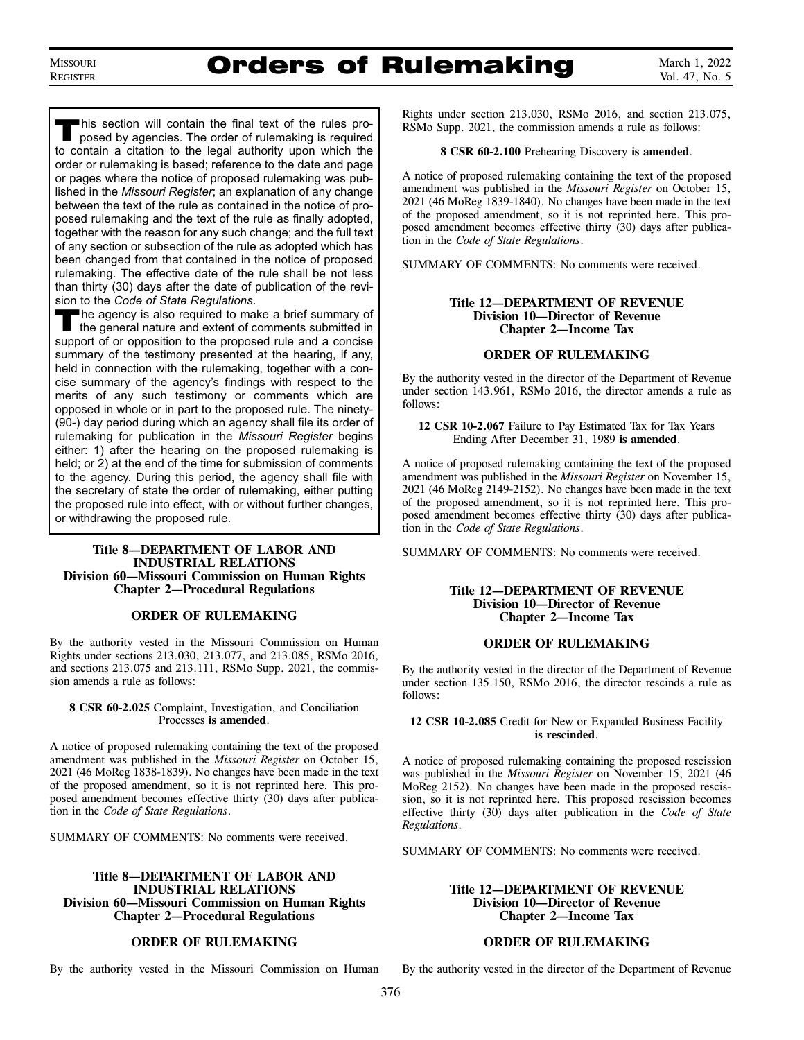# Orders of Rulemaking

This section will contain the final text of the rules proposed by agencies. The order of rulemaking is required to contain a citation to the legal authority upon which the order or rulemaking is based; reference to the date and page or pages where the notice of proposed rulemaking was published in the *Missouri Register*; an explanation of any change between the text of the rule as contained in the notice of proposed rulemaking and the text of the rule as finally adopted, together with the reason for any such change; and the full text of any section or subsection of the rule as adopted which has been changed from that contained in the notice of proposed rulemaking. The effective date of the rule shall be not less than thirty (30) days after the date of publication of the revision to the *Code of State Regulations*.

The agency is also required to make a brief summary of the general nature and extent of comments submitted in support of or opposition to the proposed rule and a concise summary of the testimony presented at the hearing, if any, held in connection with the rulemaking, together with a concise summary of the agency's findings with respect to the merits of any such testimony or comments which are opposed in whole or in part to the proposed rule. The ninety- (90-) day period during which an agency shall file its order of rulemaking for publication in the *Missouri Register* begins either: 1) after the hearing on the proposed rulemaking is held; or 2) at the end of the time for submission of comments to the agency. During this period, the agency shall file with the secretary of state the order of rulemaking, either putting the proposed rule into effect, with or without further changes, or withdrawing the proposed rule.

## Title 8—DEPARTMENT OF LABOR AND INDUSTRIAL RELATIONS
## Division 60—Missouri Commission on Human Rights
## Chapter 2—Procedural Regulations

### ORDER OF RULEMAKING

By the authority vested in the Missouri Commission on Human Rights under sections 213.030, 213.077, and 213.085, RSMo 2016, and sections 213.075 and 213.111, RSMo Supp. 2021, the commission amends a rule as follows:

**8 CSR 60-2.025** Complaint, Investigation, and Conciliation Processes **is amended**.

A notice of proposed rulemaking containing the text of the proposed amendment was published in the *Missouri Register* on October 15, 2021 (46 MoReg 1838-1839). No changes have been made in the text of the proposed amendment, so it is not reprinted here. This proposed amendment becomes effective thirty (30) days after publication in the *Code of State Regulations*.

SUMMARY OF COMMENTS: No comments were received.

## Title 8—DEPARTMENT OF LABOR AND INDUSTRIAL RELATIONS
## Division 60—Missouri Commission on Human Rights
## Chapter 2—Procedural Regulations

### ORDER OF RULEMAKING

By the authority vested in the Missouri Commission on Human Rights under section 213.030, RSMo 2016, and section 213.075, RSMo Supp. 2021, the commission amends a rule as follows:

**8 CSR 60-2.100** Prehearing Discovery **is amended**.

A notice of proposed rulemaking containing the text of the proposed amendment was published in the *Missouri Register* on October 15, 2021 (46 MoReg 1839-1840). No changes have been made in the text of the proposed amendment, so it is not reprinted here. This proposed amendment becomes effective thirty (30) days after publication in the *Code of State Regulations*.

SUMMARY OF COMMENTS: No comments were received.

## Title 12—DEPARTMENT OF REVENUE
## Division 10—Director of Revenue
## Chapter 2—Income Tax

### ORDER OF RULEMAKING

By the authority vested in the director of the Department of Revenue under section 143.961, RSMo 2016, the director amends a rule as follows:

**12 CSR 10-2.067** Failure to Pay Estimated Tax for Tax Years Ending After December 31, 1989 **is amended**.

A notice of proposed rulemaking containing the text of the proposed amendment was published in the *Missouri Register* on November 15, 2021 (46 MoReg 2149-2152). No changes have been made in the text of the proposed amendment, so it is not reprinted here. This proposed amendment becomes effective thirty (30) days after publication in the *Code of State Regulations*.

SUMMARY OF COMMENTS: No comments were received.

## Title 12—DEPARTMENT OF REVENUE
## Division 10—Director of Revenue
## Chapter 2—Income Tax

### ORDER OF RULEMAKING

By the authority vested in the director of the Department of Revenue under section 135.150, RSMo 2016, the director rescinds a rule as follows:

**12 CSR 10-2.085** Credit for New or Expanded Business Facility **is rescinded**.

A notice of proposed rulemaking containing the proposed rescission was published in the *Missouri Register* on November 15, 2021 (46 MoReg 2152). No changes have been made in the proposed rescission, so it is not reprinted here. This proposed rescission becomes effective thirty (30) days after publication in the *Code of State Regulations*.

SUMMARY OF COMMENTS: No comments were received.

## Title 12—DEPARTMENT OF REVENUE
## Division 10—Director of Revenue
## Chapter 2—Income Tax

### ORDER OF RULEMAKING

By the authority vested in the director of the Department of Revenue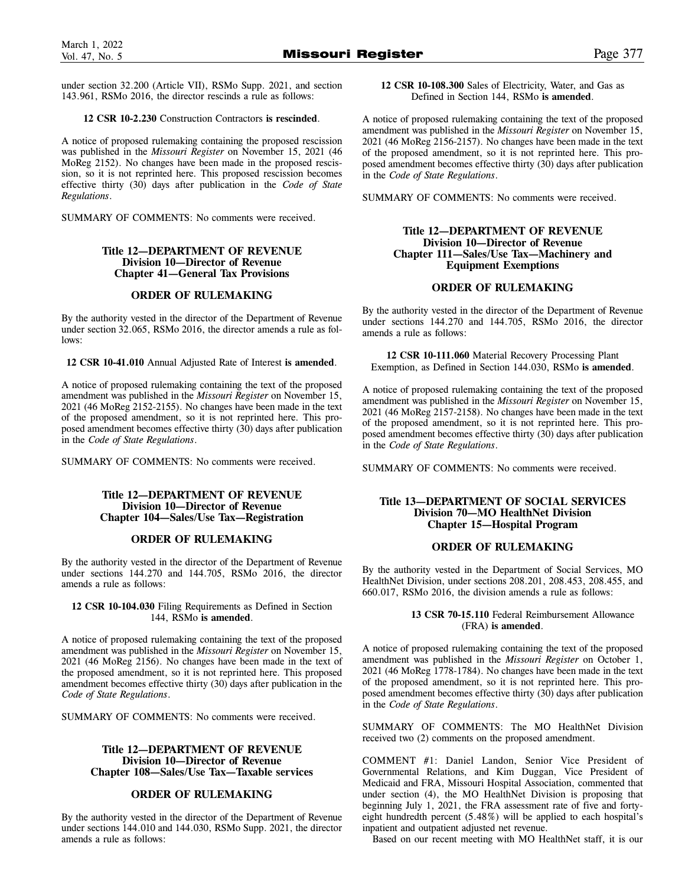under section 32.200 (Article VII), RSMo Supp. 2021, and section 143.961, RSMo 2016, the director rescinds a rule as follows:

**12 CSR 10-2.230** Construction Contractors **is rescinded**.

A notice of proposed rulemaking containing the proposed rescission was published in the *Missouri Register* on November 15, 2021 (46 MoReg 2152). No changes have been made in the proposed rescission, so it is not reprinted here. This proposed rescission becomes effective thirty (30) days after publication in the *Code of State Regulations*.

SUMMARY OF COMMENTS: No comments were received.

### Title 12—DEPARTMENT OF REVENUE
### Division 10—Director of Revenue
### Chapter 41—General Tax Provisions

### ORDER OF RULEMAKING

By the authority vested in the director of the Department of Revenue under section 32.065, RSMo 2016, the director amends a rule as follows:

**12 CSR 10-41.010** Annual Adjusted Rate of Interest **is amended**.

A notice of proposed rulemaking containing the text of the proposed amendment was published in the *Missouri Register* on November 15, 2021 (46 MoReg 2152-2155). No changes have been made in the text of the proposed amendment, so it is not reprinted here. This proposed amendment becomes effective thirty (30) days after publication in the *Code of State Regulations*.

SUMMARY OF COMMENTS: No comments were received.

### Title 12—DEPARTMENT OF REVENUE
### Division 10—Director of Revenue
### Chapter 104—Sales/Use Tax—Registration

### ORDER OF RULEMAKING

By the authority vested in the director of the Department of Revenue under sections 144.270 and 144.705, RSMo 2016, the director amends a rule as follows:

**12 CSR 10-104.030** Filing Requirements as Defined in Section 144, RSMo **is amended**.

A notice of proposed rulemaking containing the text of the proposed amendment was published in the *Missouri Register* on November 15, 2021 (46 MoReg 2156). No changes have been made in the text of the proposed amendment, so it is not reprinted here. This proposed amendment becomes effective thirty (30) days after publication in the *Code of State Regulations*.

SUMMARY OF COMMENTS: No comments were received.

### Title 12—DEPARTMENT OF REVENUE
### Division 10—Director of Revenue
### Chapter 108—Sales/Use Tax—Taxable services

### ORDER OF RULEMAKING

By the authority vested in the director of the Department of Revenue under sections 144.010 and 144.030, RSMo Supp. 2021, the director amends a rule as follows:

**12 CSR 10-108.300** Sales of Electricity, Water, and Gas as Defined in Section 144, RSMo **is amended**.

A notice of proposed rulemaking containing the text of the proposed amendment was published in the *Missouri Register* on November 15, 2021 (46 MoReg 2156-2157). No changes have been made in the text of the proposed amendment, so it is not reprinted here. This proposed amendment becomes effective thirty (30) days after publication in the *Code of State Regulations*.

SUMMARY OF COMMENTS: No comments were received.

### Title 12—DEPARTMENT OF REVENUE
### Division 10—Director of Revenue
### Chapter 111—Sales/Use Tax—Machinery and Equipment Exemptions

### ORDER OF RULEMAKING

By the authority vested in the director of the Department of Revenue under sections 144.270 and 144.705, RSMo 2016, the director amends a rule as follows:

**12 CSR 10-111.060** Material Recovery Processing Plant Exemption, as Defined in Section 144.030, RSMo **is amended**.

A notice of proposed rulemaking containing the text of the proposed amendment was published in the *Missouri Register* on November 15, 2021 (46 MoReg 2157-2158). No changes have been made in the text of the proposed amendment, so it is not reprinted here. This proposed amendment becomes effective thirty (30) days after publication in the *Code of State Regulations*.

SUMMARY OF COMMENTS: No comments were received.

### Title 13—DEPARTMENT OF SOCIAL SERVICES
### Division 70—MO HealthNet Division
### Chapter 15—Hospital Program

### ORDER OF RULEMAKING

By the authority vested in the Department of Social Services, MO HealthNet Division, under sections 208.201, 208.453, 208.455, and 660.017, RSMo 2016, the division amends a rule as follows:

**13 CSR 70-15.110** Federal Reimbursement Allowance (FRA) **is amended**.

A notice of proposed rulemaking containing the text of the proposed amendment was published in the *Missouri Register* on October 1, 2021 (46 MoReg 1778-1784). No changes have been made in the text of the proposed amendment, so it is not reprinted here. This proposed amendment becomes effective thirty (30) days after publication in the *Code of State Regulations*.

SUMMARY OF COMMENTS: The MO HealthNet Division received two (2) comments on the proposed amendment.

COMMENT #1: Daniel Landon, Senior Vice President of Governmental Relations, and Kim Duggan, Vice President of Medicaid and FRA, Missouri Hospital Association, commented that under section (4), the MO HealthNet Division is proposing that beginning July 1, 2021, the FRA assessment rate of five and forty-eight hundredth percent (5.48%) will be applied to each hospital's inpatient and outpatient adjusted net revenue.

Based on our recent meeting with MO HealthNet staff, it is our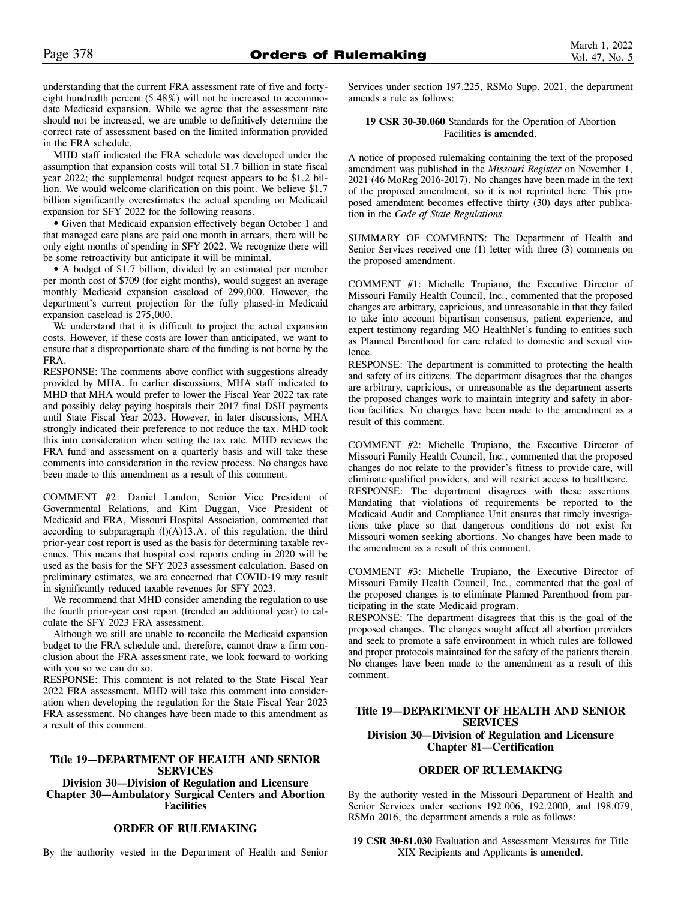understanding that the current FRA assessment rate of five and forty-eight hundredth percent (5.48%) will not be increased to accommodate Medicaid expansion. While we agree that the assessment rate should not be increased, we are unable to definitively determine the correct rate of assessment based on the limited information provided in the FRA schedule.

MHD staff indicated the FRA schedule was developed under the assumption that expansion costs will total $1.7 billion in state fiscal year 2022; the supplemental budget request appears to be $1.2 billion. We would welcome clarification on this point. We believe $1.7 billion significantly overestimates the actual spending on Medicaid expansion for SFY 2022 for the following reasons.

- Given that Medicaid expansion effectively began October 1 and that managed care plans are paid one month in arrears, there will be only eight months of spending in SFY 2022. We recognize there will be some retroactivity but anticipate it will be minimal.
- A budget of $1.7 billion, divided by an estimated per member per month cost of $709 (for eight months), would suggest an average monthly Medicaid expansion caseload of 299,000. However, the department's current projection for the fully phased-in Medicaid expansion caseload is 275,000.

We understand that it is difficult to project the actual expansion costs. However, if these costs are lower than anticipated, we want to ensure that a disproportionate share of the funding is not borne by the FRA.

RESPONSE: The comments above conflict with suggestions already provided by MHA. In earlier discussions, MHA staff indicated to MHD that MHA would prefer to lower the Fiscal Year 2022 tax rate and possibly delay paying hospitals their 2017 final DSH payments until State Fiscal Year 2023. However, in later discussions, MHA strongly indicated their preference to not reduce the tax. MHD took this into consideration when setting the tax rate. MHD reviews the FRA fund and assessment on a quarterly basis and will take these comments into consideration in the review process. No changes have been made to this amendment as a result of this comment.

COMMENT #2: Daniel Landon, Senior Vice President of Governmental Relations, and Kim Duggan, Vice President of Medicaid and FRA, Missouri Hospital Association, commented that according to subparagraph (l)(A)13.A. of this regulation, the third prior-year cost report is used as the basis for determining taxable revenues. This means that hospital cost reports ending in 2020 will be used as the basis for the SFY 2023 assessment calculation. Based on preliminary estimates, we are concerned that COVID-19 may result in significantly reduced taxable revenues for SFY 2023.

We recommend that MHD consider amending the regulation to use the fourth prior-year cost report (trended an additional year) to calculate the SFY 2023 FRA assessment.

Although we still are unable to reconcile the Medicaid expansion budget to the FRA schedule and, therefore, cannot draw a firm conclusion about the FRA assessment rate, we look forward to working with you so we can do so.

RESPONSE: This comment is not related to the State Fiscal Year 2022 FRA assessment. MHD will take this comment into consideration when developing the regulation for the State Fiscal Year 2023 FRA assessment. No changes have been made to this amendment as a result of this comment.

## Title 19—DEPARTMENT OF HEALTH AND SENIOR SERVICES
## Division 30—Division of Regulation and Licensure
## Chapter 30—Ambulatory Surgical Centers and Abortion Facilities

### ORDER OF RULEMAKING

By the authority vested in the Department of Health and Senior Services under section 197.225, RSMo Supp. 2021, the department amends a rule as follows:

**19 CSR 30-30.060** Standards for the Operation of Abortion Facilities **is amended**.

A notice of proposed rulemaking containing the text of the proposed amendment was published in the *Missouri Register* on November 1, 2021 (46 MoReg 2016-2017). No changes have been made in the text of the proposed amendment, so it is not reprinted here. This proposed amendment becomes effective thirty (30) days after publication in the *Code of State Regulations*.

SUMMARY OF COMMENTS: The Department of Health and Senior Services received one (1) letter with three (3) comments on the proposed amendment.

COMMENT #1: Michelle Trupiano, the Executive Director of Missouri Family Health Council, Inc., commented that the proposed changes are arbitrary, capricious, and unreasonable in that they failed to take into account bipartisan consensus, patient experience, and expert testimony regarding MO HealthNet's funding to entities such as Planned Parenthood for care related to domestic and sexual violence.

RESPONSE: The department is committed to protecting the health and safety of its citizens. The department disagrees that the changes are arbitrary, capricious, or unreasonable as the department asserts the proposed changes work to maintain integrity and safety in abortion facilities. No changes have been made to the amendment as a result of this comment.

COMMENT #2: Michelle Trupiano, the Executive Director of Missouri Family Health Council, Inc., commented that the proposed changes do not relate to the provider's fitness to provide care, will eliminate qualified providers, and will restrict access to healthcare.

RESPONSE: The department disagrees with these assertions. Mandating that violations of requirements be reported to the Medicaid Audit and Compliance Unit ensures that timely investigations take place so that dangerous conditions do not exist for Missouri women seeking abortions. No changes have been made to the amendment as a result of this comment.

COMMENT #3: Michelle Trupiano, the Executive Director of Missouri Family Health Council, Inc., commented that the goal of the proposed changes is to eliminate Planned Parenthood from participating in the state Medicaid program.

RESPONSE: The department disagrees that this is the goal of the proposed changes. The changes sought affect all abortion providers and seek to promote a safe environment in which rules are followed and proper protocols maintained for the safety of the patients therein. No changes have been made to the amendment as a result of this comment.

## Title 19—DEPARTMENT OF HEALTH AND SENIOR SERVICES
## Division 30—Division of Regulation and Licensure
## Chapter 81—Certification

### ORDER OF RULEMAKING

By the authority vested in the Missouri Department of Health and Senior Services under sections 192.006, 192.2000, and 198.079, RSMo 2016, the department amends a rule as follows:

**19 CSR 30-81.030** Evaluation and Assessment Measures for Title XIX Recipients and Applicants **is amended**.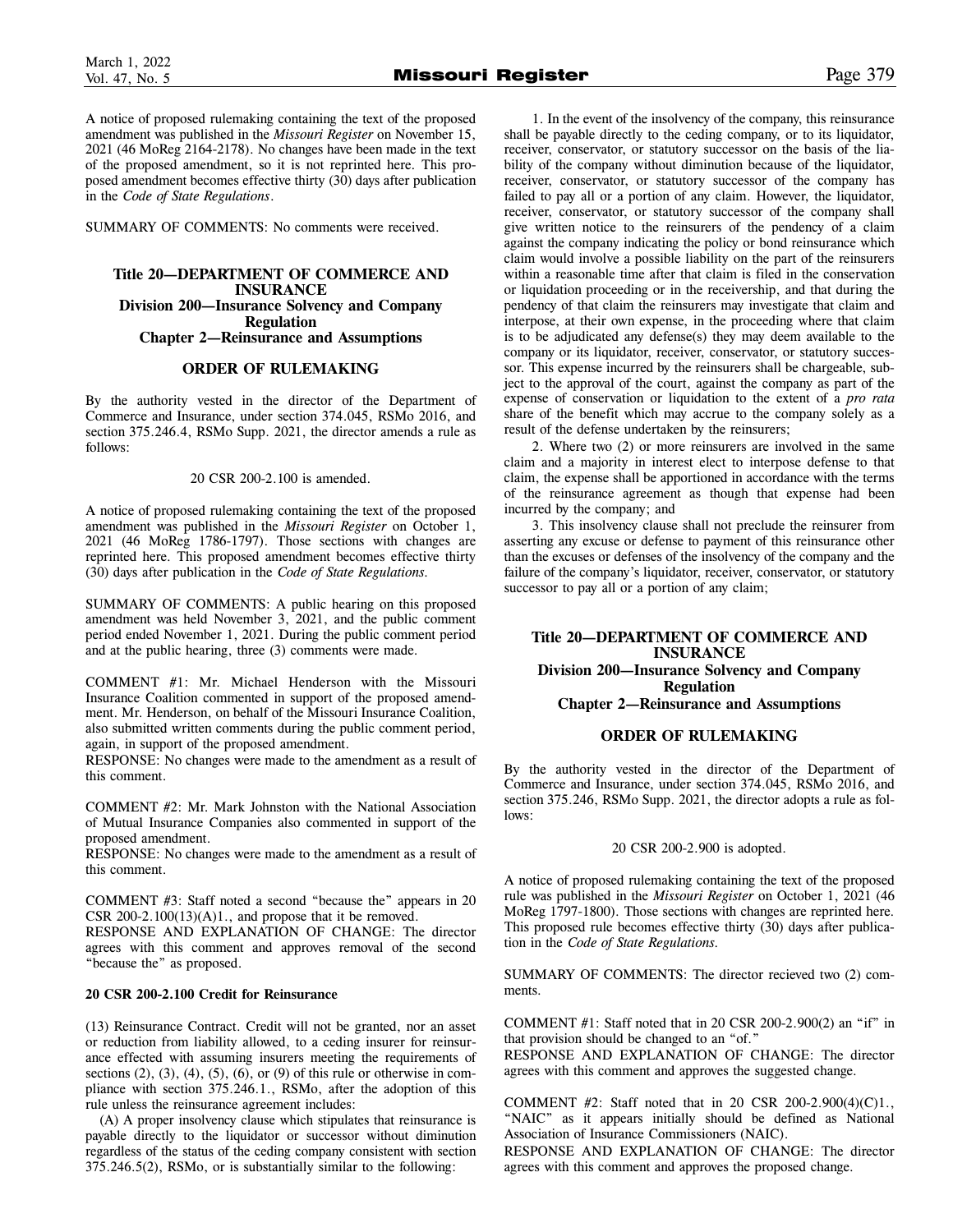A notice of proposed rulemaking containing the text of the proposed amendment was published in the *Missouri Register* on November 15, 2021 (46 MoReg 2164-2178). No changes have been made in the text of the proposed amendment, so it is not reprinted here. This proposed amendment becomes effective thirty (30) days after publication in the *Code of State Regulations*.

SUMMARY OF COMMENTS: No comments were received.

**Title 20—DEPARTMENT OF COMMERCE AND INSURANCE**
**Division 200—Insurance Solvency and Company Regulation**
**Chapter 2—Reinsurance and Assumptions**

**ORDER OF RULEMAKING**

By the authority vested in the director of the Department of Commerce and Insurance, under section 374.045, RSMo 2016, and section 375.246.4, RSMo Supp. 2021, the director amends a rule as follows:

20 CSR 200-2.100 is amended.

A notice of proposed rulemaking containing the text of the proposed amendment was published in the *Missouri Register* on October 1, 2021 (46 MoReg 1786-1797). Those sections with changes are reprinted here. This proposed amendment becomes effective thirty (30) days after publication in the *Code of State Regulations*.

SUMMARY OF COMMENTS: A public hearing on this proposed amendment was held November 3, 2021, and the public comment period ended November 1, 2021. During the public comment period and at the public hearing, three (3) comments were made.

COMMENT #1: Mr. Michael Henderson with the Missouri Insurance Coalition commented in support of the proposed amendment. Mr. Henderson, on behalf of the Missouri Insurance Coalition, also submitted written comments during the public comment period, again, in support of the proposed amendment.
RESPONSE: No changes were made to the amendment as a result of this comment.

COMMENT #2: Mr. Mark Johnston with the National Association of Mutual Insurance Companies also commented in support of the proposed amendment.
RESPONSE: No changes were made to the amendment as a result of this comment.

COMMENT #3: Staff noted a second "because the" appears in 20 CSR 200-2.100(13)(A)1., and propose that it be removed.
RESPONSE AND EXPLANATION OF CHANGE: The director agrees with this comment and approves removal of the second "because the" as proposed.

**20 CSR 200-2.100 Credit for Reinsurance**

(13) Reinsurance Contract. Credit will not be granted, nor an asset or reduction from liability allowed, to a ceding insurer for reinsurance effected with assuming insurers meeting the requirements of sections (2), (3), (4), (5), (6), or (9) of this rule or otherwise in compliance with section 375.246.1., RSMo, after the adoption of this rule unless the reinsurance agreement includes:

(A) A proper insolvency clause which stipulates that reinsurance is payable directly to the liquidator or successor without diminution regardless of the status of the ceding company consistent with section 375.246.5(2), RSMo, or is substantially similar to the following:

1. In the event of the insolvency of the company, this reinsurance shall be payable directly to the ceding company, or to its liquidator, receiver, conservator, or statutory successor on the basis of the liability of the company without diminution because of the liquidator, receiver, conservator, or statutory successor of the company has failed to pay all or a portion of any claim. However, the liquidator, receiver, conservator, or statutory successor of the company shall give written notice to the reinsurers of the pendency of a claim against the company indicating the policy or bond reinsurance which claim would involve a possible liability on the part of the reinsurers within a reasonable time after that claim is filed in the conservation or liquidation proceeding or in the receivership, and that during the pendency of that claim the reinsurers may investigate that claim and interpose, at their own expense, in the proceeding where that claim is to be adjudicated any defense(s) they may deem available to the company or its liquidator, receiver, conservator, or statutory successor. This expense incurred by the reinsurers shall be chargeable, subject to the approval of the court, against the company as part of the expense of conservation or liquidation to the extent of a *pro rata* share of the benefit which may accrue to the company solely as a result of the defense undertaken by the reinsurers;

2. Where two (2) or more reinsurers are involved in the same claim and a majority in interest elect to interpose defense to that claim, the expense shall be apportioned in accordance with the terms of the reinsurance agreement as though that expense had been incurred by the company; and

3. This insolvency clause shall not preclude the reinsurer from asserting any excuse or defense to payment of this reinsurance other than the excuses or defenses of the insolvency of the company and the failure of the company's liquidator, receiver, conservator, or statutory successor to pay all or a portion of any claim;

**Title 20—DEPARTMENT OF COMMERCE AND INSURANCE**
**Division 200—Insurance Solvency and Company Regulation**
**Chapter 2—Reinsurance and Assumptions**

**ORDER OF RULEMAKING**

By the authority vested in the director of the Department of Commerce and Insurance, under section 374.045, RSMo 2016, and section 375.246, RSMo Supp. 2021, the director adopts a rule as follows:

20 CSR 200-2.900 is adopted.

A notice of proposed rulemaking containing the text of the proposed rule was published in the *Missouri Register* on October 1, 2021 (46 MoReg 1797-1800). Those sections with changes are reprinted here. This proposed rule becomes effective thirty (30) days after publication in the *Code of State Regulations*.

SUMMARY OF COMMENTS: The director recieved two (2) comments.

COMMENT #1: Staff noted that in 20 CSR 200-2.900(2) an "if" in that provision should be changed to an "of."
RESPONSE AND EXPLANATION OF CHANGE: The director agrees with this comment and approves the suggested change.

COMMENT #2: Staff noted that in 20 CSR 200-2.900(4)(C)1., "NAIC" as it appears initially should be defined as National Association of Insurance Commissioners (NAIC).
RESPONSE AND EXPLANATION OF CHANGE: The director agrees with this comment and approves the proposed change.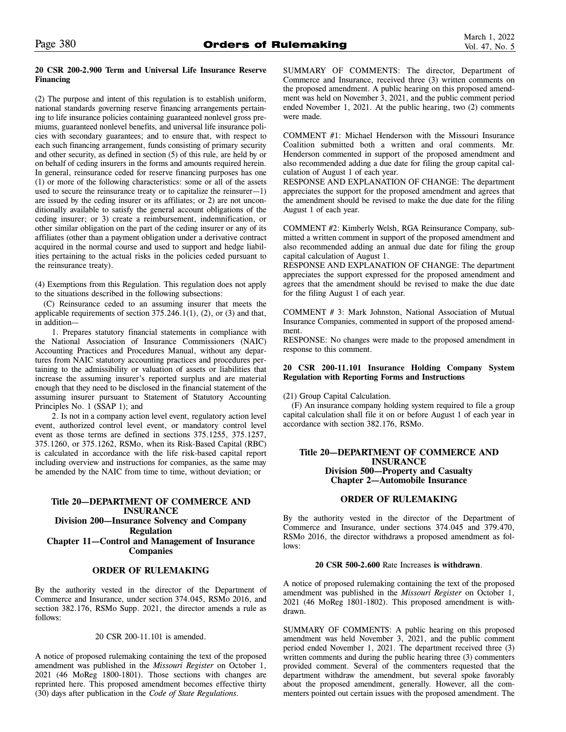**20 CSR 200-2.900 Term and Universal Life Insurance Reserve Financing**

(2) The purpose and intent of this regulation is to establish uniform, national standards governing reserve financing arrangements pertaining to life insurance policies containing guaranteed nonlevel gross premiums, guaranteed nonlevel benefits, and universal life insurance policies with secondary guarantees; and to ensure that, with respect to each such financing arrangement, funds consisting of primary security and other security, as defined in section (5) of this rule, are held by or on behalf of ceding insurers in the forms and amounts required herein. In general, reinsurance ceded for reserve financing purposes has one (1) or more of the following characteristics: some or all of the assets used to secure the reinsurance treaty or to capitalize the reinsurer—1) are issued by the ceding insurer or its affiliates; or 2) are not unconditionally available to satisfy the general account obligations of the ceding insurer; or 3) create a reimbursement, indemnification, or other similar obligation on the part of the ceding insurer or any of its affiliates (other than a payment obligation under a derivative contract acquired in the normal course and used to support and hedge liabilities pertaining to the actual risks in the policies ceded pursuant to the reinsurance treaty).

(4) Exemptions from this Regulation. This regulation does not apply to the situations described in the following subsections:

(C) Reinsurance ceded to an assuming insurer that meets the applicable requirements of section 375.246.1(1), (2), or (3) and that, in addition—

1. Prepares statutory financial statements in compliance with the National Association of Insurance Commissioners (NAIC) Accounting Practices and Procedures Manual, without any departures from NAIC statutory accounting practices and procedures pertaining to the admissibility or valuation of assets or liabilities that increase the assuming insurer's reported surplus and are material enough that they need to be disclosed in the financial statement of the assuming insurer pursuant to Statement of Statutory Accounting Principles No. 1 (SSAP 1); and

2. Is not in a company action level event, regulatory action level event, authorized control level event, or mandatory control level event as those terms are defined in sections 375.1255, 375.1257, 375.1260, or 375.1262, RSMo, when its Risk-Based Capital (RBC) is calculated in accordance with the life risk-based capital report including overview and instructions for companies, as the same may be amended by the NAIC from time to time, without deviation; or

## Title 20—DEPARTMENT OF COMMERCE AND INSURANCE
## Division 200—Insurance Solvency and Company Regulation
## Chapter 11—Control and Management of Insurance Companies

### ORDER OF RULEMAKING

By the authority vested in the director of the Department of Commerce and Insurance, under section 374.045, RSMo 2016, and section 382.176, RSMo Supp. 2021, the director amends a rule as follows:

20 CSR 200-11.101 is amended.

A notice of proposed rulemaking containing the text of the proposed amendment was published in the *Missouri Register* on October 1, 2021 (46 MoReg 1800-1801). Those sections with changes are reprinted here. This proposed amendment becomes effective thirty (30) days after publication in the *Code of State Regulations*.

SUMMARY OF COMMENTS: The director, Department of Commerce and Insurance, received three (3) written comments on the proposed amendment. A public hearing on this proposed amendment was held on November 3, 2021, and the public comment period ended November 1, 2021. At the public hearing, two (2) comments were made.

COMMENT #1: Michael Henderson with the Missouri Insurance Coalition submitted both a written and oral comments. Mr. Henderson commented in support of the proposed amendment and also recommended adding a due date for filing the group capital calculation of August 1 of each year.

RESPONSE AND EXPLANATION OF CHANGE: The department appreciates the support for the proposed amendment and agrees that the amendment should be revised to make the due date for the filing August 1 of each year.

COMMENT #2: Kimberly Welsh, RGA Reinsurance Company, submitted a written comment in support of the proposed amendment and also recommended adding an annual due date for filing the group capital calculation of August 1.

RESPONSE AND EXPLANATION OF CHANGE: The department appreciates the support expressed for the proposed amendment and agrees that the amendment should be revised to make the due date for the filing August 1 of each year.

COMMENT # 3: Mark Johnston, National Association of Mutual Insurance Companies, commented in support of the proposed amendment.

RESPONSE: No changes were made to the proposed amendment in response to this comment.

**20 CSR 200-11.101 Insurance Holding Company System Regulation with Reporting Forms and Instructions**

(21) Group Capital Calculation.

(F) An insurance company holding system required to file a group capital calculation shall file it on or before August 1 of each year in accordance with section 382.176, RSMo.

## Title 20—DEPARTMENT OF COMMERCE AND INSURANCE
## Division 500—Property and Casualty
## Chapter 2—Automobile Insurance

### ORDER OF RULEMAKING

By the authority vested in the director of the Department of Commerce and Insurance, under sections 374.045 and 379.470, RSMo 2016, the director withdraws a proposed amendment as follows:

**20 CSR 500-2.600** Rate Increases **is withdrawn**.

A notice of proposed rulemaking containing the text of the proposed amendment was published in the *Missouri Register* on October 1, 2021 (46 MoReg 1801-1802). This proposed amendment is withdrawn.

SUMMARY OF COMMENTS: A public hearing on this proposed amendment was held November 3, 2021, and the public comment period ended November 1, 2021. The department received three (3) written comments and during the public hearing three (3) commenters provided comment. Several of the commenters requested that the department withdraw the amendment, but several spoke favorably about the proposed amendment, generally. However, all the commenters pointed out certain issues with the proposed amendment. The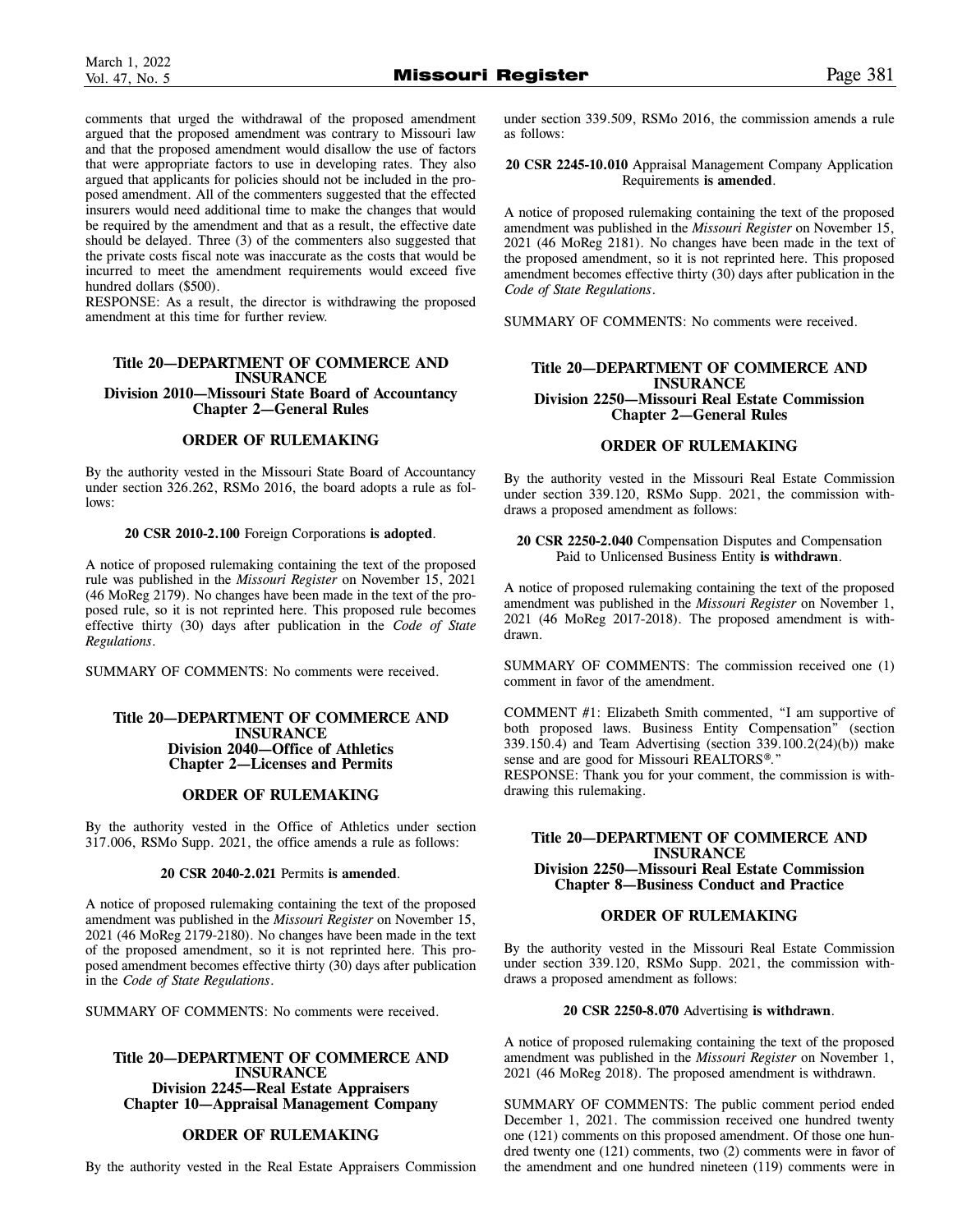comments that urged the withdrawal of the proposed amendment argued that the proposed amendment was contrary to Missouri law and that the proposed amendment would disallow the use of factors that were appropriate factors to use in developing rates. They also argued that applicants for policies should not be included in the proposed amendment. All of the commenters suggested that the effected insurers would need additional time to make the changes that would be required by the amendment and that as a result, the effective date should be delayed. Three (3) of the commenters also suggested that the private costs fiscal note was inaccurate as the costs that would be incurred to meet the amendment requirements would exceed five hundred dollars ($500).

RESPONSE: As a result, the director is withdrawing the proposed amendment at this time for further review.

### Title 20—DEPARTMENT OF COMMERCE AND INSURANCE
### Division 2010—Missouri State Board of Accountancy
### Chapter 2—General Rules

#### ORDER OF RULEMAKING

By the authority vested in the Missouri State Board of Accountancy under section 326.262, RSMo 2016, the board adopts a rule as follows:

**20 CSR 2010-2.100** Foreign Corporations **is adopted**.

A notice of proposed rulemaking containing the text of the proposed rule was published in the *Missouri Register* on November 15, 2021 (46 MoReg 2179). No changes have been made in the text of the proposed rule, so it is not reprinted here. This proposed rule becomes effective thirty (30) days after publication in the *Code of State Regulations*.

SUMMARY OF COMMENTS: No comments were received.

### Title 20—DEPARTMENT OF COMMERCE AND INSURANCE
### Division 2040—Office of Athletics
### Chapter 2—Licenses and Permits

#### ORDER OF RULEMAKING

By the authority vested in the Office of Athletics under section 317.006, RSMo Supp. 2021, the office amends a rule as follows:

**20 CSR 2040-2.021** Permits **is amended**.

A notice of proposed rulemaking containing the text of the proposed amendment was published in the *Missouri Register* on November 15, 2021 (46 MoReg 2179-2180). No changes have been made in the text of the proposed amendment, so it is not reprinted here. This proposed amendment becomes effective thirty (30) days after publication in the *Code of State Regulations*.

SUMMARY OF COMMENTS: No comments were received.

### Title 20—DEPARTMENT OF COMMERCE AND INSURANCE
### Division 2245—Real Estate Appraisers
### Chapter 10—Appraisal Management Company

#### ORDER OF RULEMAKING

By the authority vested in the Real Estate Appraisers Commission under section 339.509, RSMo 2016, the commission amends a rule as follows:

**20 CSR 2245-10.010** Appraisal Management Company Application Requirements **is amended**.

A notice of proposed rulemaking containing the text of the proposed amendment was published in the *Missouri Register* on November 15, 2021 (46 MoReg 2181). No changes have been made in the text of the proposed amendment, so it is not reprinted here. This proposed amendment becomes effective thirty (30) days after publication in the *Code of State Regulations*.

SUMMARY OF COMMENTS: No comments were received.

### Title 20—DEPARTMENT OF COMMERCE AND INSURANCE
### Division 2250—Missouri Real Estate Commission
### Chapter 2—General Rules

#### ORDER OF RULEMAKING

By the authority vested in the Missouri Real Estate Commission under section 339.120, RSMo Supp. 2021, the commission withdraws a proposed amendment as follows:

**20 CSR 2250-2.040** Compensation Disputes and Compensation Paid to Unlicensed Business Entity **is withdrawn**.

A notice of proposed rulemaking containing the text of the proposed amendment was published in the *Missouri Register* on November 1, 2021 (46 MoReg 2017-2018). The proposed amendment is withdrawn.

SUMMARY OF COMMENTS: The commission received one (1) comment in favor of the amendment.

COMMENT #1: Elizabeth Smith commented, "I am supportive of both proposed laws. Business Entity Compensation" (section 339.150.4) and Team Advertising (section 339.100.2(24)(b)) make sense and are good for Missouri REALTORS®."

RESPONSE: Thank you for your comment, the commission is withdrawing this rulemaking.

### Title 20—DEPARTMENT OF COMMERCE AND INSURANCE
### Division 2250—Missouri Real Estate Commission
### Chapter 8—Business Conduct and Practice

#### ORDER OF RULEMAKING

By the authority vested in the Missouri Real Estate Commission under section 339.120, RSMo Supp. 2021, the commission withdraws a proposed amendment as follows:

**20 CSR 2250-8.070** Advertising **is withdrawn**.

A notice of proposed rulemaking containing the text of the proposed amendment was published in the *Missouri Register* on November 1, 2021 (46 MoReg 2018). The proposed amendment is withdrawn.

SUMMARY OF COMMENTS: The public comment period ended December 1, 2021. The commission received one hundred twenty one (121) comments on this proposed amendment. Of those one hundred twenty one (121) comments, two (2) comments were in favor of the amendment and one hundred nineteen (119) comments were in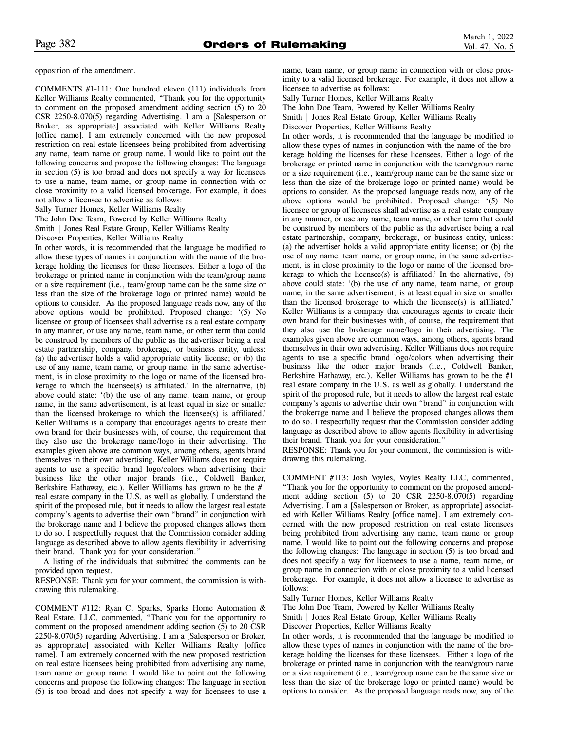opposition of the amendment.

COMMENTS #1-111: One hundred eleven (111) individuals from Keller Williams Realty commented, "Thank you for the opportunity to comment on the proposed amendment adding section (5) to 20 CSR 2250-8.070(5) regarding Advertising. I am a [Salesperson or Broker, as appropriate] associated with Keller Williams Realty [office name]. I am extremely concerned with the new proposed restriction on real estate licensees being prohibited from advertising any name, team name or group name. I would like to point out the following concerns and propose the following changes: The language in section (5) is too broad and does not specify a way for licensees to use a name, team name, or group name in connection with or close proximity to a valid licensed brokerage. For example, it does not allow a licensee to advertise as follows:

Sally Turner Homes, Keller Williams Realty
The John Doe Team, Powered by Keller Williams Realty
Smith | Jones Real Estate Group, Keller Williams Realty
Discover Properties, Keller Williams Realty

In other words, it is recommended that the language be modified to allow these types of names in conjunction with the name of the brokerage holding the licenses for these licensees. Either a logo of the brokerage or printed name in conjunction with the team/group name or a size requirement (i.e., team/group name can be the same size or less than the size of the brokerage logo or printed name) would be options to consider. As the proposed language reads now, any of the above options would be prohibited. Proposed change: '(5) No licensee or group of licensees shall advertise as a real estate company in any manner, or use any name, team name, or other term that could be construed by members of the public as the advertiser being a real estate partnership, company, brokerage, or business entity, unless: (a) the advertiser holds a valid appropriate entity license; or (b) the use of any name, team name, or group name, in the same advertisement, is in close proximity to the logo or name of the licensed brokerage to which the licensee(s) is affiliated.' In the alternative, (b) above could state: '(b) the use of any name, team name, or group name, in the same advertisement, is at least equal in size or smaller than the licensed brokerage to which the licensee(s) is affiliated.' Keller Williams is a company that encourages agents to create their own brand for their businesses with, of course, the requirement that they also use the brokerage name/logo in their advertising. The examples given above are common ways, among others, agents brand themselves in their own advertising. Keller Williams does not require agents to use a specific brand logo/colors when advertising their business like the other major brands (i.e., Coldwell Banker, Berkshire Hathaway, etc.). Keller Williams has grown to be the #1 real estate company in the U.S. as well as globally. I understand the spirit of the proposed rule, but it needs to allow the largest real estate company's agents to advertise their own "brand" in conjunction with the brokerage name and I believe the proposed changes allows them to do so. I respectfully request that the Commission consider adding language as described above to allow agents flexibility in advertising their brand. Thank you for your consideration."

A listing of the individuals that submitted the comments can be provided upon request.

RESPONSE: Thank you for your comment, the commission is withdrawing this rulemaking.

COMMENT #112: Ryan C. Sparks, Sparks Home Automation & Real Estate, LLC, commented, "Thank you for the opportunity to comment on the proposed amendment adding section (5) to 20 CSR 2250-8.070(5) regarding Advertising. I am a [Salesperson or Broker, as appropriate] associated with Keller Williams Realty [office name]. I am extremely concerned with the new proposed restriction on real estate licensees being prohibited from advertising any name, team name or group name. I would like to point out the following concerns and propose the following changes: The language in section (5) is too broad and does not specify a way for licensees to use a name, team name, or group name in connection with or close proximity to a valid licensed brokerage. For example, it does not allow a licensee to advertise as follows:

Sally Turner Homes, Keller Williams Realty
The John Doe Team, Powered by Keller Williams Realty
Smith | Jones Real Estate Group, Keller Williams Realty
Discover Properties, Keller Williams Realty

In other words, it is recommended that the language be modified to allow these types of names in conjunction with the name of the brokerage holding the licenses for these licensees. Either a logo of the brokerage or printed name in conjunction with the team/group name or a size requirement (i.e., team/group name can be the same size or less than the size of the brokerage logo or printed name) would be options to consider. As the proposed language reads now, any of the above options would be prohibited. Proposed change: '(5) No licensee or group of licensees shall advertise as a real estate company in any manner, or use any name, team name, or other term that could be construed by members of the public as the advertiser being a real estate partnership, company, brokerage, or business entity, unless: (a) the advertiser holds a valid appropriate entity license; or (b) the use of any name, team name, or group name, in the same advertisement, is in close proximity to the logo or name of the licensed brokerage to which the licensee(s) is affiliated.' In the alternative, (b) above could state: '(b) the use of any name, team name, or group name, in the same advertisement, is at least equal in size or smaller than the licensed brokerage to which the licensee(s) is affiliated.' Keller Williams is a company that encourages agents to create their own brand for their businesses with, of course, the requirement that they also use the brokerage name/logo in their advertising. The examples given above are common ways, among others, agents brand themselves in their own advertising. Keller Williams does not require agents to use a specific brand logo/colors when advertising their business like the other major brands (i.e., Coldwell Banker, Berkshire Hathaway, etc.). Keller Williams has grown to be the #1 real estate company in the U.S. as well as globally. I understand the spirit of the proposed rule, but it needs to allow the largest real estate company's agents to advertise their own "brand" in conjunction with the brokerage name and I believe the proposed changes allows them to do so. I respectfully request that the Commission consider adding language as described above to allow agents flexibility in advertising their brand. Thank you for your consideration."

RESPONSE: Thank you for your comment, the commission is withdrawing this rulemaking.

COMMENT #113: Josh Voyles, Voyles Realty LLC, commented, "Thank you for the opportunity to comment on the proposed amendment adding section (5) to 20 CSR 2250-8.070(5) regarding Advertising. I am a [Salesperson or Broker, as appropriate] associated with Keller Williams Realty [office name]. I am extremely concerned with the new proposed restriction on real estate licensees being prohibited from advertising any name, team name or group name. I would like to point out the following concerns and propose the following changes: The language in section (5) is too broad and does not specify a way for licensees to use a name, team name, or group name in connection with or close proximity to a valid licensed brokerage. For example, it does not allow a licensee to advertise as follows:

Sally Turner Homes, Keller Williams Realty
The John Doe Team, Powered by Keller Williams Realty
Smith | Jones Real Estate Group, Keller Williams Realty
Discover Properties, Keller Williams Realty

In other words, it is recommended that the language be modified to allow these types of names in conjunction with the name of the brokerage holding the licenses for these licensees. Either a logo of the brokerage or printed name in conjunction with the team/group name or a size requirement (i.e., team/group name can be the same size or less than the size of the brokerage logo or printed name) would be options to consider. As the proposed language reads now, any of the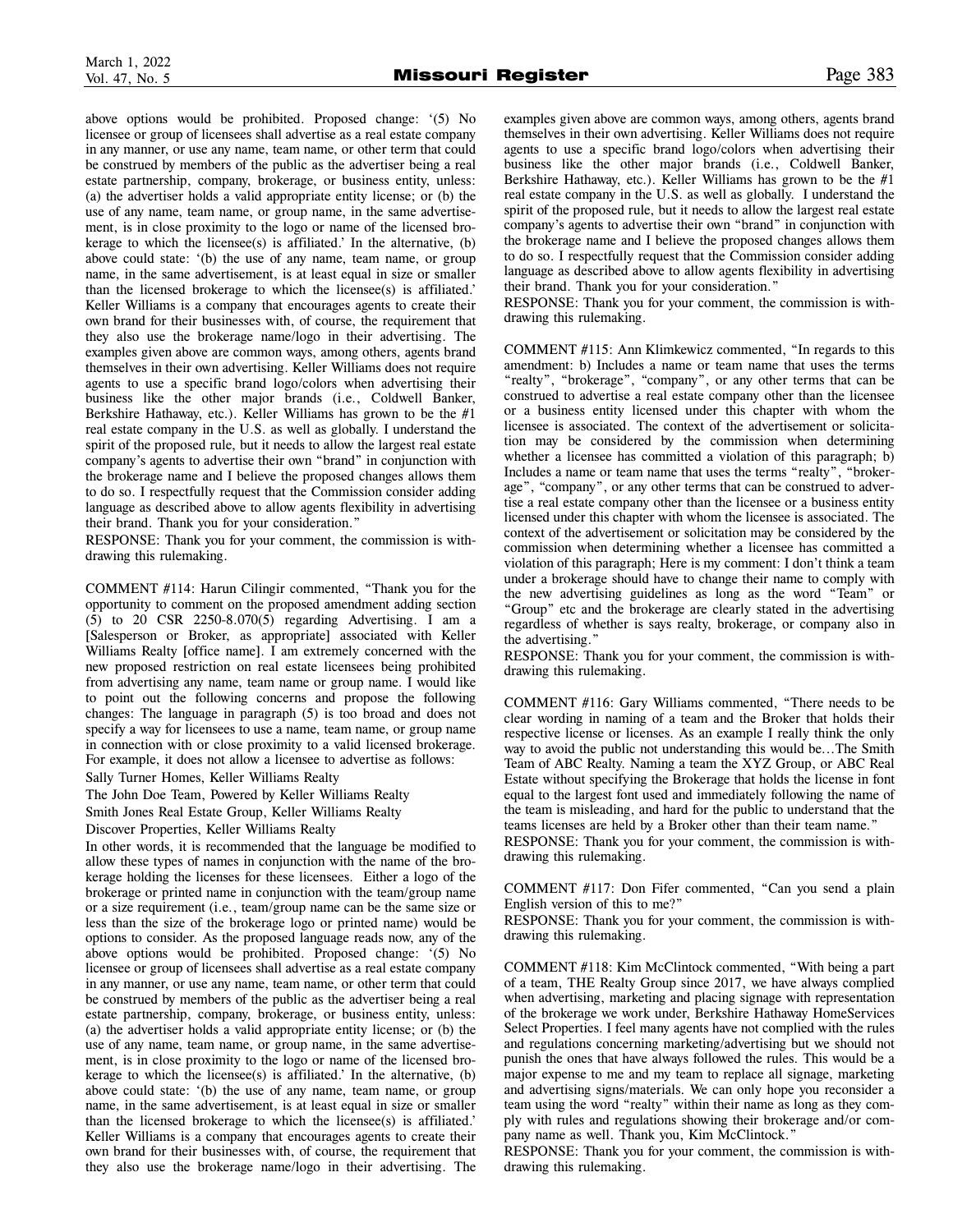above options would be prohibited. Proposed change: '(5) No licensee or group of licensees shall advertise as a real estate company in any manner, or use any name, team name, or other term that could be construed by members of the public as the advertiser being a real estate partnership, company, brokerage, or business entity, unless: (a) the advertiser holds a valid appropriate entity license; or (b) the use of any name, team name, or group name, in the same advertisement, is in close proximity to the logo or name of the licensed brokerage to which the licensee(s) is affiliated.' In the alternative, (b) above could state: '(b) the use of any name, team name, or group name, in the same advertisement, is at least equal in size or smaller than the licensed brokerage to which the licensee(s) is affiliated.' Keller Williams is a company that encourages agents to create their own brand for their businesses with, of course, the requirement that they also use the brokerage name/logo in their advertising. The examples given above are common ways, among others, agents brand themselves in their own advertising. Keller Williams does not require agents to use a specific brand logo/colors when advertising their business like the other major brands (i.e., Coldwell Banker, Berkshire Hathaway, etc.). Keller Williams has grown to be the #1 real estate company in the U.S. as well as globally. I understand the spirit of the proposed rule, but it needs to allow the largest real estate company's agents to advertise their own "brand" in conjunction with the brokerage name and I believe the proposed changes allows them to do so. I respectfully request that the Commission consider adding language as described above to allow agents flexibility in advertising their brand. Thank you for your consideration."

RESPONSE: Thank you for your comment, the commission is withdrawing this rulemaking.

COMMENT #114: Harun Cilingir commented, "Thank you for the opportunity to comment on the proposed amendment adding section (5) to 20 CSR 2250-8.070(5) regarding Advertising. I am a [Salesperson or Broker, as appropriate] associated with Keller Williams Realty [office name]. I am extremely concerned with the new proposed restriction on real estate licensees being prohibited from advertising any name, team name or group name. I would like to point out the following concerns and propose the following changes: The language in paragraph (5) is too broad and does not specify a way for licensees to use a name, team name, or group name in connection with or close proximity to a valid licensed brokerage. For example, it does not allow a licensee to advertise as follows:

Sally Turner Homes, Keller Williams Realty

The John Doe Team, Powered by Keller Williams Realty

Smith Jones Real Estate Group, Keller Williams Realty

Discover Properties, Keller Williams Realty

In other words, it is recommended that the language be modified to allow these types of names in conjunction with the name of the brokerage holding the licenses for these licensees. Either a logo of the brokerage or printed name in conjunction with the team/group name or a size requirement (i.e., team/group name can be the same size or less than the size of the brokerage logo or printed name) would be options to consider. As the proposed language reads now, any of the above options would be prohibited. Proposed change: '(5) No licensee or group of licensees shall advertise as a real estate company in any manner, or use any name, team name, or other term that could be construed by members of the public as the advertiser being a real estate partnership, company, brokerage, or business entity, unless: (a) the advertiser holds a valid appropriate entity license; or (b) the use of any name, team name, or group name, in the same advertisement, is in close proximity to the logo or name of the licensed brokerage to which the licensee(s) is affiliated.' In the alternative, (b) above could state: '(b) the use of any name, team name, or group name, in the same advertisement, is at least equal in size or smaller than the licensed brokerage to which the licensee(s) is affiliated.' Keller Williams is a company that encourages agents to create their own brand for their businesses with, of course, the requirement that they also use the brokerage name/logo in their advertising. The examples given above are common ways, among others, agents brand themselves in their own advertising. Keller Williams does not require agents to use a specific brand logo/colors when advertising their business like the other major brands (i.e., Coldwell Banker, Berkshire Hathaway, etc.). Keller Williams has grown to be the #1 real estate company in the U.S. as well as globally. I understand the spirit of the proposed rule, but it needs to allow the largest real estate company's agents to advertise their own "brand" in conjunction with the brokerage name and I believe the proposed changes allows them to do so. I respectfully request that the Commission consider adding language as described above to allow agents flexibility in advertising their brand. Thank you for your consideration."

RESPONSE: Thank you for your comment, the commission is withdrawing this rulemaking.

COMMENT #115: Ann Klimkewicz commented, "In regards to this amendment: b) Includes a name or team name that uses the terms "realty", "brokerage", "company", or any other terms that can be construed to advertise a real estate company other than the licensee or a business entity licensed under this chapter with whom the licensee is associated. The context of the advertisement or solicitation may be considered by the commission when determining whether a licensee has committed a violation of this paragraph; b) Includes a name or team name that uses the terms "realty", "brokerage", "company", or any other terms that can be construed to advertise a real estate company other than the licensee or a business entity licensed under this chapter with whom the licensee is associated. The context of the advertisement or solicitation may be considered by the commission when determining whether a licensee has committed a violation of this paragraph; Here is my comment: I don't think a team under a brokerage should have to change their name to comply with the new advertising guidelines as long as the word "Team" or "Group" etc and the brokerage are clearly stated in the advertising regardless of whether is says realty, brokerage, or company also in the advertising."

RESPONSE: Thank you for your comment, the commission is withdrawing this rulemaking.

COMMENT #116: Gary Williams commented, "There needs to be clear wording in naming of a team and the Broker that holds their respective license or licenses. As an example I really think the only way to avoid the public not understanding this would be…The Smith Team of ABC Realty. Naming a team the XYZ Group, or ABC Real Estate without specifying the Brokerage that holds the license in font equal to the largest font used and immediately following the name of the team is misleading, and hard for the public to understand that the teams licenses are held by a Broker other than their team name."

RESPONSE: Thank you for your comment, the commission is withdrawing this rulemaking.

COMMENT #117: Don Fifer commented, "Can you send a plain English version of this to me?"

RESPONSE: Thank you for your comment, the commission is withdrawing this rulemaking.

COMMENT #118: Kim McClintock commented, "With being a part of a team, THE Realty Group since 2017, we have always complied when advertising, marketing and placing signage with representation of the brokerage we work under, Berkshire Hathaway HomeServices Select Properties. I feel many agents have not complied with the rules and regulations concerning marketing/advertising but we should not punish the ones that have always followed the rules. This would be a major expense to me and my team to replace all signage, marketing and advertising signs/materials. We can only hope you reconsider a team using the word "realty" within their name as long as they comply with rules and regulations showing their brokerage and/or company name as well. Thank you, Kim McClintock."

RESPONSE: Thank you for your comment, the commission is withdrawing this rulemaking.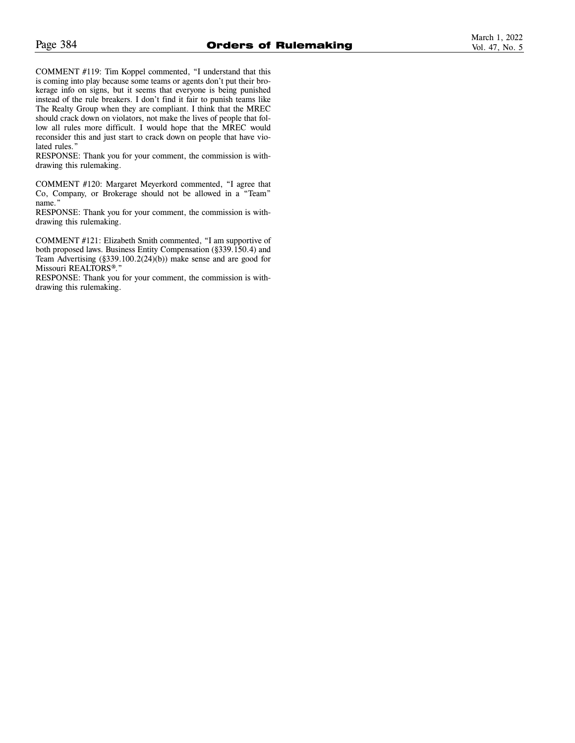COMMENT #119: Tim Koppel commented, "I understand that this is coming into play because some teams or agents don't put their brokerage info on signs, but it seems that everyone is being punished instead of the rule breakers. I don't find it fair to punish teams like The Realty Group when they are compliant. I think that the MREC should crack down on violators, not make the lives of people that follow all rules more difficult. I would hope that the MREC would reconsider this and just start to crack down on people that have violated rules."
RESPONSE: Thank you for your comment, the commission is withdrawing this rulemaking.

COMMENT #120: Margaret Meyerkord commented, "I agree that Co, Company, or Brokerage should not be allowed in a "Team" name."
RESPONSE: Thank you for your comment, the commission is withdrawing this rulemaking.

COMMENT #121: Elizabeth Smith commented, "I am supportive of both proposed laws. Business Entity Compensation (§339.150.4) and Team Advertising (§339.100.2(24)(b)) make sense and are good for Missouri REALTORS®."
RESPONSE: Thank you for your comment, the commission is withdrawing this rulemaking.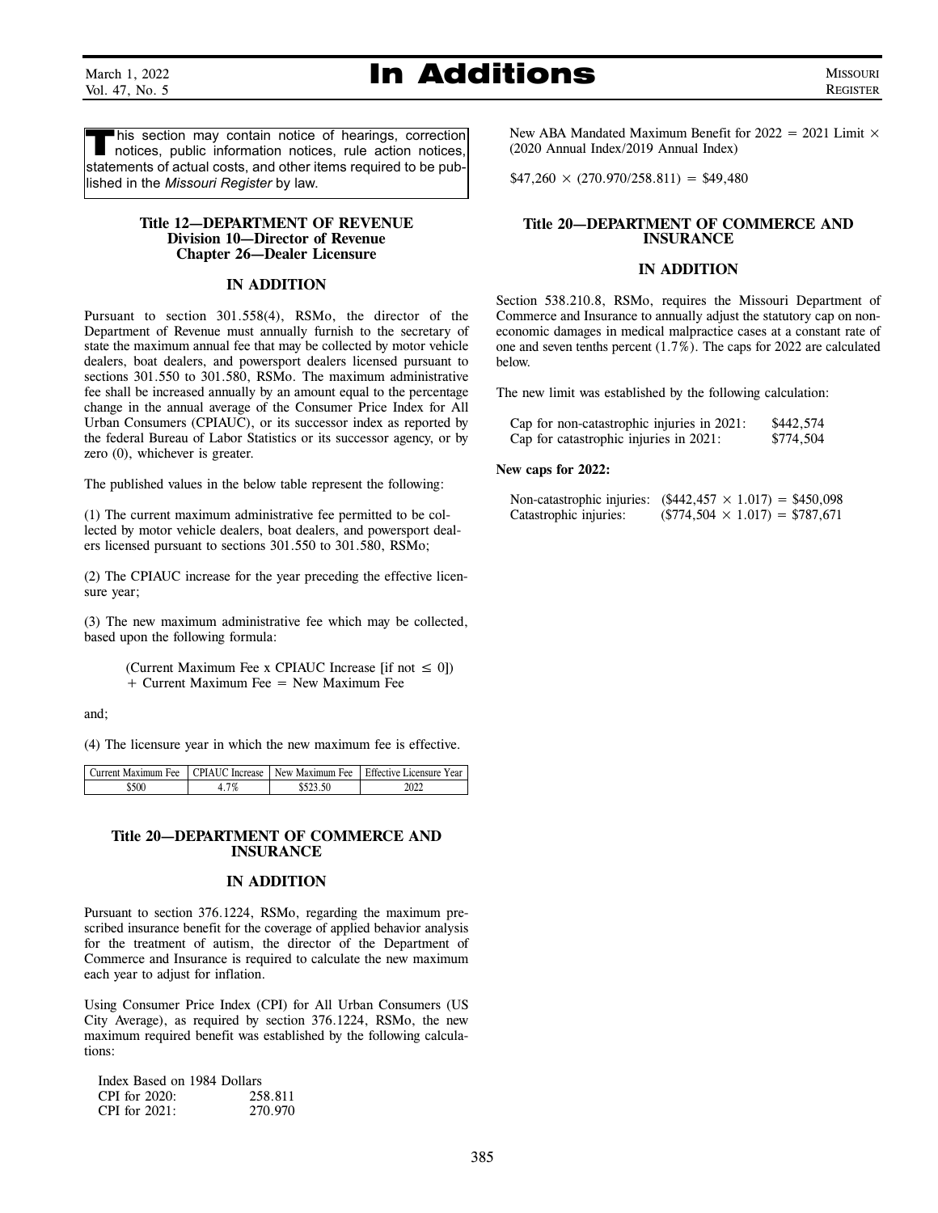# In Additions

This section may contain notice of hearings, correction notices, public information notices, rule action notices, statements of actual costs, and other items required to be published in the *Missouri Register* by law.

## Title 12—DEPARTMENT OF REVENUE
## Division 10—Director of Revenue
## Chapter 26—Dealer Licensure

### IN ADDITION

Pursuant to section 301.558(4), RSMo, the director of the Department of Revenue must annually furnish to the secretary of state the maximum annual fee that may be collected by motor vehicle dealers, boat dealers, and powersport dealers licensed pursuant to sections 301.550 to 301.580, RSMo. The maximum administrative fee shall be increased annually by an amount equal to the percentage change in the annual average of the Consumer Price Index for All Urban Consumers (CPIAUC), or its successor index as reported by the federal Bureau of Labor Statistics or its successor agency, or by zero (0), whichever is greater.

The published values in the below table represent the following:

(1) The current maximum administrative fee permitted to be collected by motor vehicle dealers, boat dealers, and powersport dealers licensed pursuant to sections 301.550 to 301.580, RSMo;

(2) The CPIAUC increase for the year preceding the effective licensure year;

(3) The new maximum administrative fee which may be collected, based upon the following formula:

(Current Maximum Fee x CPIAUC Increase [if not ≤ 0]) + Current Maximum Fee = New Maximum Fee

and;

(4) The licensure year in which the new maximum fee is effective.

| Current Maximum Fee | CPIAUC Increase | New Maximum Fee | Effective Licensure Year |
|---|---|---|---|
| $500 | 4.7% | $523.50 | 2022 |

## Title 20—DEPARTMENT OF COMMERCE AND INSURANCE

### IN ADDITION

Pursuant to section 376.1224, RSMo, regarding the maximum prescribed insurance benefit for the coverage of applied behavior analysis for the treatment of autism, the director of the Department of Commerce and Insurance is required to calculate the new maximum each year to adjust for inflation.

Using Consumer Price Index (CPI) for All Urban Consumers (US City Average), as required by section 376.1224, RSMo, the new maximum required benefit was established by the following calculations:

Index Based on 1984 Dollars
CPI for 2020: 258.811
CPI for 2021: 270.970

New ABA Mandated Maximum Benefit for 2022 = 2021 Limit × (2020 Annual Index/2019 Annual Index)

$47,260 × (270.970/258.811) = $49,480

## Title 20—DEPARTMENT OF COMMERCE AND INSURANCE

### IN ADDITION

Section 538.210.8, RSMo, requires the Missouri Department of Commerce and Insurance to annually adjust the statutory cap on non-economic damages in medical malpractice cases at a constant rate of one and seven tenths percent (1.7%). The caps for 2022 are calculated below.

The new limit was established by the following calculation:

Cap for non-catastrophic injuries in 2021: $442,574
Cap for catastrophic injuries in 2021: $774,504

**New caps for 2022:**

Non-catastrophic injuries: ($442,457 × 1.017) = $450,098
Catastrophic injuries: ($774,504 × 1.017) = $787,671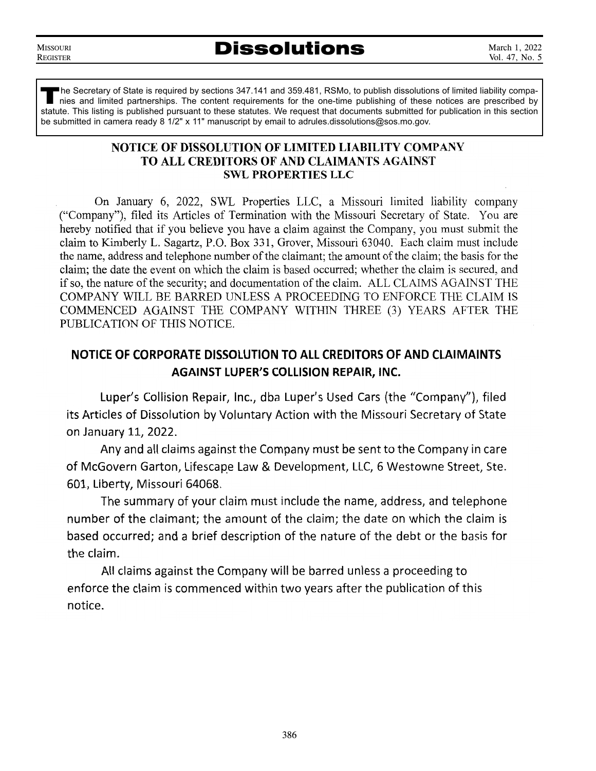# Dissolutions

**T**he Secretary of State is required by sections 347.141 and 359.481, RSMo, to publish dissolutions of limited liability companies and limited partnerships. The content requirements for the one-time publishing of these notices are prescribed by statute. This listing is published pursuant to these statutes. We request that documents submitted for publication in this section be submitted in camera ready 8 1/2" x 11" manuscript by email to adrules.dissolutions@sos.mo.gov.

## NOTICE OF DISSOLUTION OF LIMITED LIABILITY COMPANY TO ALL CREDITORS OF AND CLAIMANTS AGAINST SWL PROPERTIES LLC

On January 6, 2022, SWL Properties LLC, a Missouri limited liability company ("Company"), filed its Articles of Termination with the Missouri Secretary of State. You are hereby notified that if you believe you have a claim against the Company, you must submit the claim to Kimberly L. Sagartz, P.O. Box 331, Grover, Missouri 63040. Each claim must include the name, address and telephone number of the claimant; the amount of the claim; the basis for the claim; the date the event on which the claim is based occurred; whether the claim is secured, and if so, the nature of the security; and documentation of the claim. ALL CLAIMS AGAINST THE COMPANY WILL BE BARRED UNLESS A PROCEEDING TO ENFORCE THE CLAIM IS COMMENCED AGAINST THE COMPANY WITHIN THREE (3) YEARS AFTER THE PUBLICATION OF THIS NOTICE.

## NOTICE OF CORPORATE DISSOLUTION TO ALL CREDITORS OF AND CLAIMAINTS AGAINST LUPER'S COLLISION REPAIR, INC.

Luper's Collision Repair, Inc., dba Luper's Used Cars (the "Company"), filed its Articles of Dissolution by Voluntary Action with the Missouri Secretary of State on January 11, 2022.

Any and all claims against the Company must be sent to the Company in care of McGovern Garton, Lifescape Law & Development, LLC, 6 Westowne Street, Ste. 601, Liberty, Missouri 64068.

The summary of your claim must include the name, address, and telephone number of the claimant; the amount of the claim; the date on which the claim is based occurred; and a brief description of the nature of the debt or the basis for the claim.

All claims against the Company will be barred unless a proceeding to enforce the claim is commenced within two years after the publication of this notice.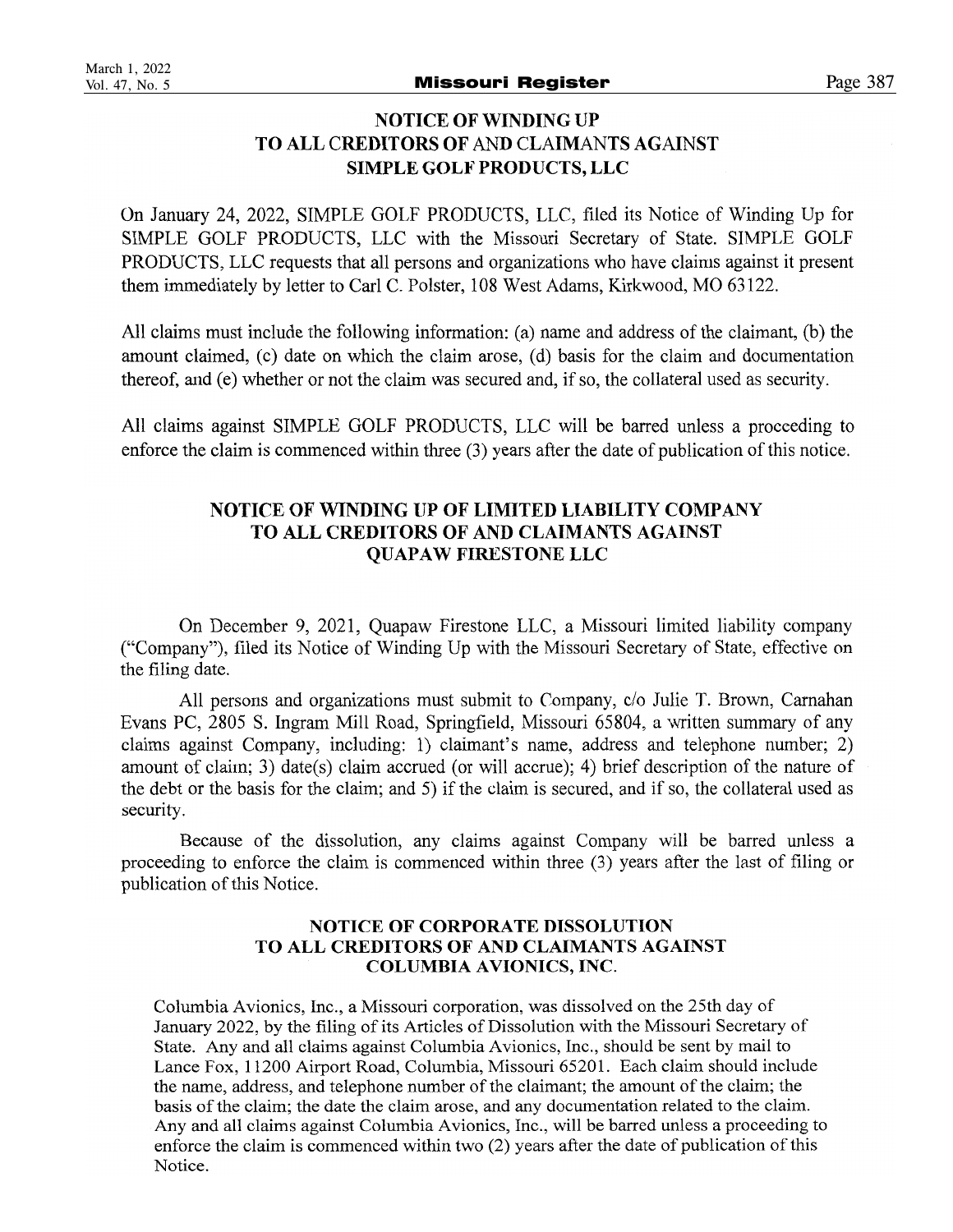## NOTICE OF WINDING UP TO ALL CREDITORS OF AND CLAIMANTS AGAINST SIMPLE GOLF PRODUCTS, LLC

On January 24, 2022, SIMPLE GOLF PRODUCTS, LLC, filed its Notice of Winding Up for SIMPLE GOLF PRODUCTS, LLC with the Missouri Secretary of State. SIMPLE GOLF PRODUCTS, LLC requests that all persons and organizations who have claims against it present them immediately by letter to Carl C. Polster, 108 West Adams, Kirkwood, MO 63122.

All claims must include the following information: (a) name and address of the claimant, (b) the amount claimed, (c) date on which the claim arose, (d) basis for the claim and documentation thereof, and (e) whether or not the claim was secured and, if so, the collateral used as security.

All claims against SIMPLE GOLF PRODUCTS, LLC will be barred unless a proceeding to enforce the claim is commenced within three (3) years after the date of publication of this notice.

## NOTICE OF WINDING UP OF LIMITED LIABILITY COMPANY TO ALL CREDITORS OF AND CLAIMANTS AGAINST QUAPAW FIRESTONE LLC

On December 9, 2021, Quapaw Firestone LLC, a Missouri limited liability company ("Company"), filed its Notice of Winding Up with the Missouri Secretary of State, effective on the filing date.

All persons and organizations must submit to Company, c/o Julie T. Brown, Carnahan Evans PC, 2805 S. Ingram Mill Road, Springfield, Missouri 65804, a written summary of any claims against Company, including: 1) claimant's name, address and telephone number; 2) amount of claim; 3) date(s) claim accrued (or will accrue); 4) brief description of the nature of the debt or the basis for the claim; and 5) if the claim is secured, and if so, the collateral used as security.

Because of the dissolution, any claims against Company will be barred unless a proceeding to enforce the claim is commenced within three (3) years after the last of filing or publication of this Notice.

## NOTICE OF CORPORATE DISSOLUTION TO ALL CREDITORS OF AND CLAIMANTS AGAINST COLUMBIA AVIONICS, INC.

Columbia Avionics, Inc., a Missouri corporation, was dissolved on the 25th day of January 2022, by the filing of its Articles of Dissolution with the Missouri Secretary of State. Any and all claims against Columbia Avionics, Inc., should be sent by mail to Lance Fox, 11200 Airport Road, Columbia, Missouri 65201. Each claim should include the name, address, and telephone number of the claimant; the amount of the claim; the basis of the claim; the date the claim arose, and any documentation related to the claim. Any and all claims against Columbia Avionics, Inc., will be barred unless a proceeding to enforce the claim is commenced within two (2) years after the date of publication of this Notice.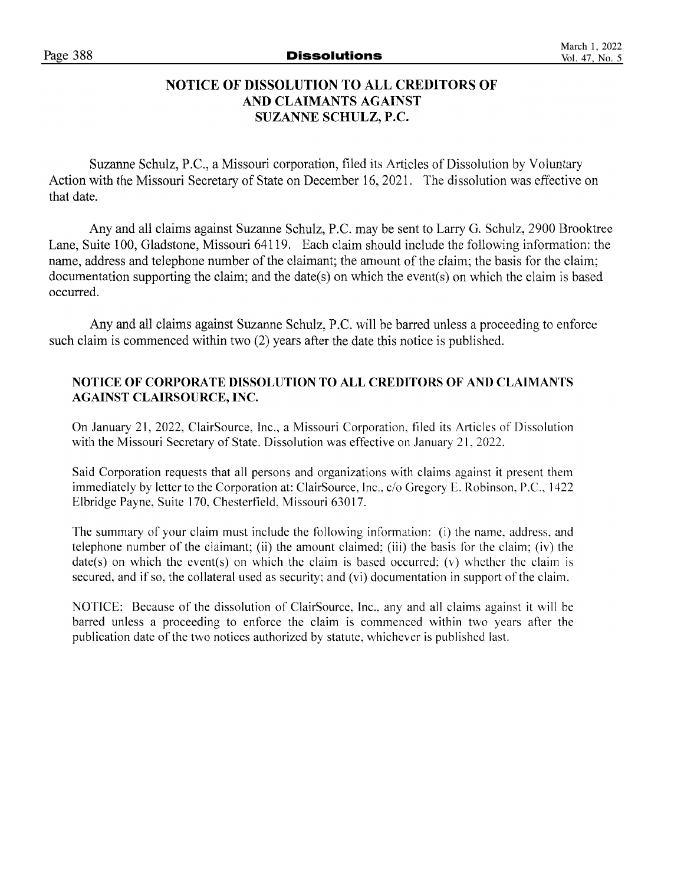## NOTICE OF DISSOLUTION TO ALL CREDITORS OF AND CLAIMANTS AGAINST SUZANNE SCHULZ, P.C.

Suzanne Schulz, P.C., a Missouri corporation, filed its Articles of Dissolution by Voluntary Action with the Missouri Secretary of State on December 16, 2021. The dissolution was effective on that date.

Any and all claims against Suzanne Schulz, P.C. may be sent to Larry G. Schulz, 2900 Brooktree Lane, Suite 100, Gladstone, Missouri 64119. Each claim should include the following information: the name, address and telephone number of the claimant; the amount of the claim; the basis for the claim; documentation supporting the claim; and the date(s) on which the event(s) on which the claim is based occurred.

Any and all claims against Suzanne Schulz, P.C. will be barred unless a proceeding to enforce such claim is commenced within two (2) years after the date this notice is published.

## NOTICE OF CORPORATE DISSOLUTION TO ALL CREDITORS OF AND CLAIMANTS AGAINST CLAIRSOURCE, INC.

On January 21, 2022, ClairSource, Inc., a Missouri Corporation, filed its Articles of Dissolution with the Missouri Secretary of State. Dissolution was effective on January 21, 2022.

Said Corporation requests that all persons and organizations with claims against it present them immediately by letter to the Corporation at: ClairSource, Inc., c/o Gregory E. Robinson, P.C., 1422 Elbridge Payne, Suite 170, Chesterfield, Missouri 63017.

The summary of your claim must include the following information: (i) the name, address, and telephone number of the claimant; (ii) the amount claimed; (iii) the basis for the claim; (iv) the date(s) on which the event(s) on which the claim is based occurred; (v) whether the claim is secured, and if so, the collateral used as security; and (vi) documentation in support of the claim.

NOTICE: Because of the dissolution of ClairSource, Inc., any and all claims against it will be barred unless a proceeding to enforce the claim is commenced within two years after the publication date of the two notices authorized by statute, whichever is published last.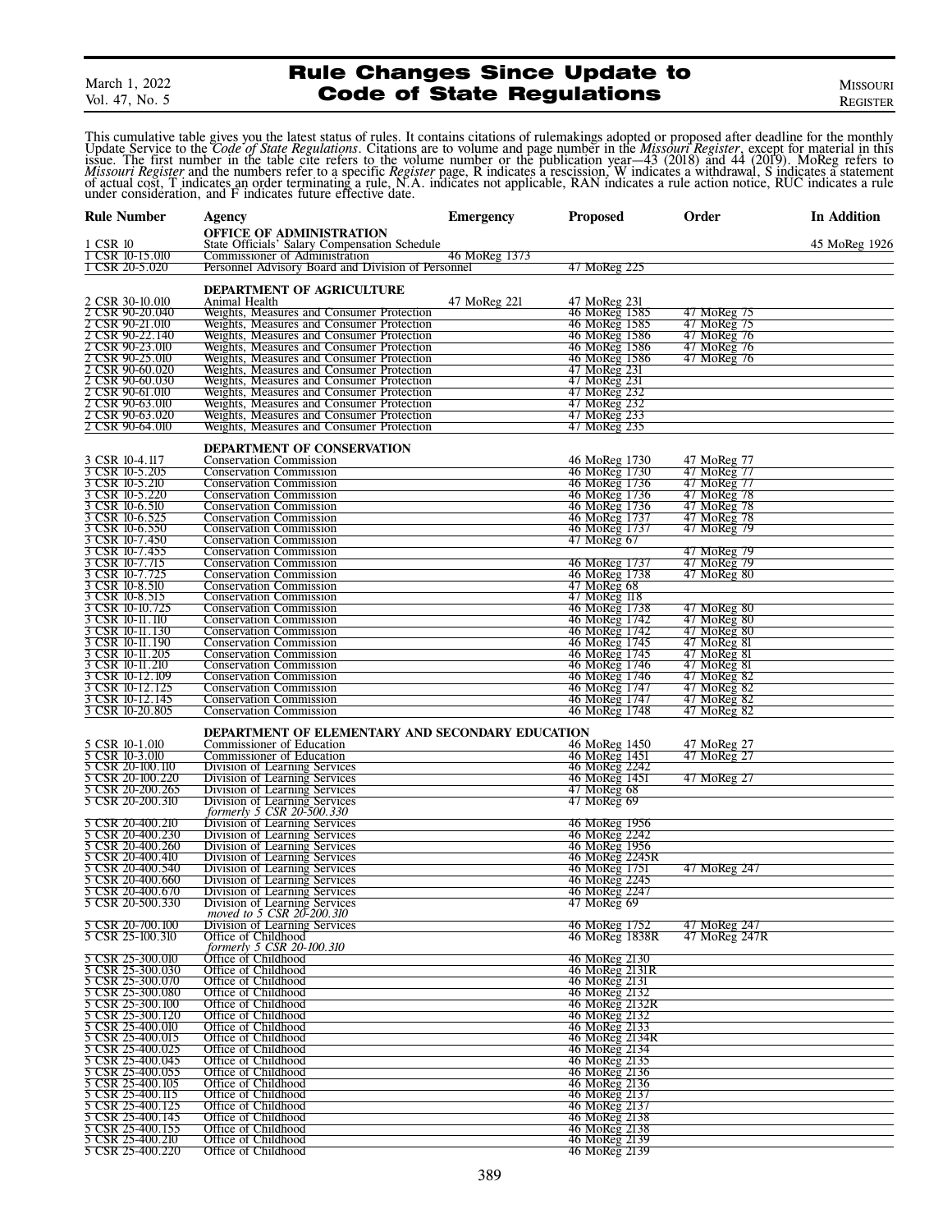# Rule Changes Since Update to Code of State Regulations

This cumulative table gives you the latest status of rules. It contains citations of rulemakings adopted or proposed after deadline for the monthly Update Service to the *Code of State Regulations*. Citations are to volume and page number in the *Missouri Register*, except for material in this issue. The first number in the table cite refers to the volume number or the publication year—43 (2018) and 44 (2019). MoReg refers to *Missouri Register* and the numbers refer to a specific *Register* page, R indicates a rescission, W indicates a withdrawal, S indicates a statement of actual cost, T indicates an order terminating a rule, N.A. indicates not applicable, RAN indicates a rule action notice, RUC indicates a rule under consideration, and F indicates future effective date.

| Rule Number | Agency | Emergency | Proposed | Order | In Addition |
|---|---|---|---|---|---|
| | **OFFICE OF ADMINISTRATION** | | | | |
| 1 CSR 10 | State Officials' Salary Compensation Schedule | | | | 45 MoReg 1926 |
| 1 CSR 10-15.010 | Commissioner of Administration | 46 MoReg 1373 | | | |
| 1 CSR 20-5.020 | Personnel Advisory Board and Division of Personnel | | 47 MoReg 225 | | |
| | **DEPARTMENT OF AGRICULTURE** | | | | |
| 2 CSR 30-10.010 | Animal Health | 47 MoReg 221 | 47 MoReg 231 | | |
| 2 CSR 90-20.040 | Weights, Measures and Consumer Protection | | 46 MoReg 1585 | 47 MoReg 75 | |
| 2 CSR 90-21.010 | Weights, Measures and Consumer Protection | | 46 MoReg 1585 | 47 MoReg 75 | |
| 2 CSR 90-22.140 | Weights, Measures and Consumer Protection | | 46 MoReg 1586 | 47 MoReg 76 | |
| 2 CSR 90-23.010 | Weights, Measures and Consumer Protection | | 46 MoReg 1586 | 47 MoReg 76 | |
| 2 CSR 90-25.010 | Weights, Measures and Consumer Protection | | 46 MoReg 1586 | 47 MoReg 76 | |
| 2 CSR 90-60.020 | Weights, Measures and Consumer Protection | | 47 MoReg 231 | | |
| 2 CSR 90-60.030 | Weights, Measures and Consumer Protection | | 47 MoReg 231 | | |
| 2 CSR 90-61.010 | Weights, Measures and Consumer Protection | | 47 MoReg 232 | | |
| 2 CSR 90-63.010 | Weights, Measures and Consumer Protection | | 47 MoReg 232 | | |
| 2 CSR 90-63.020 | Weights, Measures and Consumer Protection | | 47 MoReg 233 | | |
| 2 CSR 90-64.010 | Weights, Measures and Consumer Protection | | 47 MoReg 235 | | |
| | **DEPARTMENT OF CONSERVATION** | | | | |
| 3 CSR 10-4.117 | Conservation Commission | | 46 MoReg 1730 | 47 MoReg 77 | |
| 3 CSR 10-5.205 | Conservation Commission | | 46 MoReg 1730 | 47 MoReg 77 | |
| 3 CSR 10-5.210 | Conservation Commission | | 46 MoReg 1736 | 47 MoReg 77 | |
| 3 CSR 10-5.220 | Conservation Commission | | 46 MoReg 1736 | 47 MoReg 78 | |
| 3 CSR 10-6.510 | Conservation Commission | | 46 MoReg 1736 | 47 MoReg 78 | |
| 3 CSR 10-6.525 | Conservation Commission | | 46 MoReg 1737 | 47 MoReg 78 | |
| 3 CSR 10-6.550 | Conservation Commission | | 46 MoReg 1737 | 47 MoReg 79 | |
| 3 CSR 10-7.450 | Conservation Commission | | 47 MoReg 67 | | |
| 3 CSR 10-7.455 | Conservation Commission | | | 47 MoReg 79 | |
| 3 CSR 10-7.715 | Conservation Commission | | 46 MoReg 1737 | 47 MoReg 79 | |
| 3 CSR 10-7.725 | Conservation Commission | | 46 MoReg 1738 | 47 MoReg 80 | |
| 3 CSR 10-8.510 | Conservation Commission | | 47 MoReg 68 | | |
| 3 CSR 10-8.515 | Conservation Commission | | 47 MoReg 118 | | |
| 3 CSR 10-10.725 | Conservation Commission | | 46 MoReg 1738 | 47 MoReg 80 | |
| 3 CSR 10-11.110 | Conservation Commission | | 46 MoReg 1742 | 47 MoReg 80 | |
| 3 CSR 10-11.130 | Conservation Commission | | 46 MoReg 1742 | 47 MoReg 80 | |
| 3 CSR 10-11.190 | Conservation Commission | | 46 MoReg 1745 | 47 MoReg 81 | |
| 3 CSR 10-11.205 | Conservation Commission | | 46 MoReg 1745 | 47 MoReg 81 | |
| 3 CSR 10-11.210 | Conservation Commission | | 46 MoReg 1746 | 47 MoReg 81 | |
| 3 CSR 10-12.109 | Conservation Commission | | 46 MoReg 1746 | 47 MoReg 82 | |
| 3 CSR 10-12.125 | Conservation Commission | | 46 MoReg 1747 | 47 MoReg 82 | |
| 3 CSR 10-12.145 | Conservation Commission | | 46 MoReg 1747 | 47 MoReg 82 | |
| 3 CSR 10-20.805 | Conservation Commission | | 46 MoReg 1748 | 47 MoReg 82 | |
| | **DEPARTMENT OF ELEMENTARY AND SECONDARY EDUCATION** | | | | |
| 5 CSR 10-1.010 | Commissioner of Education | | 46 MoReg 1450 | 47 MoReg 27 | |
| 5 CSR 10-3.010 | Commissioner of Education | | 46 MoReg 1451 | 47 MoReg 27 | |
| 5 CSR 20-100.110 | Division of Learning Services | | 46 MoReg 2242 | | |
| 5 CSR 20-100.220 | Division of Learning Services | | 46 MoReg 1451 | 47 MoReg 27 | |
| 5 CSR 20-200.265 | Division of Learning Services | | 47 MoReg 68 | | |
| 5 CSR 20-200.310 | Division of Learning Services *formerly 5 CSR 20-500.330* | | 47 MoReg 69 | | |
| 5 CSR 20-400.210 | Division of Learning Services | | 46 MoReg 1956 | | |
| 5 CSR 20-400.230 | Division of Learning Services | | 46 MoReg 2242 | | |
| 5 CSR 20-400.260 | Division of Learning Services | | 46 MoReg 1956 | | |
| 5 CSR 20-400.410 | Division of Learning Services | | 46 MoReg 2245R | | |
| 5 CSR 20-400.540 | Division of Learning Services | | 46 MoReg 1751 | 47 MoReg 247 | |
| 5 CSR 20-400.660 | Division of Learning Services | | 46 MoReg 2245 | | |
| 5 CSR 20-400.670 | Division of Learning Services | | 46 MoReg 2247 | | |
| 5 CSR 20-500.330 | Division of Learning Services *moved to 5 CSR 20-200.310* | | 47 MoReg 69 | | |
| 5 CSR 20-700.100 | Division of Learning Services | | 46 MoReg 1752 | 47 MoReg 247 | |
| 5 CSR 25-100.310 | Office of Childhood *formerly 5 CSR 20-100.310* | | 46 MoReg 1838R | 47 MoReg 247R | |
| 5 CSR 25-300.010 | Office of Childhood | | 46 MoReg 2130 | | |
| 5 CSR 25-300.030 | Office of Childhood | | 46 MoReg 2131R | | |
| 5 CSR 25-300.070 | Office of Childhood | | 46 MoReg 2131 | | |
| 5 CSR 25-300.080 | Office of Childhood | | 46 MoReg 2132 | | |
| 5 CSR 25-300.100 | Office of Childhood | | 46 MoReg 2132R | | |
| 5 CSR 25-300.120 | Office of Childhood | | 46 MoReg 2132 | | |
| 5 CSR 25-400.010 | Office of Childhood | | 46 MoReg 2133 | | |
| 5 CSR 25-400.015 | Office of Childhood | | 46 MoReg 2134R | | |
| 5 CSR 25-400.025 | Office of Childhood | | 46 MoReg 2134 | | |
| 5 CSR 25-400.045 | Office of Childhood | | 46 MoReg 2135 | | |
| 5 CSR 25-400.055 | Office of Childhood | | 46 MoReg 2136 | | |
| 5 CSR 25-400.105 | Office of Childhood | | 46 MoReg 2136 | | |
| 5 CSR 25-400.115 | Office of Childhood | | 46 MoReg 2137 | | |
| 5 CSR 25-400.125 | Office of Childhood | | 46 MoReg 2137 | | |
| 5 CSR 25-400.145 | Office of Childhood | | 46 MoReg 2138 | | |
| 5 CSR 25-400.155 | Office of Childhood | | 46 MoReg 2138 | | |
| 5 CSR 25-400.210 | Office of Childhood | | 46 MoReg 2139 | | |
| 5 CSR 25-400.220 | Office of Childhood | | 46 MoReg 2139 | | |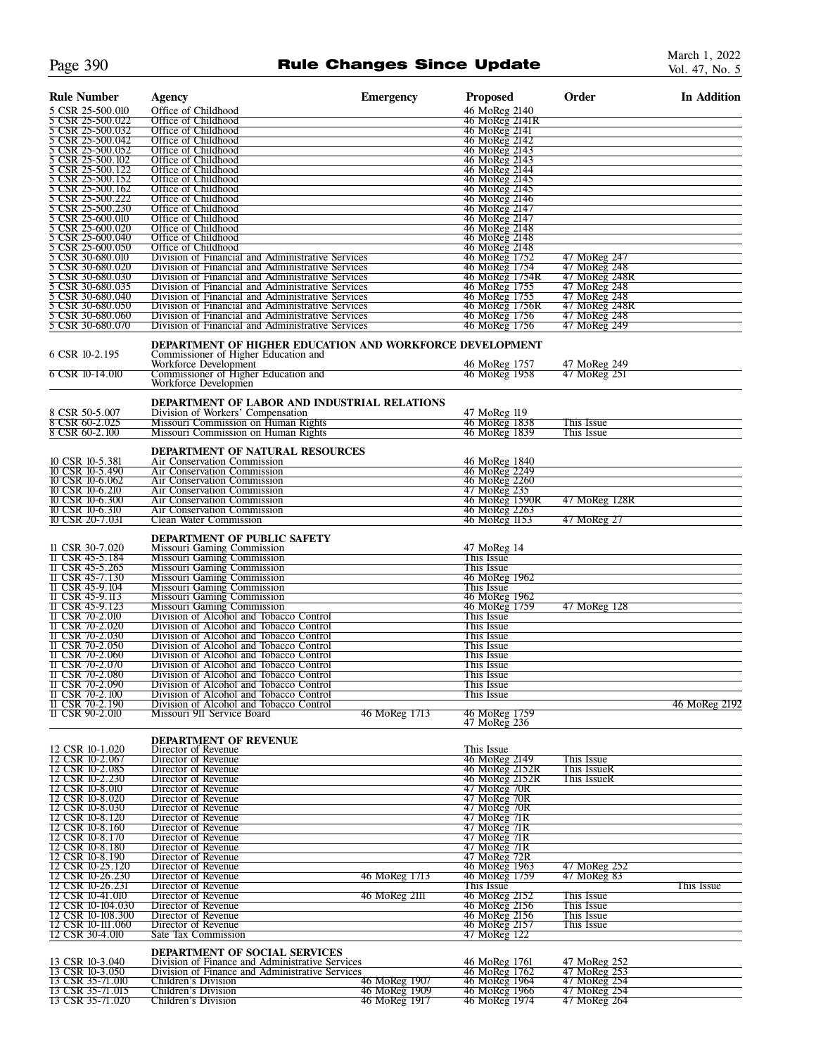| Rule Number | Agency | Emergency | Proposed | Order | In Addition |
|---|---|---|---|---|---|
| 5 CSR 25-500.010 | Office of Childhood | | 46 MoReg 2140 | | |
| 5 CSR 25-500.022 | Office of Childhood | | 46 MoReg 2141R | | |
| 5 CSR 25-500.032 | Office of Childhood | | 46 MoReg 2141 | | |
| 5 CSR 25-500.042 | Office of Childhood | | 46 MoReg 2142 | | |
| 5 CSR 25-500.052 | Office of Childhood | | 46 MoReg 2143 | | |
| 5 CSR 25-500.102 | Office of Childhood | | 46 MoReg 2143 | | |
| 5 CSR 25-500.122 | Office of Childhood | | 46 MoReg 2144 | | |
| 5 CSR 25-500.152 | Office of Childhood | | 46 MoReg 2145 | | |
| 5 CSR 25-500.162 | Office of Childhood | | 46 MoReg 2145 | | |
| 5 CSR 25-500.222 | Office of Childhood | | 46 MoReg 2146 | | |
| 5 CSR 25-500.230 | Office of Childhood | | 46 MoReg 2147 | | |
| 5 CSR 25-600.010 | Office of Childhood | | 46 MoReg 2147 | | |
| 5 CSR 25-600.020 | Office of Childhood | | 46 MoReg 2148 | | |
| 5 CSR 25-600.040 | Office of Childhood | | 46 MoReg 2148 | | |
| 5 CSR 25-600.050 | Office of Childhood | | 46 MoReg 2148 | | |
| 5 CSR 30-680.010 | Division of Financial and Administrative Services | | 46 MoReg 1752 | 47 MoReg 247 | |
| 5 CSR 30-680.020 | Division of Financial and Administrative Services | | 46 MoReg 1754 | 47 MoReg 248 | |
| 5 CSR 30-680.030 | Division of Financial and Administrative Services | | 46 MoReg 1754R | 47 MoReg 248R | |
| 5 CSR 30-680.035 | Division of Financial and Administrative Services | | 46 MoReg 1755 | 47 MoReg 248 | |
| 5 CSR 30-680.040 | Division of Financial and Administrative Services | | 46 MoReg 1755 | 47 MoReg 248 | |
| 5 CSR 30-680.050 | Division of Financial and Administrative Services | | 46 MoReg 1756R | 47 MoReg 248R | |
| 5 CSR 30-680.060 | Division of Financial and Administrative Services | | 46 MoReg 1756 | 47 MoReg 248 | |
| 5 CSR 30-680.070 | Division of Financial and Administrative Services | | 46 MoReg 1756 | 47 MoReg 249 | |
| | **DEPARTMENT OF HIGHER EDUCATION AND WORKFORCE DEVELOPMENT** | | | | |
| 6 CSR 10-2.195 | Commissioner of Higher Education and Workforce Development | | 46 MoReg 1757 | 47 MoReg 249 | |
| 6 CSR 10-14.010 | Commissioner of Higher Education and Workforce Developmen | | 46 MoReg 1958 | 47 MoReg 251 | |
| | **DEPARTMENT OF LABOR AND INDUSTRIAL RELATIONS** | | | | |
| 8 CSR 50-5.007 | Division of Workers' Compensation | | 47 MoReg 119 | | |
| 8 CSR 60-2.025 | Missouri Commission on Human Rights | | 46 MoReg 1838 | This Issue | |
| 8 CSR 60-2.100 | Missouri Commission on Human Rights | | 46 MoReg 1839 | This Issue | |
| | **DEPARTMENT OF NATURAL RESOURCES** | | | | |
| 10 CSR 10-5.381 | Air Conservation Commission | | 46 MoReg 1840 | | |
| 10 CSR 10-5.490 | Air Conservation Commission | | 46 MoReg 2249 | | |
| 10 CSR 10-6.062 | Air Conservation Commission | | 46 MoReg 2260 | | |
| 10 CSR 10-6.210 | Air Conservation Commission | | 47 MoReg 235 | | |
| 10 CSR 10-6.300 | Air Conservation Commission | | 46 MoReg 1590R | 47 MoReg 128R | |
| 10 CSR 10-6.310 | Air Conservation Commission | | 46 MoReg 2263 | | |
| 10 CSR 20-7.031 | Clean Water Commission | | 46 MoReg 1153 | 47 MoReg 27 | |
| | **DEPARTMENT OF PUBLIC SAFETY** | | | | |
| 11 CSR 30-7.020 | Missouri Gaming Commission | | 47 MoReg 14 | | |
| 11 CSR 45-5.184 | Missouri Gaming Commission | | This Issue | | |
| 11 CSR 45-5.265 | Missouri Gaming Commission | | This Issue | | |
| 11 CSR 45-7.130 | Missouri Gaming Commission | | 46 MoReg 1962 | | |
| 11 CSR 45-9.104 | Missouri Gaming Commission | | This Issue | | |
| 11 CSR 45-9.113 | Missouri Gaming Commission | | 46 MoReg 1962 | | |
| 11 CSR 45-9.123 | Missouri Gaming Commission | | 46 MoReg 1759 | 47 MoReg 128 | |
| 11 CSR 70-2.010 | Division of Alcohol and Tobacco Control | | This Issue | | |
| 11 CSR 70-2.020 | Division of Alcohol and Tobacco Control | | This Issue | | |
| 11 CSR 70-2.030 | Division of Alcohol and Tobacco Control | | This Issue | | |
| 11 CSR 70-2.050 | Division of Alcohol and Tobacco Control | | This Issue | | |
| 11 CSR 70-2.060 | Division of Alcohol and Tobacco Control | | This Issue | | |
| 11 CSR 70-2.070 | Division of Alcohol and Tobacco Control | | This Issue | | |
| 11 CSR 70-2.080 | Division of Alcohol and Tobacco Control | | This Issue | | |
| 11 CSR 70-2.090 | Division of Alcohol and Tobacco Control | | This Issue | | |
| 11 CSR 70-2.100 | Division of Alcohol and Tobacco Control | | This Issue | | |
| 11 CSR 70-2.190 | Division of Alcohol and Tobacco Control | | | | 46 MoReg 2192 |
| 11 CSR 90-2.010 | Missouri 911 Service Board | 46 MoReg 1713 | 46 MoReg 1759<br>47 MoReg 236 | | |
| | **DEPARTMENT OF REVENUE** | | | | |
| 12 CSR 10-1.020 | Director of Revenue | | This Issue | | |
| 12 CSR 10-2.067 | Director of Revenue | | 46 MoReg 2149 | This Issue | |
| 12 CSR 10-2.085 | Director of Revenue | | 46 MoReg 2152R | This IssueR | |
| 12 CSR 10-2.230 | Director of Revenue | | 46 MoReg 2152R | This IssueR | |
| 12 CSR 10-8.010 | Director of Revenue | | 47 MoReg 70R | | |
| 12 CSR 10-8.020 | Director of Revenue | | 47 MoReg 70R | | |
| 12 CSR 10-8.030 | Director of Revenue | | 47 MoReg 70R | | |
| 12 CSR 10-8.120 | Director of Revenue | | 47 MoReg 71R | | |
| 12 CSR 10-8.160 | Director of Revenue | | 47 MoReg 71R | | |
| 12 CSR 10-8.170 | Director of Revenue | | 47 MoReg 71R | | |
| 12 CSR 10-8.180 | Director of Revenue | | 47 MoReg 71R | | |
| 12 CSR 10-8.190 | Director of Revenue | | 47 MoReg 72R | | |
| 12 CSR 10-25.120 | Director of Revenue | | 46 MoReg 1963 | 47 MoReg 252 | |
| 12 CSR 10-26.230 | Director of Revenue | 46 MoReg 1713 | 46 MoReg 1759 | 47 MoReg 83 | |
| 12 CSR 10-26.231 | Director of Revenue | | This Issue | | This Issue |
| 12 CSR 10-41.010 | Director of Revenue | 46 MoReg 2111 | 46 MoReg 2152 | This Issue | |
| 12 CSR 10-104.030 | Director of Revenue | | 46 MoReg 2156 | This Issue | |
| 12 CSR 10-108.300 | Director of Revenue | | 46 MoReg 2156 | This Issue | |
| 12 CSR 10-111.060 | Director of Revenue | | 46 MoReg 2157 | This Issue | |
| 12 CSR 30-4.010 | Sate Tax Commission | | 47 MoReg 122 | | |
| | **DEPARTMENT OF SOCIAL SERVICES** | | | | |
| 13 CSR 10-3.040 | Division of Finance and Administrative Services | | 46 MoReg 1761 | 47 MoReg 252 | |
| 13 CSR 10-3.050 | Division of Finance and Administrative Services | | 46 MoReg 1762 | 47 MoReg 253 | |
| 13 CSR 35-71.010 | Children's Division | 46 MoReg 1907 | 46 MoReg 1964 | 47 MoReg 254 | |
| 13 CSR 35-71.015 | Children's Division | 46 MoReg 1909 | 46 MoReg 1966 | 47 MoReg 254 | |
| 13 CSR 35-71.020 | Children's Division | 46 MoReg 1917 | 46 MoReg 1974 | 47 MoReg 264 | |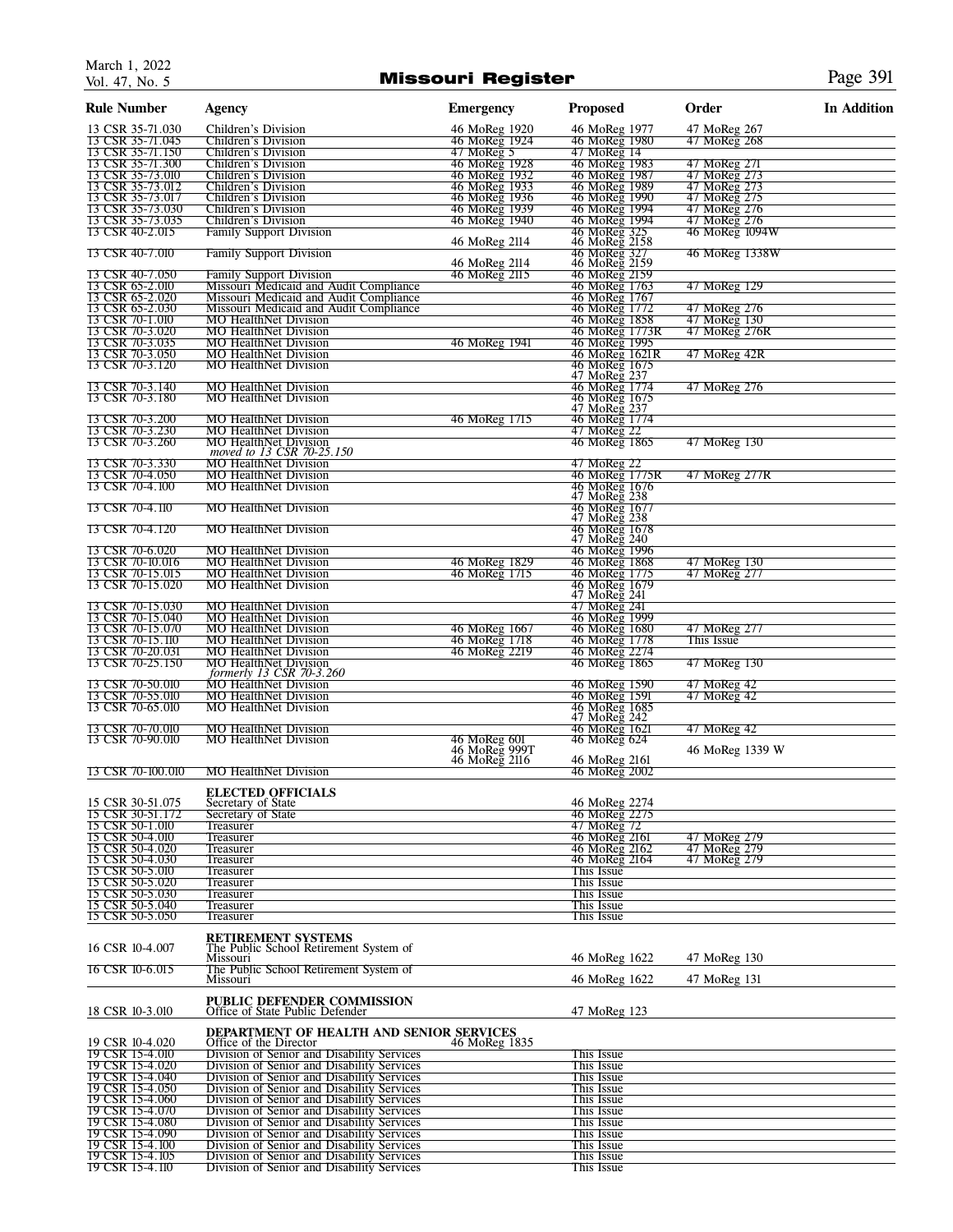| Rule Number | Agency | Emergency | Proposed | Order | In Addition |
|---|---|---|---|---|---|
| 13 CSR 35-71.030 | Children's Division | 46 MoReg 1920 | 46 MoReg 1977 | 47 MoReg 267 | |
| 13 CSR 35-71.045 | Children's Division | 46 MoReg 1924 | 46 MoReg 1980 | 47 MoReg 268 | |
| 13 CSR 35-71.150 | Children's Division | 47 MoReg 5 | 47 MoReg 14 | | |
| 13 CSR 35-71.300 | Children's Division | 46 MoReg 1928 | 46 MoReg 1983 | 47 MoReg 271 | |
| 13 CSR 35-73.010 | Children's Division | 46 MoReg 1932 | 46 MoReg 1987 | 47 MoReg 273 | |
| 13 CSR 35-73.012 | Children's Division | 46 MoReg 1933 | 46 MoReg 1989 | 47 MoReg 273 | |
| 13 CSR 35-73.017 | Children's Division | 46 MoReg 1936 | 46 MoReg 1990 | 47 MoReg 275 | |
| 13 CSR 35-73.030 | Children's Division | 46 MoReg 1939 | 46 MoReg 1994 | 47 MoReg 276 | |
| 13 CSR 35-73.035 | Children's Division | 46 MoReg 1940 | 46 MoReg 1994 | 47 MoReg 276 | |
| 13 CSR 40-2.015 | Family Support Division | 46 MoReg 2114 | 46 MoReg 325<br>46 MoReg 2158 | 46 MoReg 1094W | |
| 13 CSR 40-7.010 | Family Support Division | 46 MoReg 2114 | 46 MoReg 327<br>46 MoReg 2159 | 46 MoReg 1338W | |
| 13 CSR 40-7.050 | Family Support Division | 46 MoReg 2115 | 46 MoReg 2159 | | |
| 13 CSR 65-2.010 | Missouri Medicaid and Audit Compliance | | 46 MoReg 1763 | 47 MoReg 129 | |
| 13 CSR 65-2.020 | Missouri Medicaid and Audit Compliance | | 46 MoReg 1767 | | |
| 13 CSR 65-2.030 | Missouri Medicaid and Audit Compliance | | 46 MoReg 1772 | 47 MoReg 276 | |
| 13 CSR 70-1.010 | MO HealthNet Division | | 46 MoReg 1858 | 47 MoReg 130 | |
| 13 CSR 70-3.020 | MO HealthNet Division | | 46 MoReg 1773R | 47 MoReg 276R | |
| 13 CSR 70-3.035 | MO HealthNet Division | 46 MoReg 1941 | 46 MoReg 1995 | | |
| 13 CSR 70-3.050 | MO HealthNet Division | | 46 MoReg 1621R | 47 MoReg 42R | |
| 13 CSR 70-3.120 | MO HealthNet Division | | 46 MoReg 1675<br>47 MoReg 237 | | |
| 13 CSR 70-3.140 | MO HealthNet Division | | 46 MoReg 1774 | 47 MoReg 276 | |
| 13 CSR 70-3.180 | MO HealthNet Division | | 46 MoReg 1675<br>47 MoReg 237 | | |
| 13 CSR 70-3.200 | MO HealthNet Division | 46 MoReg 1715 | 46 MoReg 1774 | | |
| 13 CSR 70-3.230 | MO HealthNet Division | | 47 MoReg 22 | | |
| 13 CSR 70-3.260 | MO HealthNet Division<br>*moved to 13 CSR 70-25.150* | | 46 MoReg 1865 | 47 MoReg 130 | |
| 13 CSR 70-3.330 | MO HealthNet Division | | 47 MoReg 22 | | |
| 13 CSR 70-4.050 | MO HealthNet Division | | 46 MoReg 1775R | 47 MoReg 277R | |
| 13 CSR 70-4.100 | MO HealthNet Division | | 46 MoReg 1676<br>47 MoReg 238 | | |
| 13 CSR 70-4.110 | MO HealthNet Division | | 46 MoReg 1677<br>47 MoReg 238 | | |
| 13 CSR 70-4.120 | MO HealthNet Division | | 46 MoReg 1678<br>47 MoReg 240 | | |
| 13 CSR 70-6.020 | MO HealthNet Division | | 46 MoReg 1996 | | |
| 13 CSR 70-10.016 | MO HealthNet Division | 46 MoReg 1829 | 46 MoReg 1868 | 47 MoReg 130 | |
| 13 CSR 70-15.015 | MO HealthNet Division | 46 MoReg 1715 | 46 MoReg 1775 | 47 MoReg 277 | |
| 13 CSR 70-15.020 | MO HealthNet Division | | 46 MoReg 1679<br>47 MoReg 241 | | |
| 13 CSR 70-15.030 | MO HealthNet Division | | 47 MoReg 241 | | |
| 13 CSR 70-15.040 | MO HealthNet Division | | 46 MoReg 1999 | | |
| 13 CSR 70-15.070 | MO HealthNet Division | 46 MoReg 1667 | 46 MoReg 1680 | 47 MoReg 277 | |
| 13 CSR 70-15.110 | MO HealthNet Division | 46 MoReg 1718 | 46 MoReg 1778 | This Issue | |
| 13 CSR 70-20.031 | MO HealthNet Division | 46 MoReg 2219 | 46 MoReg 2274 | | |
| 13 CSR 70-25.150 | MO HealthNet Division<br>*formerly 13 CSR 70-3.260* | | 46 MoReg 1865 | 47 MoReg 130 | |
| 13 CSR 70-50.010 | MO HealthNet Division | | 46 MoReg 1590 | 47 MoReg 42 | |
| 13 CSR 70-55.010 | MO HealthNet Division | | 46 MoReg 1591 | 47 MoReg 42 | |
| 13 CSR 70-65.010 | MO HealthNet Division | | 46 MoReg 1685<br>47 MoReg 242 | | |
| 13 CSR 70-70.010 | MO HealthNet Division | | 46 MoReg 1621 | 47 MoReg 42 | |
| 13 CSR 70-90.010 | MO HealthNet Division | 46 MoReg 601<br>46 MoReg 999T<br>46 MoReg 2116 | 46 MoReg 624<br>46 MoReg 2161 | 46 MoReg 1339 W | |
| 13 CSR 70-100.010 | MO HealthNet Division | | 46 MoReg 2002 | | |
| | **ELECTED OFFICIALS** | | | | |
| 15 CSR 30-51.075 | Secretary of State | | 46 MoReg 2274 | | |
| 15 CSR 30-51.172 | Secretary of State | | 46 MoReg 2275 | | |
| 15 CSR 50-1.010 | Treasurer | | 47 MoReg 72 | | |
| 15 CSR 50-4.010 | Treasurer | | 46 MoReg 2161 | 47 MoReg 279 | |
| 15 CSR 50-4.020 | Treasurer | | 46 MoReg 2162 | 47 MoReg 279 | |
| 15 CSR 50-4.030 | Treasurer | | 46 MoReg 2164 | 47 MoReg 279 | |
| 15 CSR 50-5.010 | Treasurer | | This Issue | | |
| 15 CSR 50-5.020 | Treasurer | | This Issue | | |
| 15 CSR 50-5.030 | Treasurer | | This Issue | | |
| 15 CSR 50-5.040 | Treasurer | | This Issue | | |
| 15 CSR 50-5.050 | Treasurer | | This Issue | | |
| | **RETIREMENT SYSTEMS** | | | | |
| 16 CSR 10-4.007 | The Public School Retirement System of Missouri | | 46 MoReg 1622 | 47 MoReg 130 | |
| 16 CSR 10-6.015 | The Public School Retirement System of Missouri | | 46 MoReg 1622 | 47 MoReg 131 | |
| | **PUBLIC DEFENDER COMMISSION** | | | | |
| 18 CSR 10-3.010 | Office of State Public Defender | | 47 MoReg 123 | | |
| | **DEPARTMENT OF HEALTH AND SENIOR SERVICES** | | | | |
| 19 CSR 10-4.020 | Office of the Director | 46 MoReg 1835 | | | |
| 19 CSR 15-4.010 | Division of Senior and Disability Services | | This Issue | | |
| 19 CSR 15-4.020 | Division of Senior and Disability Services | | This Issue | | |
| 19 CSR 15-4.040 | Division of Senior and Disability Services | | This Issue | | |
| 19 CSR 15-4.050 | Division of Senior and Disability Services | | This Issue | | |
| 19 CSR 15-4.060 | Division of Senior and Disability Services | | This Issue | | |
| 19 CSR 15-4.070 | Division of Senior and Disability Services | | This Issue | | |
| 19 CSR 15-4.080 | Division of Senior and Disability Services | | This Issue | | |
| 19 CSR 15-4.090 | Division of Senior and Disability Services | | This Issue | | |
| 19 CSR 15-4.100 | Division of Senior and Disability Services | | This Issue | | |
| 19 CSR 15-4.105 | Division of Senior and Disability Services | | This Issue | | |
| 19 CSR 15-4.110 | Division of Senior and Disability Services | | This Issue | | |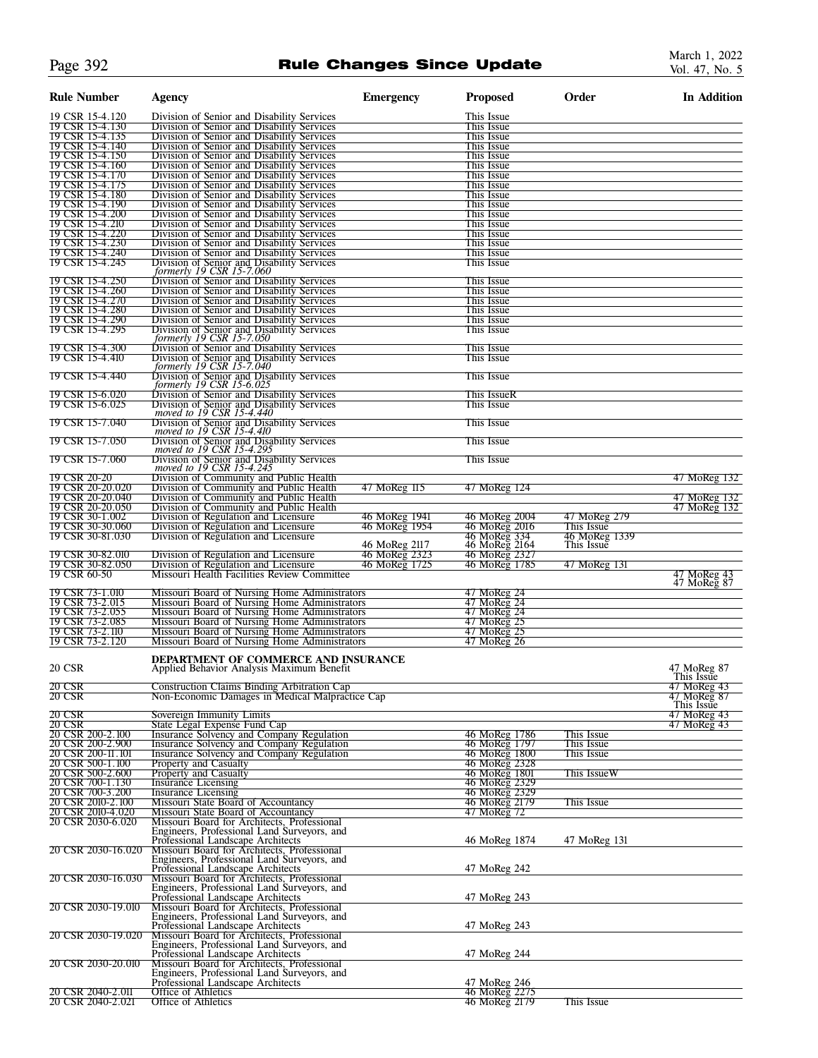| Rule Number | Agency | Emergency | Proposed | Order | In Addition |
|---|---|---|---|---|---|
| 19 CSR 15-4.120 | Division of Senior and Disability Services | | This Issue | | |
| 19 CSR 15-4.130 | Division of Senior and Disability Services | | This Issue | | |
| 19 CSR 15-4.135 | Division of Senior and Disability Services | | This Issue | | |
| 19 CSR 15-4.140 | Division of Senior and Disability Services | | This Issue | | |
| 19 CSR 15-4.150 | Division of Senior and Disability Services | | This Issue | | |
| 19 CSR 15-4.160 | Division of Senior and Disability Services | | This Issue | | |
| 19 CSR 15-4.170 | Division of Senior and Disability Services | | This Issue | | |
| 19 CSR 15-4.175 | Division of Senior and Disability Services | | This Issue | | |
| 19 CSR 15-4.180 | Division of Senior and Disability Services | | This Issue | | |
| 19 CSR 15-4.190 | Division of Senior and Disability Services | | This Issue | | |
| 19 CSR 15-4.200 | Division of Senior and Disability Services | | This Issue | | |
| 19 CSR 15-4.210 | Division of Senior and Disability Services | | This Issue | | |
| 19 CSR 15-4.220 | Division of Senior and Disability Services | | This Issue | | |
| 19 CSR 15-4.230 | Division of Senior and Disability Services | | This Issue | | |
| 19 CSR 15-4.240 | Division of Senior and Disability Services | | This Issue | | |
| 19 CSR 15-4.245 | Division of Senior and Disability Services *formerly 19 CSR 15-7.060* | | This Issue | | |
| 19 CSR 15-4.250 | Division of Senior and Disability Services | | This Issue | | |
| 19 CSR 15-4.260 | Division of Senior and Disability Services | | This Issue | | |
| 19 CSR 15-4.270 | Division of Senior and Disability Services | | This Issue | | |
| 19 CSR 15-4.280 | Division of Senior and Disability Services | | This Issue | | |
| 19 CSR 15-4.290 | Division of Senior and Disability Services | | This Issue | | |
| 19 CSR 15-4.295 | Division of Senior and Disability Services *formerly 19 CSR 15-7.050* | | This Issue | | |
| 19 CSR 15-4.300 | Division of Senior and Disability Services | | This Issue | | |
| 19 CSR 15-4.410 | Division of Senior and Disability Services *formerly 19 CSR 15-7.040* | | This Issue | | |
| 19 CSR 15-4.440 | Division of Senior and Disability Services *formerly 19 CSR 15-6.025* | | This Issue | | |
| 19 CSR 15-6.020 | Division of Senior and Disability Services | | This IssueR | | |
| 19 CSR 15-6.025 | Division of Senior and Disability Services *moved to 19 CSR 15-4.440* | | This Issue | | |
| 19 CSR 15-7.040 | Division of Senior and Disability Services *moved to 19 CSR 15-4.410* | | This Issue | | |
| 19 CSR 15-7.050 | Division of Senior and Disability Services *moved to 19 CSR 15-4.295* | | This Issue | | |
| 19 CSR 15-7.060 | Division of Senior and Disability Services *moved to 19 CSR 15-4.245* | | This Issue | | |
| 19 CSR 20-20 | Division of Community and Public Health | | | | 47 MoReg 132 |
| 19 CSR 20-20.020 | Division of Community and Public Health | 47 MoReg 115 | 47 MoReg 124 | | |
| 19 CSR 20-20.040 | Division of Community and Public Health | | | | 47 MoReg 132 |
| 19 CSR 20-20.050 | Division of Community and Public Health | | | | 47 MoReg 132 |
| 19 CSR 30-1.002 | Division of Regulation and Licensure | 46 MoReg 1941 | 46 MoReg 2004 | 47 MoReg 279 | |
| 19 CSR 30-30.060 | Division of Regulation and Licensure | 46 MoReg 1954 | 46 MoReg 2016 | This Issue | |
| 19 CSR 30-81.030 | Division of Regulation and Licensure | 46 MoReg 2117 | 46 MoReg 334 46 MoReg 2164 | 46 MoReg 1339 This Issue | |
| 19 CSR 30-82.010 | Division of Regulation and Licensure | 46 MoReg 2323 | 46 MoReg 2327 | | |
| 19 CSR 30-82.050 | Division of Regulation and Licensure | 46 MoReg 1725 | 46 MoReg 1785 | 47 MoReg 131 | |
| 19 CSR 60-50 | Missouri Health Facilities Review Committee | | | | 47 MoReg 43 47 MoReg 87 |
| 19 CSR 73-1.010 | Missouri Board of Nursing Home Administrators | | 47 MoReg 24 | | |
| 19 CSR 73-2.015 | Missouri Board of Nursing Home Administrators | | 47 MoReg 24 | | |
| 19 CSR 73-2.055 | Missouri Board of Nursing Home Administrators | | 47 MoReg 24 | | |
| 19 CSR 73-2.085 | Missouri Board of Nursing Home Administrators | | 47 MoReg 25 | | |
| 19 CSR 73-2.110 | Missouri Board of Nursing Home Administrators | | 47 MoReg 25 | | |
| 19 CSR 73-2.120 | Missouri Board of Nursing Home Administrators | | 47 MoReg 26 | | |
| | **DEPARTMENT OF COMMERCE AND INSURANCE** | | | | |
| 20 CSR | Applied Behavior Analysis Maximum Benefit | | | | 47 MoReg 87 This Issue |
| 20 CSR | Construction Claims Binding Arbitration Cap | | | | 47 MoReg 43 |
| 20 CSR | Non-Economic Damages in Medical Malpractice Cap | | | | 47 MoReg 87 This Issue |
| 20 CSR | Sovereign Immunity Limits | | | | 47 MoReg 43 |
| 20 CSR | State Legal Expense Fund Cap | | | | 47 MoReg 43 |
| 20 CSR 200-2.100 | Insurance Solvency and Company Regulation | | 46 MoReg 1786 | This Issue | |
| 20 CSR 200-2.900 | Insurance Solvency and Company Regulation | | 46 MoReg 1797 | This Issue | |
| 20 CSR 200-11.101 | Insurance Solvency and Company Regulation | | 46 MoReg 1800 | This Issue | |
| 20 CSR 500-1.100 | Property and Casualty | | 46 MoReg 2328 | | |
| 20 CSR 500-2.600 | Property and Casualty | | 46 MoReg 1801 | This IssueW | |
| 20 CSR 700-1.130 | Insurance Licensing | | 46 MoReg 2329 | | |
| 20 CSR 700-3.200 | Insurance Licensing | | 46 MoReg 2329 | | |
| 20 CSR 2010-2.100 | Missouri State Board of Accountancy | | 46 MoReg 2179 | This Issue | |
| 20 CSR 2010-4.020 | Missouri State Board of Accountancy | | 47 MoReg 72 | | |
| 20 CSR 2030-6.020 | Missouri Board for Architects, Professional Engineers, Professional Land Surveyors, and Professional Landscape Architects | | 46 MoReg 1874 | 47 MoReg 131 | |
| 20 CSR 2030-16.020 | Missouri Board for Architects, Professional Engineers, Professional Land Surveyors, and Professional Landscape Architects | | 47 MoReg 242 | | |
| 20 CSR 2030-16.030 | Missouri Board for Architects, Professional Engineers, Professional Land Surveyors, and Professional Landscape Architects | | 47 MoReg 243 | | |
| 20 CSR 2030-19.010 | Missouri Board for Architects, Professional Engineers, Professional Land Surveyors, and Professional Landscape Architects | | 47 MoReg 243 | | |
| 20 CSR 2030-19.020 | Missouri Board for Architects, Professional Engineers, Professional Land Surveyors, and Professional Landscape Architects | | 47 MoReg 244 | | |
| 20 CSR 2030-20.010 | Missouri Board for Architects, Professional Engineers, Professional Land Surveyors, and Professional Landscape Architects | | 47 MoReg 246 | | |
| 20 CSR 2040-2.011 | Office of Athletics | | 46 MoReg 2275 | | |
| 20 CSR 2040-2.021 | Office of Athletics | | 46 MoReg 2179 | This Issue | |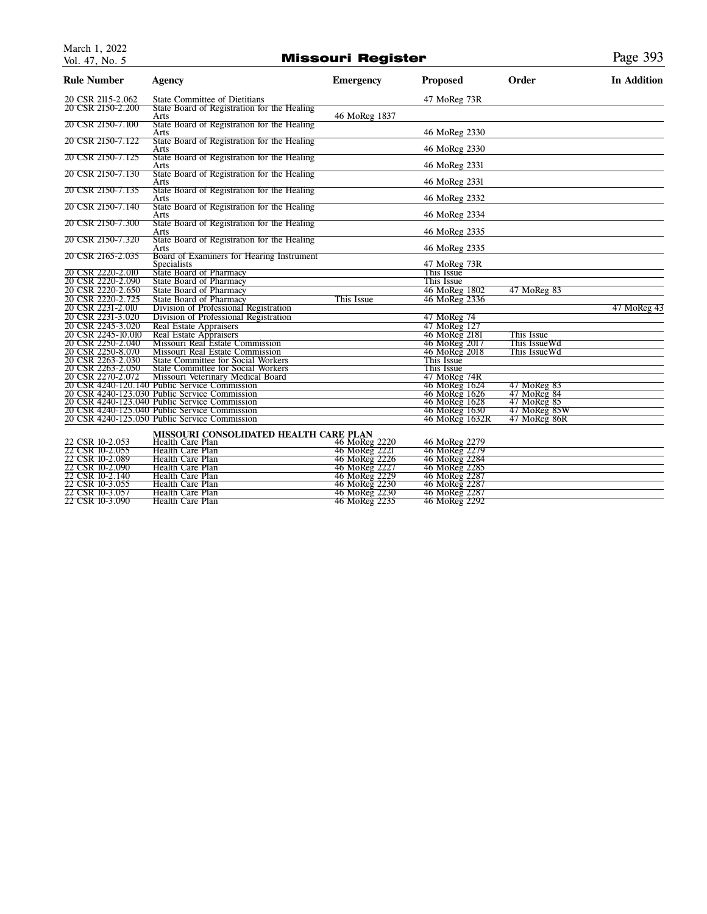| Rule Number | Agency | Emergency | Proposed | Order | In Addition |
|---|---|---|---|---|---|
| 20 CSR 2115-2.062 | State Committee of Dietitians | | 47 MoReg 73R | | |
| 20 CSR 2150-2.200 | State Board of Registration for the Healing Arts | 46 MoReg 1837 | | | |
| 20 CSR 2150-7.100 | State Board of Registration for the Healing Arts | | 46 MoReg 2330 | | |
| 20 CSR 2150-7.122 | State Board of Registration for the Healing Arts | | 46 MoReg 2330 | | |
| 20 CSR 2150-7.125 | State Board of Registration for the Healing Arts | | 46 MoReg 2331 | | |
| 20 CSR 2150-7.130 | State Board of Registration for the Healing Arts | | 46 MoReg 2331 | | |
| 20 CSR 2150-7.135 | State Board of Registration for the Healing Arts | | 46 MoReg 2332 | | |
| 20 CSR 2150-7.140 | State Board of Registration for the Healing Arts | | 46 MoReg 2334 | | |
| 20 CSR 2150-7.300 | State Board of Registration for the Healing Arts | | 46 MoReg 2335 | | |
| 20 CSR 2150-7.320 | State Board of Registration for the Healing Arts | | 46 MoReg 2335 | | |
| 20 CSR 2165-2.035 | Board of Examiners for Hearing Instrument Specialists | | 47 MoReg 73R | | |
| 20 CSR 2220-2.010 | State Board of Pharmacy | | This Issue | | |
| 20 CSR 2220-2.090 | State Board of Pharmacy | | This Issue | | |
| 20 CSR 2220-2.650 | State Board of Pharmacy | | 46 MoReg 1802 | 47 MoReg 83 | |
| 20 CSR 2220-2.725 | State Board of Pharmacy | This Issue | 46 MoReg 2336 | | |
| 20 CSR 2231-2.010 | Division of Professional Registration | | | | 47 MoReg 43 |
| 20 CSR 2231-3.020 | Division of Professional Registration | | 47 MoReg 74 | | |
| 20 CSR 2245-3.020 | Real Estate Appraisers | | 47 MoReg 127 | | |
| 20 CSR 2245-10.010 | Real Estate Appraisers | | 46 MoReg 2181 | This Issue | |
| 20 CSR 2250-2.040 | Missouri Real Estate Commission | | 46 MoReg 2017 | This IssueWd | |
| 20 CSR 2250-8.070 | Missouri Real Estate Commission | | 46 MoReg 2018 | This IssueWd | |
| 20 CSR 2263-2.030 | State Committee for Social Workers | | This Issue | | |
| 20 CSR 2263-2.050 | State Committee for Social Workers | | This Issue | | |
| 20 CSR 2270-2.072 | Missouri Veterinary Medical Board | | 47 MoReg 74R | | |
| 20 CSR 4240-120.140 | Public Service Commission | | 46 MoReg 1624 | 47 MoReg 83 | |
| 20 CSR 4240-123.030 | Public Service Commission | | 46 MoReg 1626 | 47 MoReg 84 | |
| 20 CSR 4240-123.040 | Public Service Commission | | 46 MoReg 1628 | 47 MoReg 85 | |
| 20 CSR 4240-125.040 | Public Service Commission | | 46 MoReg 1630 | 47 MoReg 85W | |
| 20 CSR 4240-125.050 | Public Service Commission | | 46 MoReg 1632R | 47 MoReg 86R | |
| | **MISSOURI CONSOLIDATED HEALTH CARE PLAN** | | | | |
| 22 CSR 10-2.053 | Health Care Plan | 46 MoReg 2220 | 46 MoReg 2279 | | |
| 22 CSR 10-2.055 | Health Care Plan | 46 MoReg 2221 | 46 MoReg 2279 | | |
| 22 CSR 10-2.089 | Health Care Plan | 46 MoReg 2226 | 46 MoReg 2284 | | |
| 22 CSR 10-2.090 | Health Care Plan | 46 MoReg 2227 | 46 MoReg 2285 | | |
| 22 CSR 10-2.140 | Health Care Plan | 46 MoReg 2229 | 46 MoReg 2287 | | |
| 22 CSR 10-3.055 | Health Care Plan | 46 MoReg 2230 | 46 MoReg 2287 | | |
| 22 CSR 10-3.057 | Health Care Plan | 46 MoReg 2230 | 46 MoReg 2287 | | |
| 22 CSR 10-3.090 | Health Care Plan | 46 MoReg 2235 | 46 MoReg 2292 | | |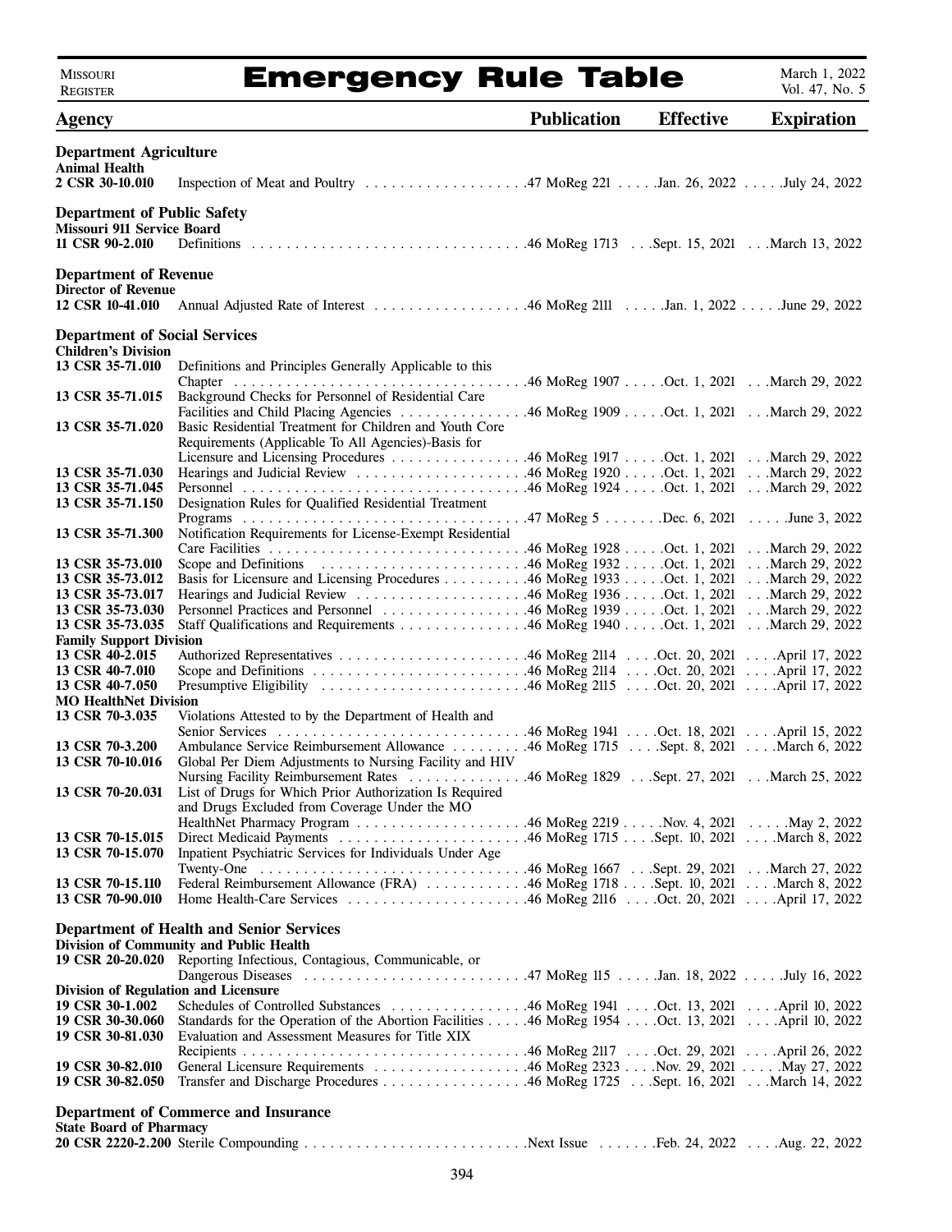# Emergency Rule Table

| Agency | | Publication | Effective | Expiration |
|---|---|---|---|---|
| **Department Agriculture** | | | | |
| **Animal Health** | | | | |
| **2 CSR 30-10.010** | Inspection of Meat and Poultry | 47 MoReg 221 | Jan. 26, 2022 | July 24, 2022 |
| **Department of Public Safety** | | | | |
| **Missouri 911 Service Board** | | | | |
| **11 CSR 90-2.010** | Definitions | 46 MoReg 1713 | Sept. 15, 2021 | March 13, 2022 |
| **Department of Revenue** | | | | |
| **Director of Revenue** | | | | |
| **12 CSR 10-41.010** | Annual Adjusted Rate of Interest | 46 MoReg 2111 | Jan. 1, 2022 | June 29, 2022 |
| **Department of Social Services** | | | | |
| **Children's Division** | | | | |
| **13 CSR 35-71.010** | Definitions and Principles Generally Applicable to this Chapter | 46 MoReg 1907 | Oct. 1, 2021 | March 29, 2022 |
| **13 CSR 35-71.015** | Background Checks for Personnel of Residential Care Facilities and Child Placing Agencies | 46 MoReg 1909 | Oct. 1, 2021 | March 29, 2022 |
| **13 CSR 35-71.020** | Basic Residential Treatment for Children and Youth Core Requirements (Applicable To All Agencies)-Basis for Licensure and Licensing Procedures | 46 MoReg 1917 | Oct. 1, 2021 | March 29, 2022 |
| **13 CSR 35-71.030** | Hearings and Judicial Review | 46 MoReg 1920 | Oct. 1, 2021 | March 29, 2022 |
| **13 CSR 35-71.045** | Personnel | 46 MoReg 1924 | Oct. 1, 2021 | March 29, 2022 |
| **13 CSR 35-71.150** | Designation Rules for Qualified Residential Treatment Programs | 47 MoReg 5 | Dec. 6, 2021 | June 3, 2022 |
| **13 CSR 35-71.300** | Notification Requirements for License-Exempt Residential Care Facilities | 46 MoReg 1928 | Oct. 1, 2021 | March 29, 2022 |
| **13 CSR 35-73.010** | Scope and Definitions | 46 MoReg 1932 | Oct. 1, 2021 | March 29, 2022 |
| **13 CSR 35-73.012** | Basis for Licensure and Licensing Procedures | 46 MoReg 1933 | Oct. 1, 2021 | March 29, 2022 |
| **13 CSR 35-73.017** | Hearings and Judicial Review | 46 MoReg 1936 | Oct. 1, 2021 | March 29, 2022 |
| **13 CSR 35-73.030** | Personnel Practices and Personnel | 46 MoReg 1939 | Oct. 1, 2021 | March 29, 2022 |
| **13 CSR 35-73.035** | Staff Qualifications and Requirements | 46 MoReg 1940 | Oct. 1, 2021 | March 29, 2022 |
| **Family Support Division** | | | | |
| **13 CSR 40-2.015** | Authorized Representatives | 46 MoReg 2114 | Oct. 20, 2021 | April 17, 2022 |
| **13 CSR 40-7.010** | Scope and Definitions | 46 MoReg 2114 | Oct. 20, 2021 | April 17, 2022 |
| **13 CSR 40-7.050** | Presumptive Eligibility | 46 MoReg 2115 | Oct. 20, 2021 | April 17, 2022 |
| **MO HealthNet Division** | | | | |
| **13 CSR 70-3.035** | Violations Attested to by the Department of Health and Senior Services | 46 MoReg 1941 | Oct. 18, 2021 | April 15, 2022 |
| **13 CSR 70-3.200** | Ambulance Service Reimbursement Allowance | 46 MoReg 1715 | Sept. 8, 2021 | March 6, 2022 |
| **13 CSR 70-10.016** | Global Per Diem Adjustments to Nursing Facility and HIV Nursing Facility Reimbursement Rates | 46 MoReg 1829 | Sept. 27, 2021 | March 25, 2022 |
| **13 CSR 70-20.031** | List of Drugs for Which Prior Authorization Is Required and Drugs Excluded from Coverage Under the MO HealthNet Pharmacy Program | 46 MoReg 2219 | Nov. 4, 2021 | May 2, 2022 |
| **13 CSR 70-15.015** | Direct Medicaid Payments | 46 MoReg 1715 | Sept. 10, 2021 | March 8, 2022 |
| **13 CSR 70-15.070** | Inpatient Psychiatric Services for Individuals Under Age Twenty-One | 46 MoReg 1667 | Sept. 29, 2021 | March 27, 2022 |
| **13 CSR 70-15.110** | Federal Reimbursement Allowance (FRA) | 46 MoReg 1718 | Sept. 10, 2021 | March 8, 2022 |
| **13 CSR 70-90.010** | Home Health-Care Services | 46 MoReg 2116 | Oct. 20, 2021 | April 17, 2022 |
| **Department of Health and Senior Services** | | | | |
| **Division of Community and Public Health** | | | | |
| **19 CSR 20-20.020** | Reporting Infectious, Contagious, Communicable, or Dangerous Diseases | 47 MoReg 115 | Jan. 18, 2022 | July 16, 2022 |
| **Division of Regulation and Licensure** | | | | |
| **19 CSR 30-1.002** | Schedules of Controlled Substances | 46 MoReg 1941 | Oct. 13, 2021 | April 10, 2022 |
| **19 CSR 30-30.060** | Standards for the Operation of the Abortion Facilities | 46 MoReg 1954 | Oct. 13, 2021 | April 10, 2022 |
| **19 CSR 30-81.030** | Evaluation and Assessment Measures for Title XIX Recipients | 46 MoReg 2117 | Oct. 29, 2021 | April 26, 2022 |
| **19 CSR 30-82.010** | General Licensure Requirements | 46 MoReg 2323 | Nov. 29, 2021 | May 27, 2022 |
| **19 CSR 30-82.050** | Transfer and Discharge Procedures | 46 MoReg 1725 | Sept. 16, 2021 | March 14, 2022 |
| **Department of Commerce and Insurance** | | | | |
| **State Board of Pharmacy** | | | | |
| **20 CSR 2220-2.200** | Sterile Compounding | Next Issue | Feb. 24, 2022 | Aug. 22, 2022 |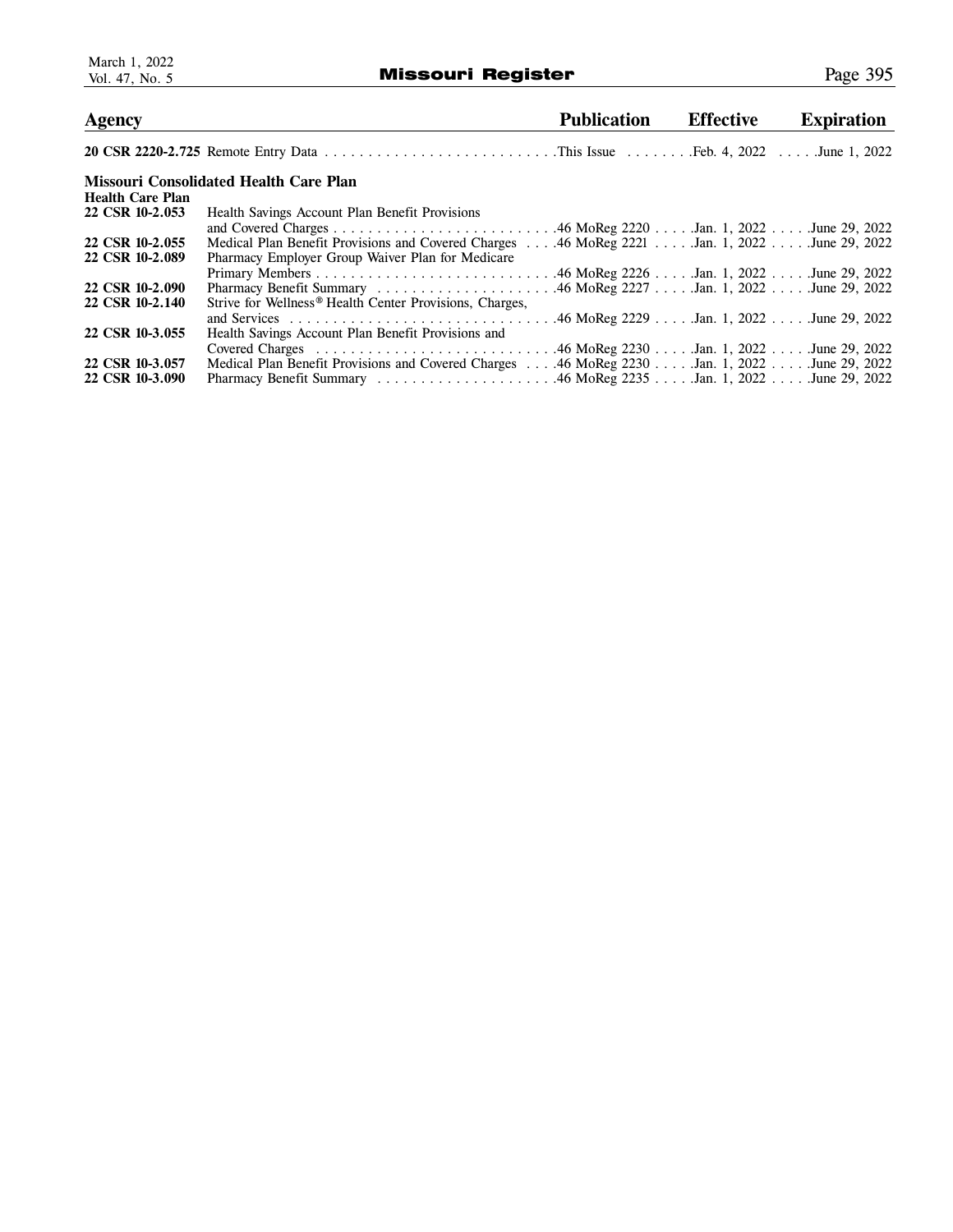| Agency | | Publication | Effective | Expiration |
|---|---|---|---|---|
| **20 CSR 2220-2.725** | Remote Entry Data | This Issue | Feb. 4, 2022 | June 1, 2022 |
| **Missouri Consolidated Health Care Plan** | | | | |
| **Health Care Plan** | | | | |
| **22 CSR 10-2.053** | Health Savings Account Plan Benefit Provisions and Covered Charges | 46 MoReg 2220 | Jan. 1, 2022 | June 29, 2022 |
| **22 CSR 10-2.055** | Medical Plan Benefit Provisions and Covered Charges | 46 MoReg 2221 | Jan. 1, 2022 | June 29, 2022 |
| **22 CSR 10-2.089** | Pharmacy Employer Group Waiver Plan for Medicare Primary Members | 46 MoReg 2226 | Jan. 1, 2022 | June 29, 2022 |
| **22 CSR 10-2.090** | Pharmacy Benefit Summary | 46 MoReg 2227 | Jan. 1, 2022 | June 29, 2022 |
| **22 CSR 10-2.140** | Strive for Wellness® Health Center Provisions, Charges, and Services | 46 MoReg 2229 | Jan. 1, 2022 | June 29, 2022 |
| **22 CSR 10-3.055** | Health Savings Account Plan Benefit Provisions and Covered Charges | 46 MoReg 2230 | Jan. 1, 2022 | June 29, 2022 |
| **22 CSR 10-3.057** | Medical Plan Benefit Provisions and Covered Charges | 46 MoReg 2230 | Jan. 1, 2022 | June 29, 2022 |
| **22 CSR 10-3.090** | Pharmacy Benefit Summary | 46 MoReg 2235 | Jan. 1, 2022 | June 29, 2022 |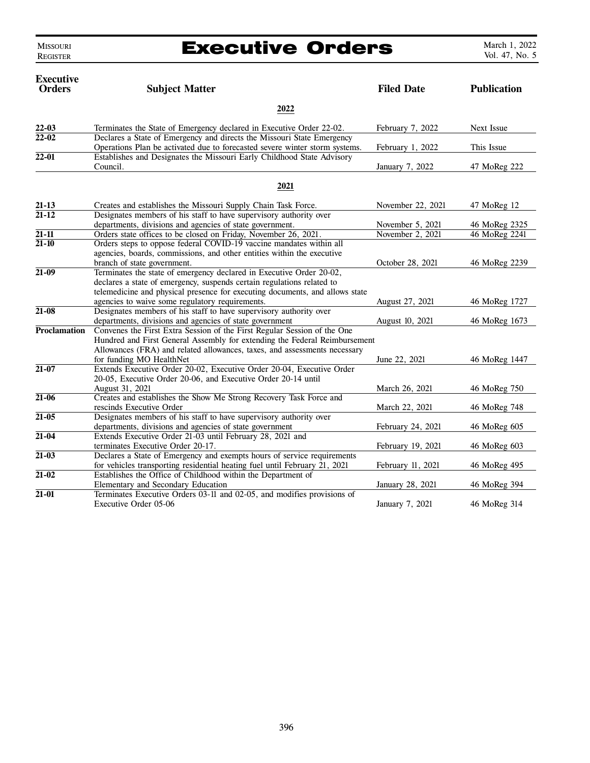# Executive Orders

| Executive Orders | Subject Matter | Filed Date | Publication |
|---|---|---|---|
| | **2022** | | |
| **22-03** | Terminates the State of Emergency declared in Executive Order 22-02. | February 7, 2022 | Next Issue |
| **22-02** | Declares a State of Emergency and directs the Missouri State Emergency Operations Plan be activated due to forecasted severe winter storm systems. | February 1, 2022 | This Issue |
| **22-01** | Establishes and Designates the Missouri Early Childhood State Advisory Council. | January 7, 2022 | 47 MoReg 222 |
| | **2021** | | |
| **21-13** | Creates and establishes the Missouri Supply Chain Task Force. | November 22, 2021 | 47 MoReg 12 |
| **21-12** | Designates members of his staff to have supervisory authority over departments, divisions and agencies of state government. | November 5, 2021 | 46 MoReg 2325 |
| **21-11** | Orders state offices to be closed on Friday, November 26, 2021. | November 2, 2021 | 46 MoReg 2241 |
| **21-10** | Orders steps to oppose federal COVID-19 vaccine mandates within all agencies, boards, commissions, and other entities within the executive branch of state government. | October 28, 2021 | 46 MoReg 2239 |
| **21-09** | Terminates the state of emergency declared in Executive Order 20-02, declares a state of emergency, suspends certain regulations related to telemedicine and physical presence for executing documents, and allows state agencies to waive some regulatory requirements. | August 27, 2021 | 46 MoReg 1727 |
| **21-08** | Designates members of his staff to have supervisory authority over departments, divisions and agencies of state government | August 10, 2021 | 46 MoReg 1673 |
| **Proclamation** | Convenes the First Extra Session of the First Regular Session of the One Hundred and First General Assembly for extending the Federal Reimbursement Allowances (FRA) and related allowances, taxes, and assessments necessary for funding MO HealthNet | June 22, 2021 | 46 MoReg 1447 |
| **21-07** | Extends Executive Order 20-02, Executive Order 20-04, Executive Order 20-05, Executive Order 20-06, and Executive Order 20-14 until August 31, 2021 | March 26, 2021 | 46 MoReg 750 |
| **21-06** | Creates and establishes the Show Me Strong Recovery Task Force and rescinds Executive Order | March 22, 2021 | 46 MoReg 748 |
| **21-05** | Designates members of his staff to have supervisory authority over departments, divisions and agencies of state government | February 24, 2021 | 46 MoReg 605 |
| **21-04** | Extends Executive Order 21-03 until February 28, 2021 and terminates Executive Order 20-17. | February 19, 2021 | 46 MoReg 603 |
| **21-03** | Declares a State of Emergency and exempts hours of service requirements for vehicles transporting residential heating fuel until February 21, 2021 | February 11, 2021 | 46 MoReg 495 |
| **21-02** | Establishes the Office of Childhood within the Department of Elementary and Secondary Education | January 28, 2021 | 46 MoReg 394 |
| **21-01** | Terminates Executive Orders 03-11 and 02-05, and modifies provisions of Executive Order 05-06 | January 7, 2021 | 46 MoReg 314 |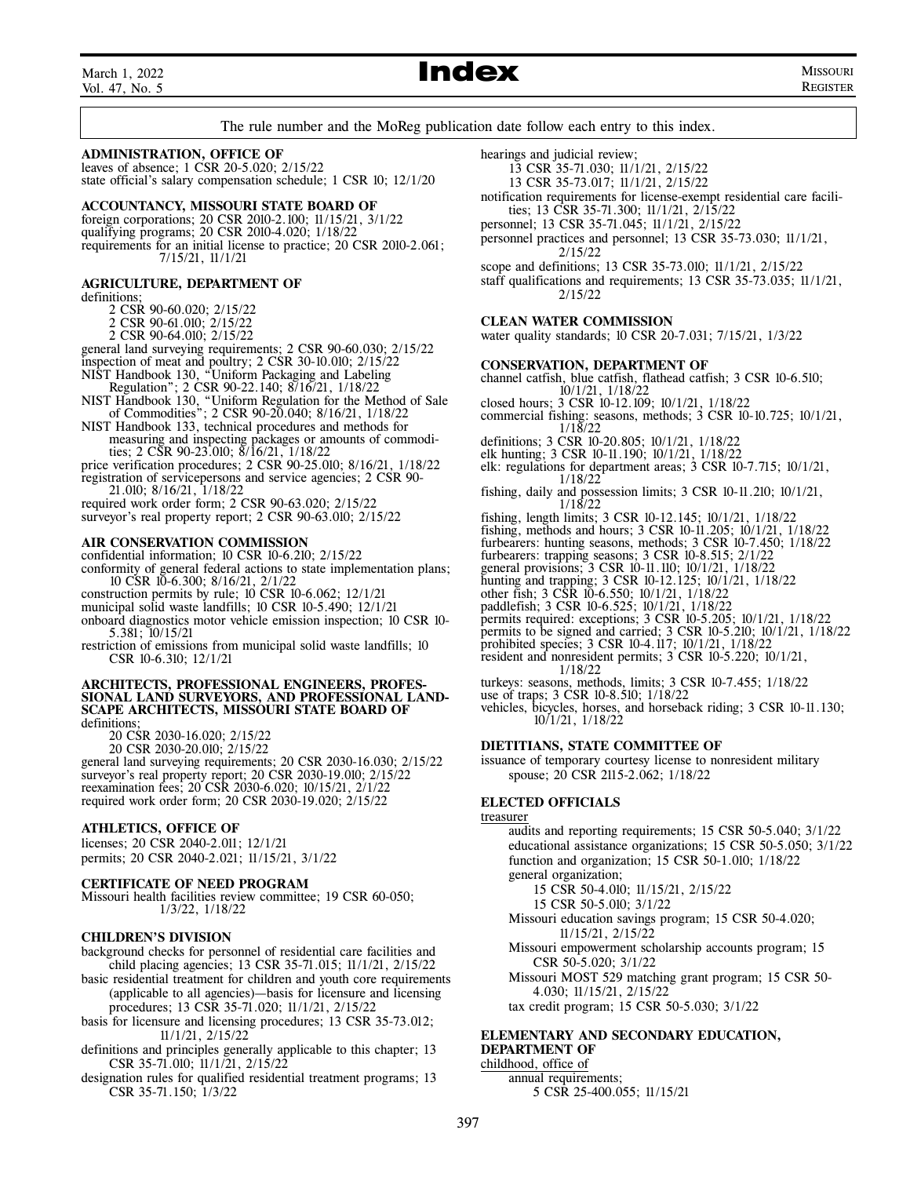# Index

The rule number and the MoReg publication date follow each entry to this index.

**ADMINISTRATION, OFFICE OF**
leaves of absence; 1 CSR 20-5.020; 2/15/22
state official's salary compensation schedule; 1 CSR 10; 12/1/20

**ACCOUNTANCY, MISSOURI STATE BOARD OF**
foreign corporations; 20 CSR 2010-2.100; 11/15/21, 3/1/22
qualifying programs; 20 CSR 2010-4.020; 1/18/22
requirements for an initial license to practice; 20 CSR 2010-2.061; 7/15/21, 11/1/21

**AGRICULTURE, DEPARTMENT OF**
definitions;
- 2 CSR 90-60.020; 2/15/22
- 2 CSR 90-61.010; 2/15/22
- 2 CSR 90-64.010; 2/15/22

general land surveying requirements; 2 CSR 90-60.030; 2/15/22
inspection of meat and poultry; 2 CSR 30-10.010; 2/15/22
NIST Handbook 130, "Uniform Packaging and Labeling Regulation"; 2 CSR 90-22.140; 8/16/21, 1/18/22
NIST Handbook 130, "Uniform Regulation for the Method of Sale of Commodities"; 2 CSR 90-20.040; 8/16/21, 1/18/22
NIST Handbook 133, technical procedures and methods for measuring and inspecting packages or amounts of commodities; 2 CSR 90-23.010; 8/16/21, 1/18/22
price verification procedures; 2 CSR 90-25.010; 8/16/21, 1/18/22
registration of servicepersons and service agencies; 2 CSR 90-21.010; 8/16/21, 1/18/22
required work order form; 2 CSR 90-63.020; 2/15/22
surveyor's real property report; 2 CSR 90-63.010; 2/15/22

**AIR CONSERVATION COMMISSION**
confidential information; 10 CSR 10-6.210; 2/15/22
conformity of general federal actions to state implementation plans; 10 CSR 10-6.300; 8/16/21, 2/1/22
construction permits by rule; 10 CSR 10-6.062; 12/1/21
municipal solid waste landfills; 10 CSR 10-5.490; 12/1/21
onboard diagnostics motor vehicle emission inspection; 10 CSR 10-5.381; 10/15/21
restriction of emissions from municipal solid waste landfills; 10 CSR 10-6.310; 12/1/21

**ARCHITECTS, PROFESSIONAL ENGINEERS, PROFESSIONAL LAND SURVEYORS, AND PROFESSIONAL LANDSCAPE ARCHITECTS, MISSOURI STATE BOARD OF**
definitions;
- 20 CSR 2030-16.020; 2/15/22
- 20 CSR 2030-20.010; 2/15/22

general land surveying requirements; 20 CSR 2030-16.030; 2/15/22
surveyor's real property report; 20 CSR 2030-19.010; 2/15/22
reexamination fees; 20 CSR 2030-6.020; 10/15/21, 2/1/22
required work order form; 20 CSR 2030-19.020; 2/15/22

**ATHLETICS, OFFICE OF**
licenses; 20 CSR 2040-2.011; 12/1/21
permits; 20 CSR 2040-2.021; 11/15/21, 3/1/22

**CERTIFICATE OF NEED PROGRAM**
Missouri health facilities review committee; 19 CSR 60-050; 1/3/22, 1/18/22

**CHILDREN'S DIVISION**
background checks for personnel of residential care facilities and child placing agencies; 13 CSR 35-71.015; 11/1/21, 2/15/22
basic residential treatment for children and youth core requirements (applicable to all agencies)—basis for licensure and licensing procedures; 13 CSR 35-71.020; 11/1/21, 2/15/22
basis for licensure and licensing procedures; 13 CSR 35-73.012; 11/1/21, 2/15/22
definitions and principles generally applicable to this chapter; 13 CSR 35-71.010; 11/1/21, 2/15/22
designation rules for qualified residential treatment programs; 13 CSR 35-71.150; 1/3/22
hearings and judicial review;
- 13 CSR 35-71.030; 11/1/21, 2/15/22
- 13 CSR 35-73.017; 11/1/21, 2/15/22

notification requirements for license-exempt residential care facilities; 13 CSR 35-71.300; 11/1/21, 2/15/22
personnel; 13 CSR 35-71.045; 11/1/21, 2/15/22
personnel practices and personnel; 13 CSR 35-73.030; 11/1/21, 2/15/22
scope and definitions; 13 CSR 35-73.010; 11/1/21, 2/15/22
staff qualifications and requirements; 13 CSR 35-73.035; 11/1/21, 2/15/22

**CLEAN WATER COMMISSION**
water quality standards; 10 CSR 20-7.031; 7/15/21, 1/3/22

**CONSERVATION, DEPARTMENT OF**
channel catfish, blue catfish, flathead catfish; 3 CSR 10-6.510; 10/1/21, 1/18/22
closed hours; 3 CSR 10-12.109; 10/1/21, 1/18/22
commercial fishing: seasons, methods; 3 CSR 10-10.725; 10/1/21, 1/18/22
definitions; 3 CSR 10-20.805; 10/1/21, 1/18/22
elk hunting; 3 CSR 10-11.190; 10/1/21, 1/18/22
elk: regulations for department areas; 3 CSR 10-7.715; 10/1/21, 1/18/22
fishing, daily and possession limits; 3 CSR 10-11.210; 10/1/21, 1/18/22
fishing, length limits; 3 CSR 10-12.145; 10/1/21, 1/18/22
fishing, methods and hours; 3 CSR 10-11.205; 10/1/21, 1/18/22
furbearers: hunting seasons, methods; 3 CSR 10-7.450; 1/18/22
furbearers: trapping seasons; 3 CSR 10-8.515; 2/1/22
general provisions; 3 CSR 10-11.110; 10/1/21, 1/18/22
hunting and trapping; 3 CSR 10-12.125; 10/1/21, 1/18/22
other fish; 3 CSR 10-6.550; 10/1/21, 1/18/22
paddlefish; 3 CSR 10-6.525; 10/1/21, 1/18/22
permits required: exceptions; 3 CSR 10-5.205; 10/1/21, 1/18/22
permits to be signed and carried; 3 CSR 10-5.210; 10/1/21, 1/18/22
prohibited species; 3 CSR 10-4.117; 10/1/21, 1/18/22
resident and nonresident permits; 3 CSR 10-5.220; 10/1/21, 1/18/22
turkeys: seasons, methods, limits; 3 CSR 10-7.455; 1/18/22
use of traps; 3 CSR 10-8.510; 1/18/22
vehicles, bicycles, horses, and horseback riding; 3 CSR 10-11.130; 10/1/21, 1/18/22

**DIETITIANS, STATE COMMITTEE OF**
issuance of temporary courtesy license to nonresident military spouse; 20 CSR 2115-2.062; 1/18/22

**ELECTED OFFICIALS**
treasurer
- audits and reporting requirements; 15 CSR 50-5.040; 3/1/22
- educational assistance organizations; 15 CSR 50-5.050; 3/1/22
- function and organization; 15 CSR 50-1.010; 1/18/22
- general organization;
  - 15 CSR 50-4.010; 11/15/21, 2/15/22
  - 15 CSR 50-5.010; 3/1/22
- Missouri education savings program; 15 CSR 50-4.020; 11/15/21, 2/15/22
- Missouri empowerment scholarship accounts program; 15 CSR 50-5.020; 3/1/22
- Missouri MOST 529 matching grant program; 15 CSR 50-4.030; 11/15/21, 2/15/22
- tax credit program; 15 CSR 50-5.030; 3/1/22

**ELEMENTARY AND SECONDARY EDUCATION, DEPARTMENT OF**
childhood, office of
- annual requirements;
  - 5 CSR 25-400.055; 11/15/21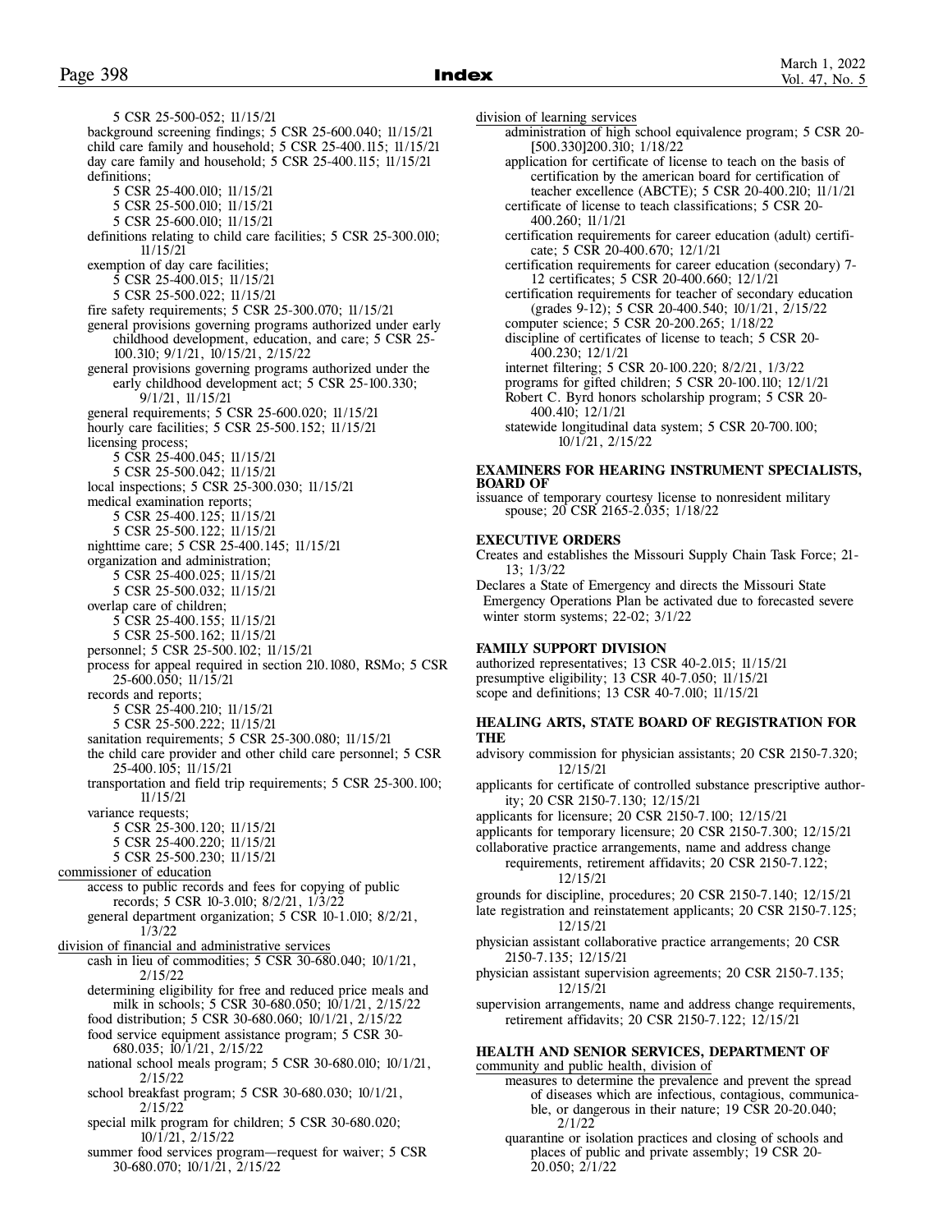5 CSR 25-500-052; 11/15/21
background screening findings; 5 CSR 25-600.040; 11/15/21
child care family and household; 5 CSR 25-400.115; 11/15/21
day care family and household; 5 CSR 25-400.115; 11/15/21
definitions;
5 CSR 25-400.010; 11/15/21
5 CSR 25-500.010; 11/15/21
5 CSR 25-600.010; 11/15/21
definitions relating to child care facilities; 5 CSR 25-300.010; 11/15/21
exemption of day care facilities;
5 CSR 25-400.015; 11/15/21
5 CSR 25-500.022; 11/15/21
fire safety requirements; 5 CSR 25-300.070; 11/15/21
general provisions governing programs authorized under early childhood development, education, and care; 5 CSR 25-100.310; 9/1/21, 10/15/21, 2/15/22
general provisions governing programs authorized under the early childhood development act; 5 CSR 25-100.330; 9/1/21, 11/15/21
general requirements; 5 CSR 25-600.020; 11/15/21
hourly care facilities; 5 CSR 25-500.152; 11/15/21
licensing process;
5 CSR 25-400.045; 11/15/21
5 CSR 25-500.042; 11/15/21
local inspections; 5 CSR 25-300.030; 11/15/21
medical examination reports;
5 CSR 25-400.125; 11/15/21
5 CSR 25-500.122; 11/15/21
nighttime care; 5 CSR 25-400.145; 11/15/21
organization and administration;
5 CSR 25-400.025; 11/15/21
5 CSR 25-500.032; 11/15/21
overlap care of children;
5 CSR 25-400.155; 11/15/21
5 CSR 25-500.162; 11/15/21
personnel; 5 CSR 25-500.102; 11/15/21
process for appeal required in section 210.1080, RSMo; 5 CSR 25-600.050; 11/15/21
records and reports;
5 CSR 25-400.210; 11/15/21
5 CSR 25-500.222; 11/15/21
sanitation requirements; 5 CSR 25-300.080; 11/15/21
the child care provider and other child care personnel; 5 CSR 25-400.105; 11/15/21
transportation and field trip requirements; 5 CSR 25-300.100; 11/15/21
variance requests;
5 CSR 25-300.120; 11/15/21
5 CSR 25-400.220; 11/15/21
5 CSR 25-500.230; 11/15/21

commissioner of education
access to public records and fees for copying of public records; 5 CSR 10-3.010; 8/2/21, 1/3/22
general department organization; 5 CSR 10-1.010; 8/2/21, 1/3/22

division of financial and administrative services
cash in lieu of commodities; 5 CSR 30-680.040; 10/1/21, 2/15/22
determining eligibility for free and reduced price meals and milk in schools; 5 CSR 30-680.050; 10/1/21, 2/15/22
food distribution; 5 CSR 30-680.060; 10/1/21, 2/15/22
food service equipment assistance program; 5 CSR 30-680.035; 10/1/21, 2/15/22
national school meals program; 5 CSR 30-680.010; 10/1/21, 2/15/22
school breakfast program; 5 CSR 30-680.030; 10/1/21, 2/15/22
special milk program for children; 5 CSR 30-680.020; 10/1/21, 2/15/22
summer food services program—request for waiver; 5 CSR 30-680.070; 10/1/21, 2/15/22

division of learning services
administration of high school equivalence program; 5 CSR 20-[500.330]200.310; 1/18/22
application for certificate of license to teach on the basis of certification by the american board for certification of teacher excellence (ABCTE); 5 CSR 20-400.210; 11/1/21
certificate of license to teach classifications; 5 CSR 20-400.260; 11/1/21
certification requirements for career education (adult) certificate; 5 CSR 20-400.670; 12/1/21
certification requirements for career education (secondary) 7-12 certificates; 5 CSR 20-400.660; 12/1/21
certification requirements for teacher of secondary education (grades 9-12); 5 CSR 20-400.540; 10/1/21, 2/15/22
computer science; 5 CSR 20-200.265; 1/18/22
discipline of certificates of license to teach; 5 CSR 20-400.230; 12/1/21
internet filtering; 5 CSR 20-100.220; 8/2/21, 1/3/22
programs for gifted children; 5 CSR 20-100.110; 12/1/21
Robert C. Byrd honors scholarship program; 5 CSR 20-400.410; 12/1/21
statewide longitudinal data system; 5 CSR 20-700.100; 10/1/21, 2/15/22

**EXAMINERS FOR HEARING INSTRUMENT SPECIALISTS, BOARD OF**
issuance of temporary courtesy license to nonresident military spouse; 20 CSR 2165-2.035; 1/18/22

**EXECUTIVE ORDERS**
Creates and establishes the Missouri Supply Chain Task Force; 21-13; 1/3/22
Declares a State of Emergency and directs the Missouri State Emergency Operations Plan be activated due to forecasted severe winter storm systems; 22-02; 3/1/22

**FAMILY SUPPORT DIVISION**
authorized representatives; 13 CSR 40-2.015; 11/15/21
presumptive eligibility; 13 CSR 40-7.050; 11/15/21
scope and definitions; 13 CSR 40-7.010; 11/15/21

**HEALING ARTS, STATE BOARD OF REGISTRATION FOR THE**
advisory commission for physician assistants; 20 CSR 2150-7.320; 12/15/21
applicants for certificate of controlled substance prescriptive authority; 20 CSR 2150-7.130; 12/15/21
applicants for licensure; 20 CSR 2150-7.100; 12/15/21
applicants for temporary licensure; 20 CSR 2150-7.300; 12/15/21
collaborative practice arrangements, name and address change requirements, retirement affidavits; 20 CSR 2150-7.122; 12/15/21
grounds for discipline, procedures; 20 CSR 2150-7.140; 12/15/21
late registration and reinstatement applicants; 20 CSR 2150-7.125; 12/15/21
physician assistant collaborative practice arrangements; 20 CSR 2150-7.135; 12/15/21
physician assistant supervision agreements; 20 CSR 2150-7.135; 12/15/21
supervision arrangements, name and address change requirements, retirement affidavits; 20 CSR 2150-7.122; 12/15/21

**HEALTH AND SENIOR SERVICES, DEPARTMENT OF**
community and public health, division of
measures to determine the prevalence and prevent the spread of diseases which are infectious, contagious, communicable, or dangerous in their nature; 19 CSR 20-20.040; 2/1/22
quarantine or isolation practices and closing of schools and places of public and private assembly; 19 CSR 20-20.050; 2/1/22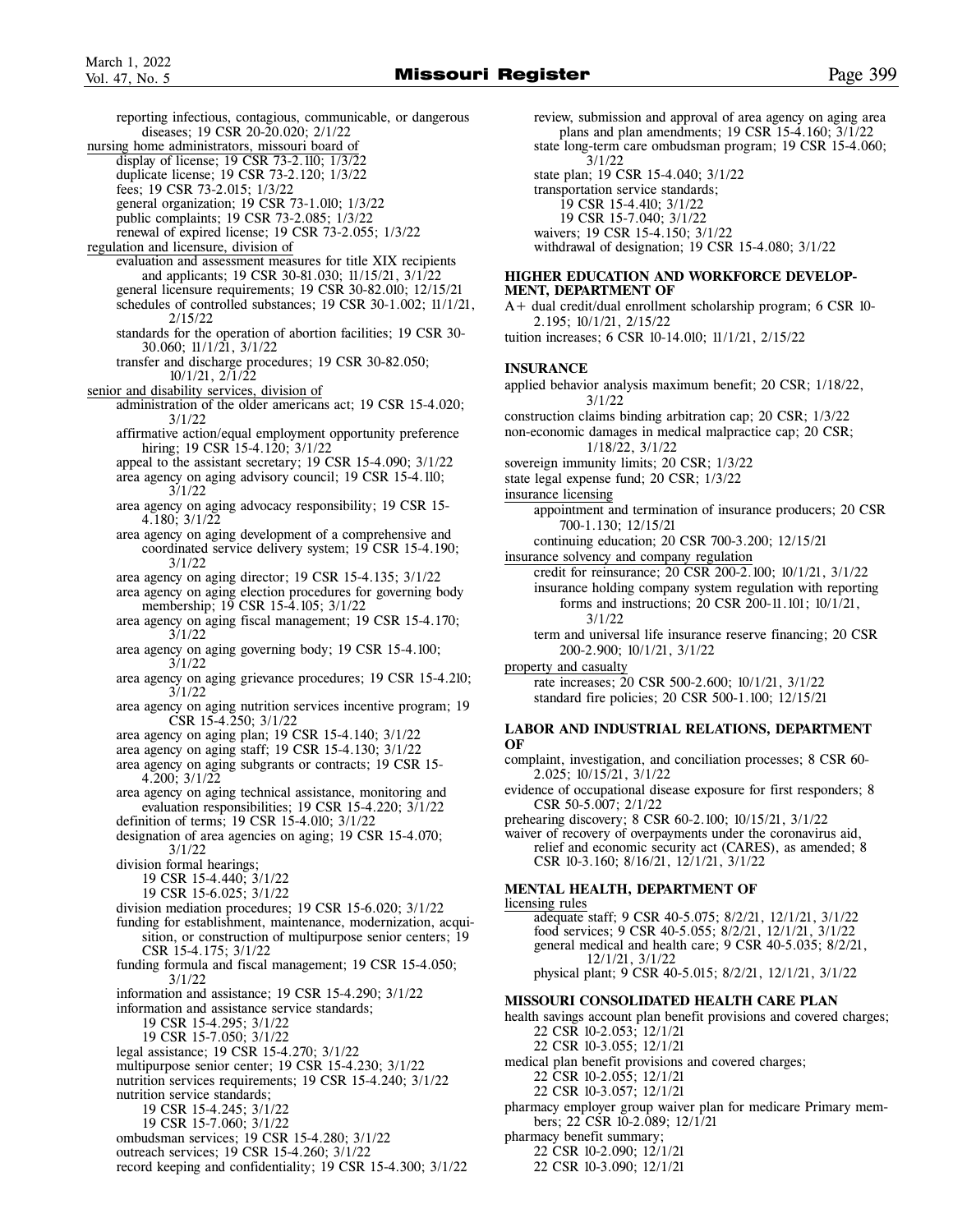reporting infectious, contagious, communicable, or dangerous diseases; 19 CSR 20-20.020; 2/1/22

nursing home administrators, missouri board of
- display of license; 19 CSR 73-2.110; 1/3/22
- duplicate license; 19 CSR 73-2.120; 1/3/22
- fees; 19 CSR 73-2.015; 1/3/22
- general organization; 19 CSR 73-1.010; 1/3/22
- public complaints; 19 CSR 73-2.085; 1/3/22
- renewal of expired license; 19 CSR 73-2.055; 1/3/22

regulation and licensure, division of
- evaluation and assessment measures for title XIX recipients and applicants; 19 CSR 30-81.030; 11/15/21, 3/1/22
- general licensure requirements; 19 CSR 30-82.010; 12/15/21
- schedules of controlled substances; 19 CSR 30-1.002; 11/1/21, 2/15/22
- standards for the operation of abortion facilities; 19 CSR 30-30.060; 11/1/21, 3/1/22
- transfer and discharge procedures; 19 CSR 30-82.050; 10/1/21, 2/1/22

senior and disability services, division of
- administration of the older americans act; 19 CSR 15-4.020; 3/1/22
- affirmative action/equal employment opportunity preference hiring; 19 CSR 15-4.120; 3/1/22
- appeal to the assistant secretary; 19 CSR 15-4.090; 3/1/22
- area agency on aging advisory council; 19 CSR 15-4.110; 3/1/22
- area agency on aging advocacy responsibility; 19 CSR 15-4.180; 3/1/22
- area agency on aging development of a comprehensive and coordinated service delivery system; 19 CSR 15-4.190; 3/1/22
- area agency on aging director; 19 CSR 15-4.135; 3/1/22
- area agency on aging election procedures for governing body membership; 19 CSR 15-4.105; 3/1/22
- area agency on aging fiscal management; 19 CSR 15-4.170; 3/1/22
- area agency on aging governing body; 19 CSR 15-4.100; 3/1/22
- area agency on aging grievance procedures; 19 CSR 15-4.210; 3/1/22
- area agency on aging nutrition services incentive program; 19 CSR 15-4.250; 3/1/22
- area agency on aging plan; 19 CSR 15-4.140; 3/1/22
- area agency on aging staff; 19 CSR 15-4.130; 3/1/22
- area agency on aging subgrants or contracts; 19 CSR 15-4.200; 3/1/22
- area agency on aging technical assistance, monitoring and evaluation responsibilities; 19 CSR 15-4.220; 3/1/22
- definition of terms; 19 CSR 15-4.010; 3/1/22
- designation of area agencies on aging; 19 CSR 15-4.070; 3/1/22
- division formal hearings;
  - 19 CSR 15-4.440; 3/1/22
  - 19 CSR 15-6.025; 3/1/22
- division mediation procedures; 19 CSR 15-6.020; 3/1/22
- funding for establishment, maintenance, modernization, acquisition, or construction of multipurpose senior centers; 19 CSR 15-4.175; 3/1/22
- funding formula and fiscal management; 19 CSR 15-4.050; 3/1/22
- information and assistance; 19 CSR 15-4.290; 3/1/22
- information and assistance service standards;
  - 19 CSR 15-4.295; 3/1/22
  - 19 CSR 15-7.050; 3/1/22
- legal assistance; 19 CSR 15-4.270; 3/1/22
- multipurpose senior center; 19 CSR 15-4.230; 3/1/22
- nutrition services requirements; 19 CSR 15-4.240; 3/1/22
- nutrition service standards;
  - 19 CSR 15-4.245; 3/1/22
  - 19 CSR 15-7.060; 3/1/22
- ombudsman services; 19 CSR 15-4.280; 3/1/22
- outreach services; 19 CSR 15-4.260; 3/1/22
- record keeping and confidentiality; 19 CSR 15-4.300; 3/1/22
- review, submission and approval of area agency on aging area plans and plan amendments; 19 CSR 15-4.160; 3/1/22
- state long-term care ombudsman program; 19 CSR 15-4.060; 3/1/22
- state plan; 19 CSR 15-4.040; 3/1/22
- transportation service standards;
  - 19 CSR 15-4.410; 3/1/22
  - 19 CSR 15-7.040; 3/1/22
- waivers; 19 CSR 15-4.150; 3/1/22
- withdrawal of designation; 19 CSR 15-4.080; 3/1/22

**HIGHER EDUCATION AND WORKFORCE DEVELOPMENT, DEPARTMENT OF**

A+ dual credit/dual enrollment scholarship program; 6 CSR 10-2.195; 10/1/21, 2/15/22

tuition increases; 6 CSR 10-14.010; 11/1/21, 2/15/22

**INSURANCE**

applied behavior analysis maximum benefit; 20 CSR; 1/18/22, 3/1/22

construction claims binding arbitration cap; 20 CSR; 1/3/22

non-economic damages in medical malpractice cap; 20 CSR; 1/18/22, 3/1/22

sovereign immunity limits; 20 CSR; 1/3/22

state legal expense fund; 20 CSR; 1/3/22

insurance licensing
- appointment and termination of insurance producers; 20 CSR 700-1.130; 12/15/21
- continuing education; 20 CSR 700-3.200; 12/15/21

insurance solvency and company regulation
- credit for reinsurance; 20 CSR 200-2.100; 10/1/21, 3/1/22
- insurance holding company system regulation with reporting forms and instructions; 20 CSR 200-11.101; 10/1/21, 3/1/22
- term and universal life insurance reserve financing; 20 CSR 200-2.900; 10/1/21, 3/1/22

property and casualty
- rate increases; 20 CSR 500-2.600; 10/1/21, 3/1/22
- standard fire policies; 20 CSR 500-1.100; 12/15/21

**LABOR AND INDUSTRIAL RELATIONS, DEPARTMENT OF**

complaint, investigation, and conciliation processes; 8 CSR 60-2.025; 10/15/21, 3/1/22

evidence of occupational disease exposure for first responders; 8 CSR 50-5.007; 2/1/22

prehearing discovery; 8 CSR 60-2.100; 10/15/21, 3/1/22

waiver of recovery of overpayments under the coronavirus aid, relief and economic security act (CARES), as amended; 8 CSR 10-3.160; 8/16/21, 12/1/21, 3/1/22

**MENTAL HEALTH, DEPARTMENT OF**

licensing rules
- adequate staff; 9 CSR 40-5.075; 8/2/21, 12/1/21, 3/1/22
- food services; 9 CSR 40-5.055; 8/2/21, 12/1/21, 3/1/22
- general medical and health care; 9 CSR 40-5.035; 8/2/21, 12/1/21, 3/1/22
- physical plant; 9 CSR 40-5.015; 8/2/21, 12/1/21, 3/1/22

**MISSOURI CONSOLIDATED HEALTH CARE PLAN**

health savings account plan benefit provisions and covered charges;
- 22 CSR 10-2.053; 12/1/21
- 22 CSR 10-3.055; 12/1/21

medical plan benefit provisions and covered charges;
- 22 CSR 10-2.055; 12/1/21
- 22 CSR 10-3.057; 12/1/21

pharmacy employer group waiver plan for medicare Primary members; 22 CSR 10-2.089; 12/1/21

pharmacy benefit summary;
- 22 CSR 10-2.090; 12/1/21
- 22 CSR 10-3.090; 12/1/21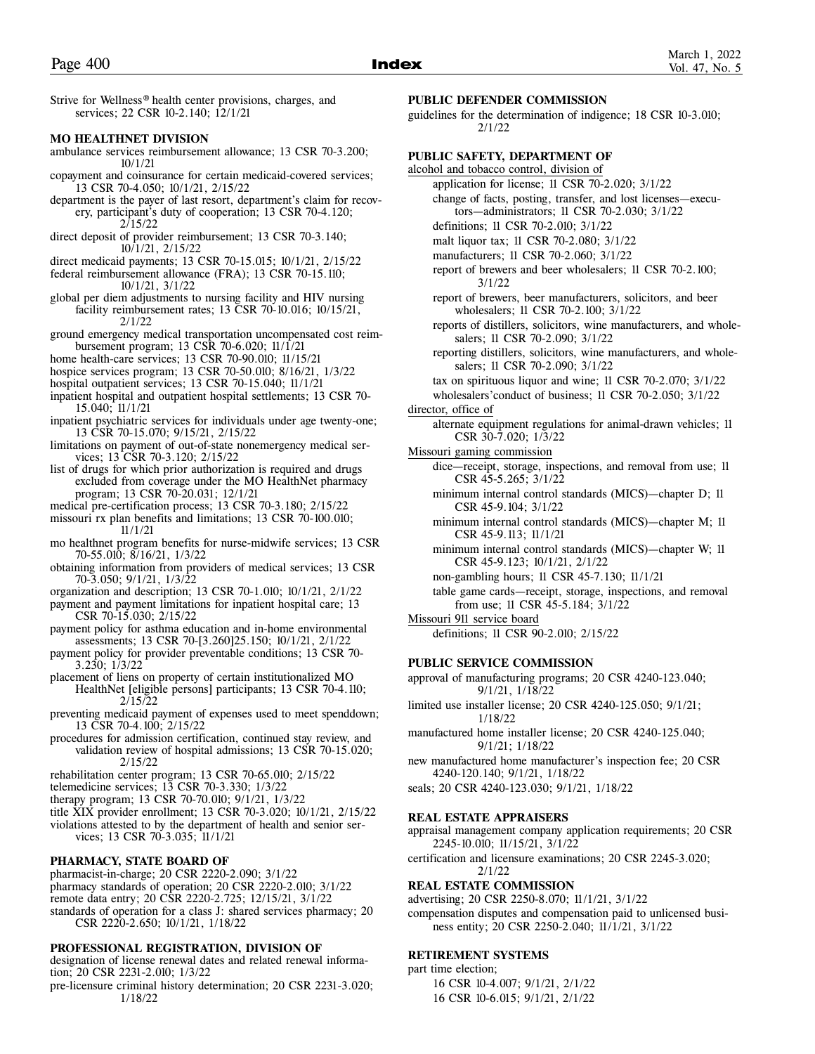Strive for Wellness® health center provisions, charges, and services; 22 CSR 10-2.140; 12/1/21

**MO HEALTHNET DIVISION**

ambulance services reimbursement allowance; 13 CSR 70-3.200; 10/1/21

copayment and coinsurance for certain medicaid-covered services; 13 CSR 70-4.050; 10/1/21, 2/15/22

department is the payer of last resort, department's claim for recovery, participant's duty of cooperation; 13 CSR 70-4.120; 2/15/22

direct deposit of provider reimbursement; 13 CSR 70-3.140; 10/1/21, 2/15/22

direct medicaid payments; 13 CSR 70-15.015; 10/1/21, 2/15/22

federal reimbursement allowance (FRA); 13 CSR 70-15.110; 10/1/21, 3/1/22

global per diem adjustments to nursing facility and HIV nursing facility reimbursement rates; 13 CSR 70-10.016; 10/15/21, 2/1/22

ground emergency medical transportation uncompensated cost reimbursement program; 13 CSR 70-6.020; 11/1/21

home health-care services; 13 CSR 70-90.010; 11/15/21

hospice services program; 13 CSR 70-50.010; 8/16/21, 1/3/22

hospital outpatient services; 13 CSR 70-15.040; 11/1/21

inpatient hospital and outpatient hospital settlements; 13 CSR 70-15.040; 11/1/21

inpatient psychiatric services for individuals under age twenty-one; 13 CSR 70-15.070; 9/15/21, 2/15/22

limitations on payment of out-of-state nonemergency medical services; 13 CSR 70-3.120; 2/15/22

list of drugs for which prior authorization is required and drugs excluded from coverage under the MO HealthNet pharmacy program; 13 CSR 70-20.031; 12/1/21

medical pre-certification process; 13 CSR 70-3.180; 2/15/22

missouri rx plan benefits and limitations; 13 CSR 70-100.010; 11/1/21

mo healthnet program benefits for nurse-midwife services; 13 CSR 70-55.010; 8/16/21, 1/3/22

obtaining information from providers of medical services; 13 CSR 70-3.050; 9/1/21, 1/3/22

organization and description; 13 CSR 70-1.010; 10/1/21, 2/1/22

payment and payment limitations for inpatient hospital care; 13 CSR 70-15.030; 2/15/22

payment policy for asthma education and in-home environmental assessments; 13 CSR 70-[3.260]25.150; 10/1/21, 2/1/22

payment policy for provider preventable conditions; 13 CSR 70-3.230; 1/3/22

placement of liens on property of certain institutionalized MO HealthNet [eligible persons] participants; 13 CSR 70-4.110; 2/15/22

preventing medicaid payment of expenses used to meet spenddown; 13 CSR 70-4.100; 2/15/22

procedures for admission certification, continued stay review, and validation review of hospital admissions; 13 CSR 70-15.020; 2/15/22

rehabilitation center program; 13 CSR 70-65.010; 2/15/22

telemedicine services; 13 CSR 70-3.330; 1/3/22

therapy program; 13 CSR 70-70.010; 9/1/21, 1/3/22

title XIX provider enrollment; 13 CSR 70-3.020; 10/1/21, 2/15/22

violations attested to by the department of health and senior services; 13 CSR 70-3.035; 11/1/21

**PHARMACY, STATE BOARD OF**

pharmacist-in-charge; 20 CSR 2220-2.090; 3/1/22

pharmacy standards of operation; 20 CSR 2220-2.010; 3/1/22

remote data entry; 20 CSR 2220-2.725; 12/15/21, 3/1/22

standards of operation for a class J: shared services pharmacy; 20 CSR 2220-2.650; 10/1/21, 1/18/22

**PROFESSIONAL REGISTRATION, DIVISION OF**

designation of license renewal dates and related renewal information; 20 CSR 2231-2.010; 1/3/22

pre-licensure criminal history determination; 20 CSR 2231-3.020; 1/18/22

**PUBLIC DEFENDER COMMISSION**

guidelines for the determination of indigence; 18 CSR 10-3.010; 2/1/22

**PUBLIC SAFETY, DEPARTMENT OF**

alcohol and tobacco control, division of

- application for license; 11 CSR 70-2.020; 3/1/22
- change of facts, posting, transfer, and lost licenses—executors—administrators; 11 CSR 70-2.030; 3/1/22
- definitions; 11 CSR 70-2.010; 3/1/22
- malt liquor tax; 11 CSR 70-2.080; 3/1/22
- manufacturers; 11 CSR 70-2.060; 3/1/22
- report of brewers and beer wholesalers; 11 CSR 70-2.100; 3/1/22
- report of brewers, beer manufacturers, solicitors, and beer wholesalers; 11 CSR 70-2.100; 3/1/22
- reports of distillers, solicitors, wine manufacturers, and wholesalers; 11 CSR 70-2.090; 3/1/22
- reporting distillers, solicitors, wine manufacturers, and wholesalers; 11 CSR 70-2.090; 3/1/22
- tax on spirituous liquor and wine; 11 CSR 70-2.070; 3/1/22
- wholesalers'conduct of business; 11 CSR 70-2.050; 3/1/22

director, office of

- alternate equipment regulations for animal-drawn vehicles; 11 CSR 30-7.020; 1/3/22

Missouri gaming commission

- dice—receipt, storage, inspections, and removal from use; 11 CSR 45-5.265; 3/1/22
- minimum internal control standards (MICS)—chapter D; 11 CSR 45-9.104; 3/1/22
- minimum internal control standards (MICS)—chapter M; 11 CSR 45-9.113; 11/1/21
- minimum internal control standards (MICS)—chapter W; 11 CSR 45-9.123; 10/1/21, 2/1/22
- non-gambling hours; 11 CSR 45-7.130; 11/1/21
- table game cards—receipt, storage, inspections, and removal from use; 11 CSR 45-5.184; 3/1/22

Missouri 911 service board

- definitions; 11 CSR 90-2.010; 2/15/22

**PUBLIC SERVICE COMMISSION**

approval of manufacturing programs; 20 CSR 4240-123.040; 9/1/21, 1/18/22

limited use installer license; 20 CSR 4240-125.050; 9/1/21; 1/18/22

manufactured home installer license; 20 CSR 4240-125.040; 9/1/21; 1/18/22

new manufactured home manufacturer's inspection fee; 20 CSR 4240-120.140; 9/1/21, 1/18/22

seals; 20 CSR 4240-123.030; 9/1/21, 1/18/22

**REAL ESTATE APPRAISERS**

appraisal management company application requirements; 20 CSR 2245-10.010; 11/15/21, 3/1/22

certification and licensure examinations; 20 CSR 2245-3.020; 2/1/22

**REAL ESTATE COMMISSION**

advertising; 20 CSR 2250-8.070; 11/1/21, 3/1/22

compensation disputes and compensation paid to unlicensed business entity; 20 CSR 2250-2.040; 11/1/21, 3/1/22

**RETIREMENT SYSTEMS**

part time election;

- 16 CSR 10-4.007; 9/1/21, 2/1/22
- 16 CSR 10-6.015; 9/1/21, 2/1/22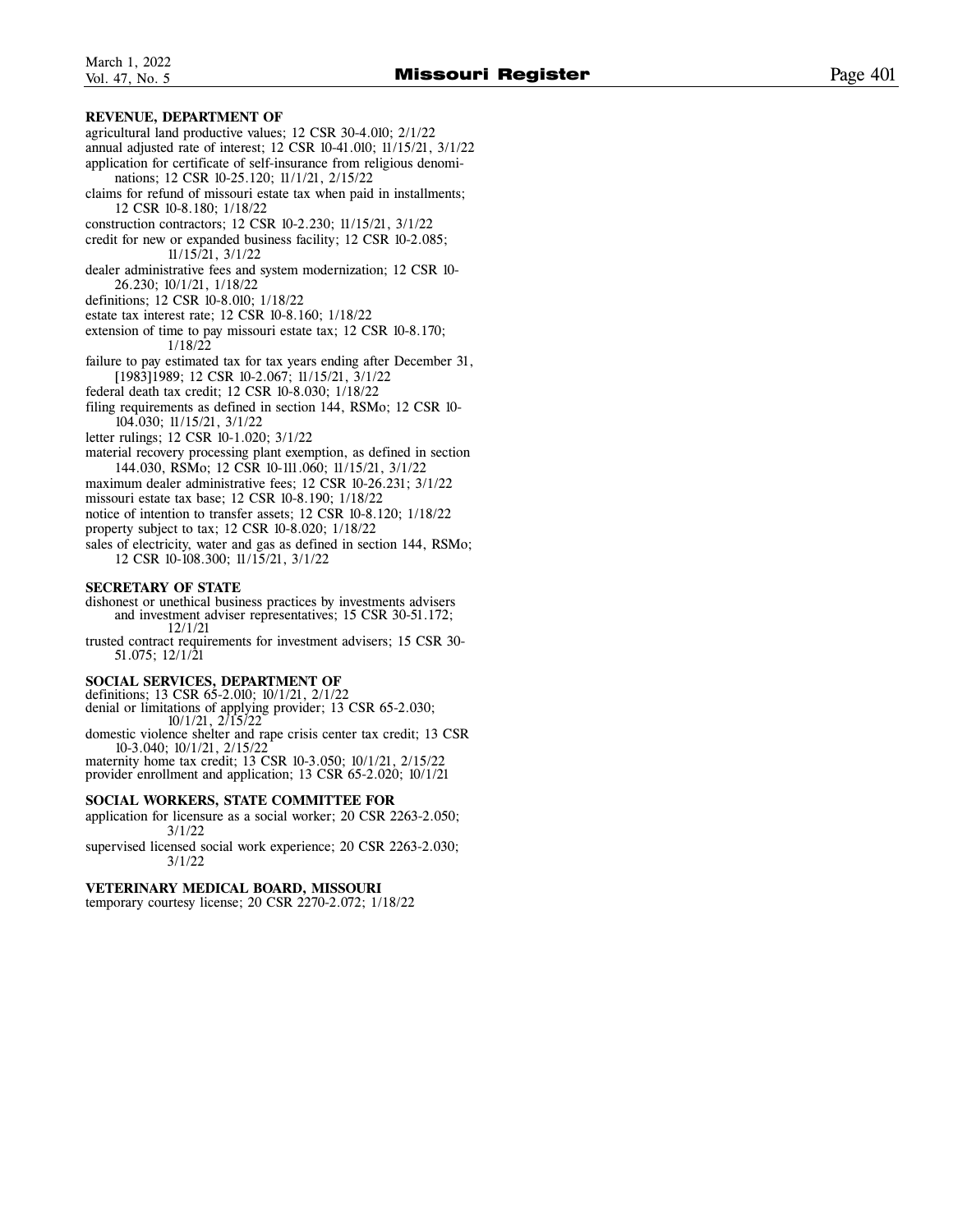**REVENUE, DEPARTMENT OF**

agricultural land productive values; 12 CSR 30-4.010; 2/1/22
annual adjusted rate of interest; 12 CSR 10-41.010; 11/15/21, 3/1/22
application for certificate of self-insurance from religious denominations; 12 CSR 10-25.120; 11/1/21, 2/15/22
claims for refund of missouri estate tax when paid in installments; 12 CSR 10-8.180; 1/18/22
construction contractors; 12 CSR 10-2.230; 11/15/21, 3/1/22
credit for new or expanded business facility; 12 CSR 10-2.085; 11/15/21, 3/1/22
dealer administrative fees and system modernization; 12 CSR 10-26.230; 10/1/21, 1/18/22
definitions; 12 CSR 10-8.010; 1/18/22
estate tax interest rate; 12 CSR 10-8.160; 1/18/22
extension of time to pay missouri estate tax; 12 CSR 10-8.170; 1/18/22
failure to pay estimated tax for tax years ending after December 31, [1983]1989; 12 CSR 10-2.067; 11/15/21, 3/1/22
federal death tax credit; 12 CSR 10-8.030; 1/18/22
filing requirements as defined in section 144, RSMo; 12 CSR 10-104.030; 11/15/21, 3/1/22
letter rulings; 12 CSR 10-1.020; 3/1/22
material recovery processing plant exemption, as defined in section 144.030, RSMo; 12 CSR 10-111.060; 11/15/21, 3/1/22
maximum dealer administrative fees; 12 CSR 10-26.231; 3/1/22
missouri estate tax base; 12 CSR 10-8.190; 1/18/22
notice of intention to transfer assets; 12 CSR 10-8.120; 1/18/22
property subject to tax; 12 CSR 10-8.020; 1/18/22
sales of electricity, water and gas as defined in section 144, RSMo; 12 CSR 10-108.300; 11/15/21, 3/1/22

**SECRETARY OF STATE**

dishonest or unethical business practices by investments advisers and investment adviser representatives; 15 CSR 30-51.172; 12/1/21
trusted contract requirements for investment advisers; 15 CSR 30-51.075; 12/1/21

**SOCIAL SERVICES, DEPARTMENT OF**

definitions; 13 CSR 65-2.010; 10/1/21, 2/1/22
denial or limitations of applying provider; 13 CSR 65-2.030; 10/1/21, 2/15/22
domestic violence shelter and rape crisis center tax credit; 13 CSR 10-3.040; 10/1/21, 2/15/22
maternity home tax credit; 13 CSR 10-3.050; 10/1/21, 2/15/22
provider enrollment and application; 13 CSR 65-2.020; 10/1/21

**SOCIAL WORKERS, STATE COMMITTEE FOR**

application for licensure as a social worker; 20 CSR 2263-2.050; 3/1/22
supervised licensed social work experience; 20 CSR 2263-2.030; 3/1/22

**VETERINARY MEDICAL BOARD, MISSOURI**

temporary courtesy license; 20 CSR 2270-2.072; 1/18/22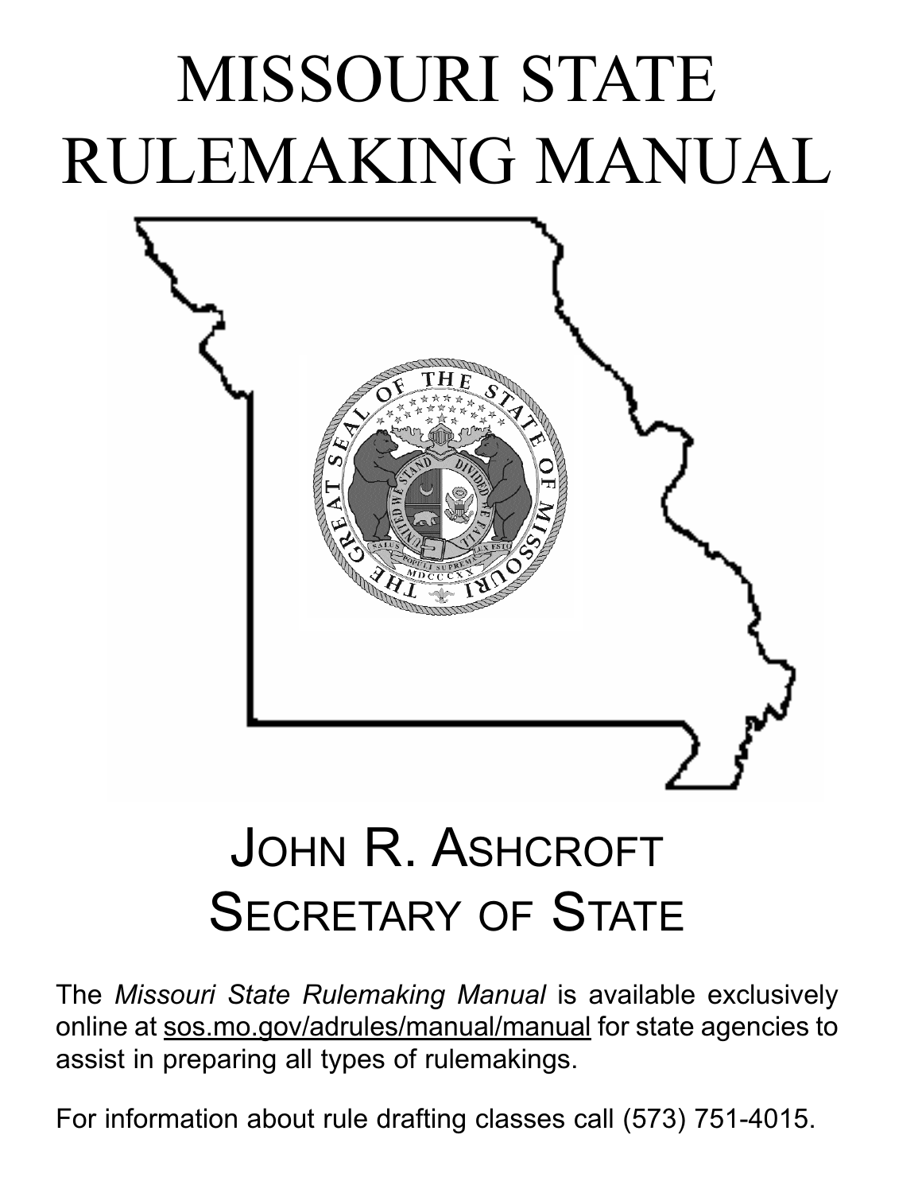# MISSOURI STATE RULEMAKING MANUAL

## JOHN R. ASHCROFT
## SECRETARY OF STATE

The *Missouri State Rulemaking Manual* is available exclusively online at sos.mo.gov/adrules/manual/manual for state agencies to assist in preparing all types of rulemakings.

For information about rule drafting classes call (573) 751-4015.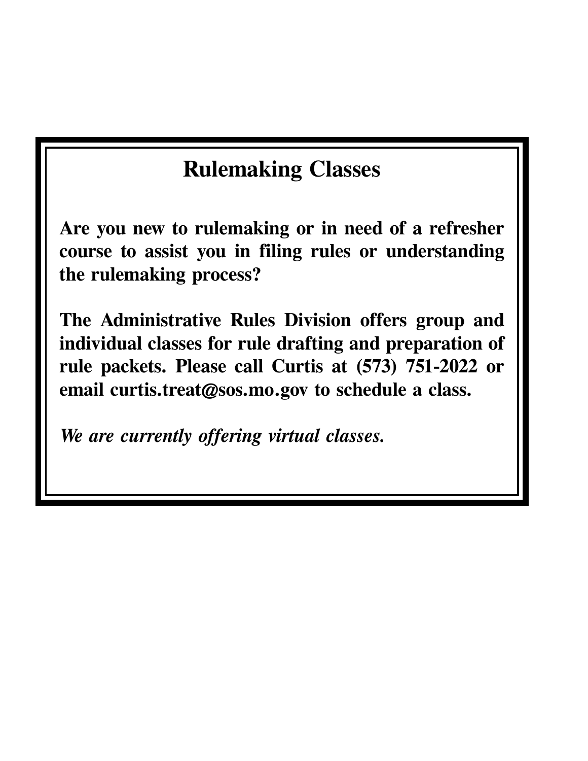## Rulemaking Classes

**Are you new to rulemaking or in need of a refresher course to assist you in filing rules or understanding the rulemaking process?**

**The Administrative Rules Division offers group and individual classes for rule drafting and preparation of rule packets. Please call Curtis at (573) 751-2022 or email curtis.treat@sos.mo.gov to schedule a class.**

***We are currently offering virtual classes.***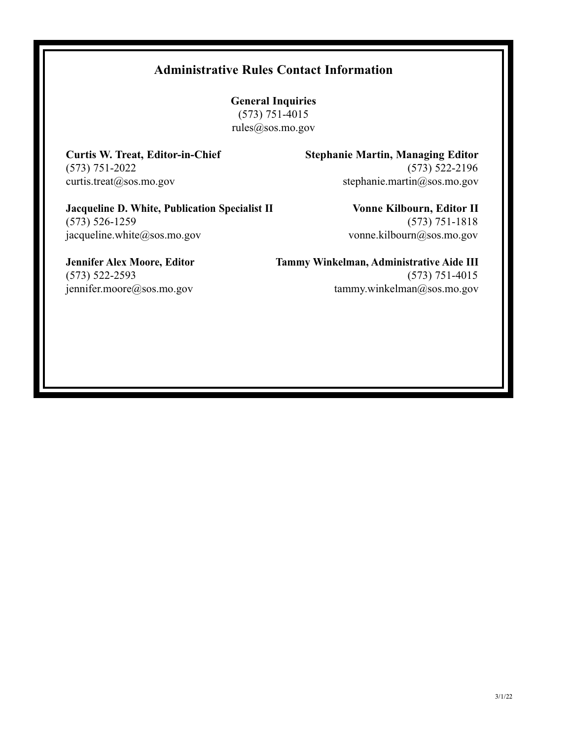## Administrative Rules Contact Information

**General Inquiries**
(573) 751-4015
rules@sos.mo.gov

**Curtis W. Treat, Editor-in-Chief**
(573) 751-2022
curtis.treat@sos.mo.gov

**Stephanie Martin, Managing Editor**
(573) 522-2196
stephanie.martin@sos.mo.gov

**Jacqueline D. White, Publication Specialist II**
(573) 526-1259
jacqueline.white@sos.mo.gov

**Vonne Kilbourn, Editor II**
(573) 751-1818
vonne.kilbourn@sos.mo.gov

**Jennifer Alex Moore, Editor**
(573) 522-2593
jennifer.moore@sos.mo.gov

**Tammy Winkelman, Administrative Aide III**
(573) 751-4015
tammy.winkelman@sos.mo.gov

3/1/22